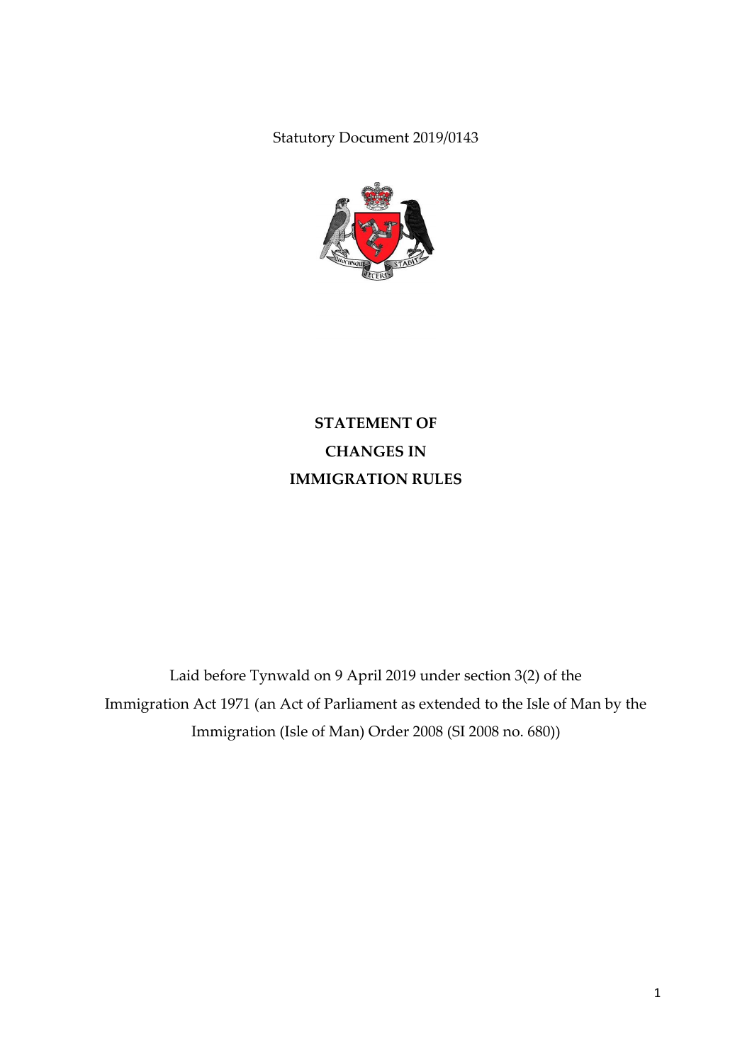Statutory Document 2019/0143

# STATEMENT OF CHANGES IN IMMIGRATION RULES

Laid before Tynwald on 9 April 2019 under section 3(2) of the Immigration Act 1971 (an Act of Parliament as extended to the Isle of Man by the Immigration (Isle of Man) Order 2008 (SI 2008 no. 680))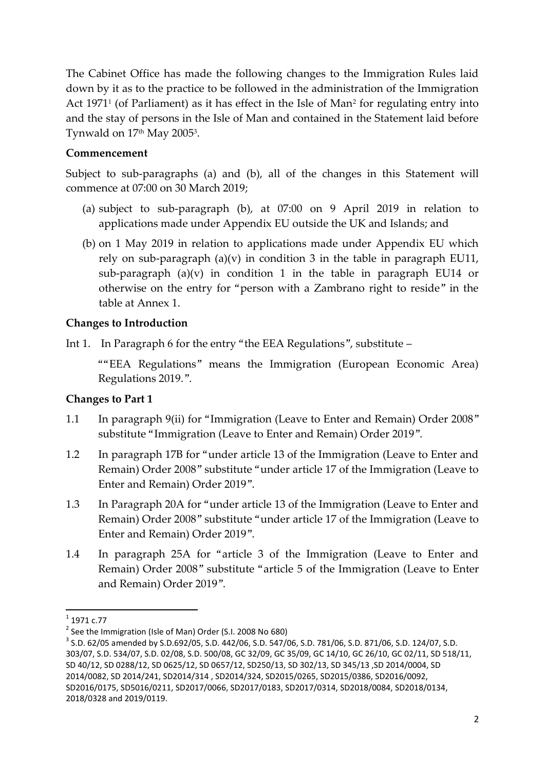The Cabinet Office has made the following changes to the Immigration Rules laid down by it as to the practice to be followed in the administration of the Immigration Act 1971[1] (of Parliament) as it has effect in the Isle of Man[2] for regulating entry into and the stay of persons in the Isle of Man and contained in the Statement laid before Tynwald on 17th May 2005[3].

**Commencement**

Subject to sub-paragraphs (a) and (b), all of the changes in this Statement will commence at 07:00 on 30 March 2019;

(a) subject to sub-paragraph (b), at 07:00 on 9 April 2019 in relation to applications made under Appendix EU outside the UK and Islands; and

(b) on 1 May 2019 in relation to applications made under Appendix EU which rely on sub-paragraph (a)(v) in condition 3 in the table in paragraph EU11, sub-paragraph (a)(v) in condition 1 in the table in paragraph EU14 or otherwise on the entry for "person with a Zambrano right to reside" in the table at Annex 1.

**Changes to Introduction**

Int 1. In Paragraph 6 for the entry "the EEA Regulations", substitute –

""EEA Regulations" means the Immigration (European Economic Area) Regulations 2019.".

**Changes to Part 1**

1.1 In paragraph 9(ii) for "Immigration (Leave to Enter and Remain) Order 2008" substitute "Immigration (Leave to Enter and Remain) Order 2019".

1.2 In paragraph 17B for "under article 13 of the Immigration (Leave to Enter and Remain) Order 2008" substitute "under article 17 of the Immigration (Leave to Enter and Remain) Order 2019".

1.3 In Paragraph 20A for "under article 13 of the Immigration (Leave to Enter and Remain) Order 2008" substitute "under article 17 of the Immigration (Leave to Enter and Remain) Order 2019".

1.4 In paragraph 25A for "article 3 of the Immigration (Leave to Enter and Remain) Order 2008" substitute "article 5 of the Immigration (Leave to Enter and Remain) Order 2019".

---

[1] 1971 c.77

[2] See the Immigration (Isle of Man) Order (S.I. 2008 No 680)

[3] S.D. 62/05 amended by S.D.692/05, S.D. 442/06, S.D. 547/06, S.D. 781/06, S.D. 871/06, S.D. 124/07, S.D. 303/07, S.D. 534/07, S.D. 02/08, S.D. 500/08, GC 32/09, GC 35/09, GC 14/10, GC 26/10, GC 02/11, SD 518/11, SD 40/12, SD 0288/12, SD 0625/12, SD 0657/12, SD250/13, SD 302/13, SD 345/13 ,SD 2014/0004, SD 2014/0082, SD 2014/241, SD2014/314 , SD2014/324, SD2015/0265, SD2015/0386, SD2016/0092, SD2016/0175, SD5016/0211, SD2017/0066, SD2017/0183, SD2017/0314, SD2018/0084, SD2018/0134, 2018/0328 and 2019/0119.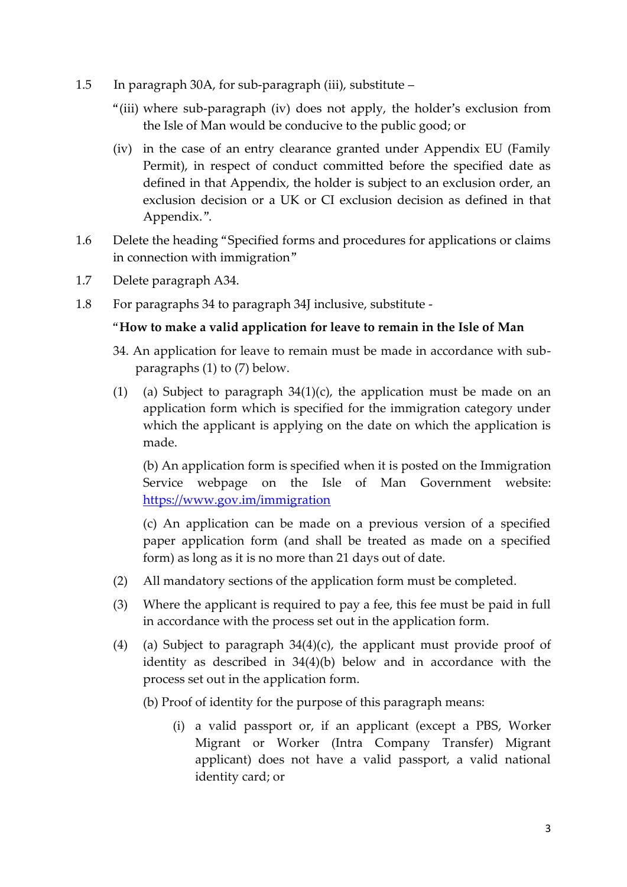1.5 In paragraph 30A, for sub-paragraph (iii), substitute –

"(iii) where sub-paragraph (iv) does not apply, the holder's exclusion from the Isle of Man would be conducive to the public good; or

(iv) in the case of an entry clearance granted under Appendix EU (Family Permit), in respect of conduct committed before the specified date as defined in that Appendix, the holder is subject to an exclusion order, an exclusion decision or a UK or CI exclusion decision as defined in that Appendix.".

1.6 Delete the heading "Specified forms and procedures for applications or claims in connection with immigration"

1.7 Delete paragraph A34.

1.8 For paragraphs 34 to paragraph 34J inclusive, substitute -

**"How to make a valid application for leave to remain in the Isle of Man**

34. An application for leave to remain must be made in accordance with sub-paragraphs (1) to (7) below.

(1) (a) Subject to paragraph 34(1)(c), the application must be made on an application form which is specified for the immigration category under which the applicant is applying on the date on which the application is made.

(b) An application form is specified when it is posted on the Immigration Service webpage on the Isle of Man Government website: https://www.gov.im/immigration

(c) An application can be made on a previous version of a specified paper application form (and shall be treated as made on a specified form) as long as it is no more than 21 days out of date.

(2) All mandatory sections of the application form must be completed.

(3) Where the applicant is required to pay a fee, this fee must be paid in full in accordance with the process set out in the application form.

(4) (a) Subject to paragraph 34(4)(c), the applicant must provide proof of identity as described in 34(4)(b) below and in accordance with the process set out in the application form.

(b) Proof of identity for the purpose of this paragraph means:

(i) a valid passport or, if an applicant (except a PBS, Worker Migrant or Worker (Intra Company Transfer) Migrant applicant) does not have a valid passport, a valid national identity card; or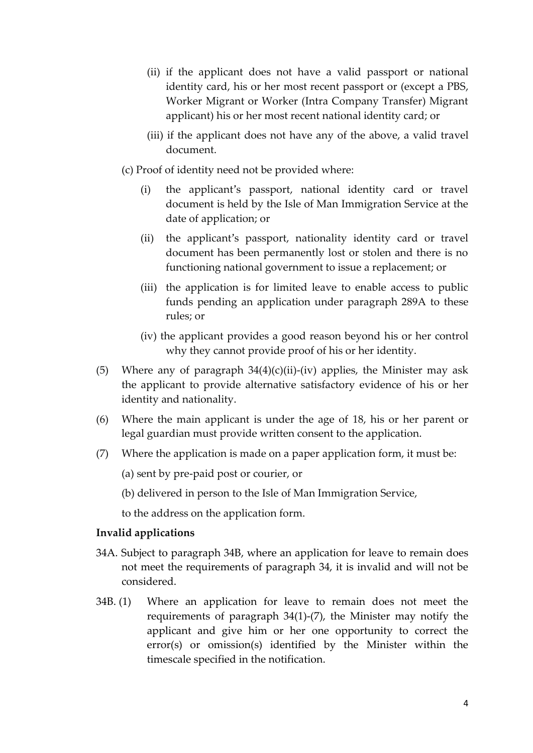(ii) if the applicant does not have a valid passport or national identity card, his or her most recent passport or (except a PBS, Worker Migrant or Worker (Intra Company Transfer) Migrant applicant) his or her most recent national identity card; or

(iii) if the applicant does not have any of the above, a valid travel document.

(c) Proof of identity need not be provided where:

(i) the applicant's passport, national identity card or travel document is held by the Isle of Man Immigration Service at the date of application; or

(ii) the applicant's passport, nationality identity card or travel document has been permanently lost or stolen and there is no functioning national government to issue a replacement; or

(iii) the application is for limited leave to enable access to public funds pending an application under paragraph 289A to these rules; or

(iv) the applicant provides a good reason beyond his or her control why they cannot provide proof of his or her identity.

(5) Where any of paragraph 34(4)(c)(ii)-(iv) applies, the Minister may ask the applicant to provide alternative satisfactory evidence of his or her identity and nationality.

(6) Where the main applicant is under the age of 18, his or her parent or legal guardian must provide written consent to the application.

(7) Where the application is made on a paper application form, it must be:

(a) sent by pre-paid post or courier, or

(b) delivered in person to the Isle of Man Immigration Service,

to the address on the application form.

**Invalid applications**

34A. Subject to paragraph 34B, where an application for leave to remain does not meet the requirements of paragraph 34, it is invalid and will not be considered.

34B. (1) Where an application for leave to remain does not meet the requirements of paragraph 34(1)-(7), the Minister may notify the applicant and give him or her one opportunity to correct the error(s) or omission(s) identified by the Minister within the timescale specified in the notification.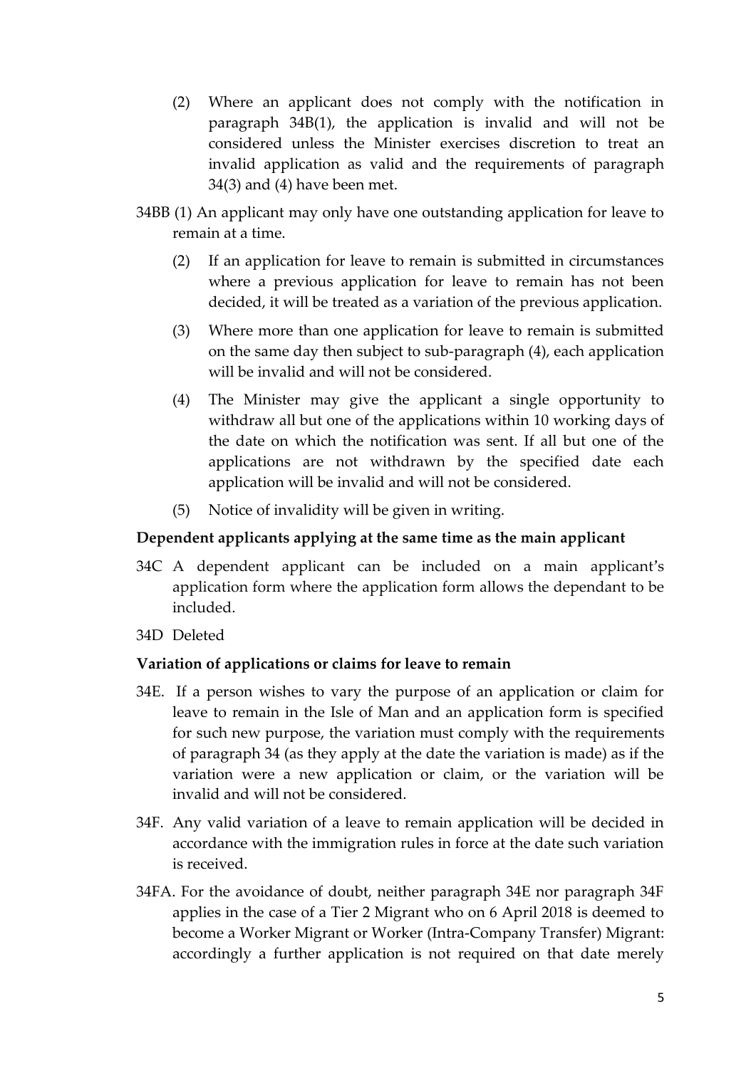(2) Where an applicant does not comply with the notification in paragraph 34B(1), the application is invalid and will not be considered unless the Minister exercises discretion to treat an invalid application as valid and the requirements of paragraph 34(3) and (4) have been met.

34BB (1) An applicant may only have one outstanding application for leave to remain at a time.

(2) If an application for leave to remain is submitted in circumstances where a previous application for leave to remain has not been decided, it will be treated as a variation of the previous application.

(3) Where more than one application for leave to remain is submitted on the same day then subject to sub-paragraph (4), each application will be invalid and will not be considered.

(4) The Minister may give the applicant a single opportunity to withdraw all but one of the applications within 10 working days of the date on which the notification was sent. If all but one of the applications are not withdrawn by the specified date each application will be invalid and will not be considered.

(5) Notice of invalidity will be given in writing.

**Dependent applicants applying at the same time as the main applicant**

34C A dependent applicant can be included on a main applicant's application form where the application form allows the dependant to be included.

34D Deleted

**Variation of applications or claims for leave to remain**

34E. If a person wishes to vary the purpose of an application or claim for leave to remain in the Isle of Man and an application form is specified for such new purpose, the variation must comply with the requirements of paragraph 34 (as they apply at the date the variation is made) as if the variation were a new application or claim, or the variation will be invalid and will not be considered.

34F. Any valid variation of a leave to remain application will be decided in accordance with the immigration rules in force at the date such variation is received.

34FA. For the avoidance of doubt, neither paragraph 34E nor paragraph 34F applies in the case of a Tier 2 Migrant who on 6 April 2018 is deemed to become a Worker Migrant or Worker (Intra-Company Transfer) Migrant: accordingly a further application is not required on that date merely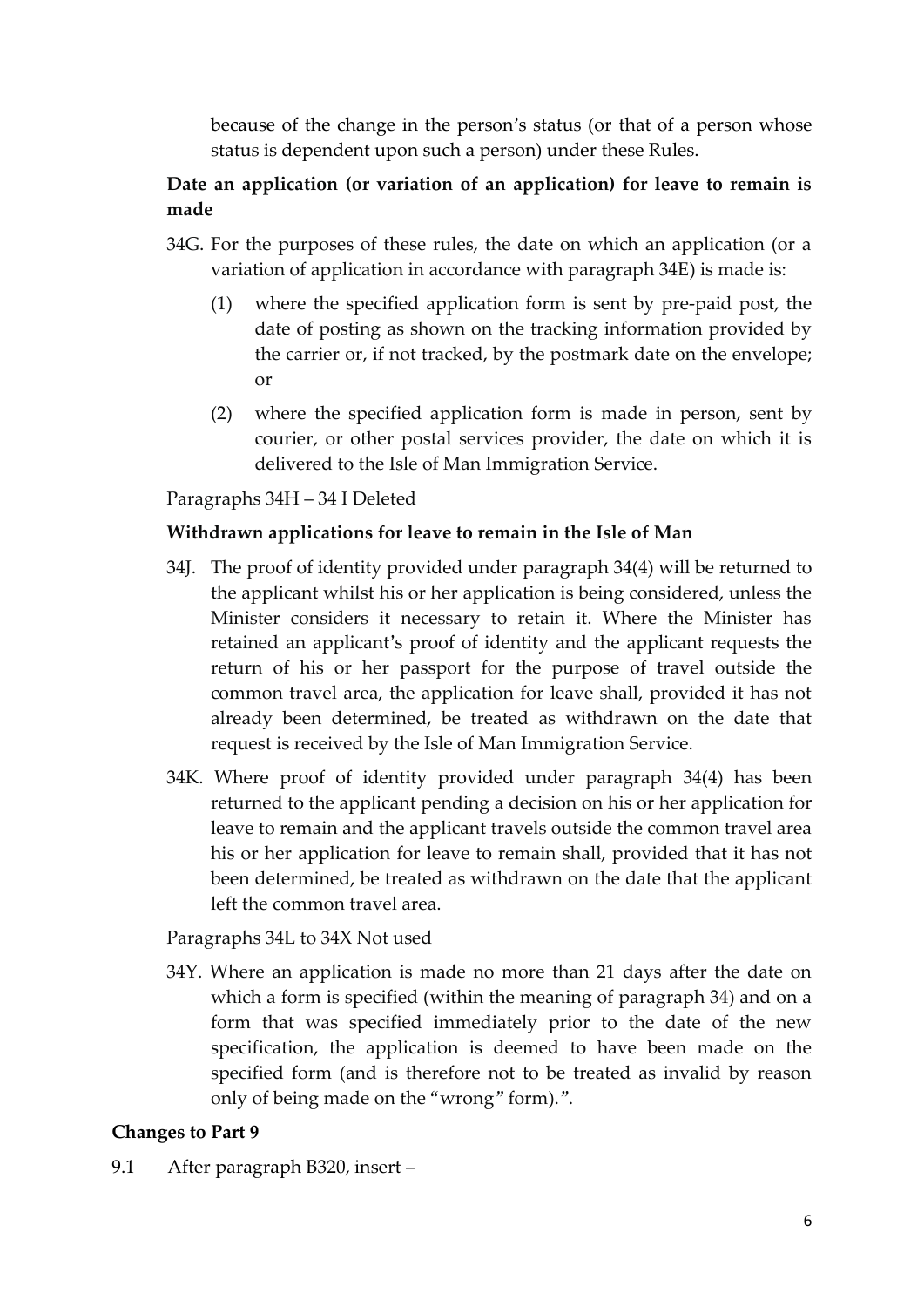because of the change in the person's status (or that of a person whose status is dependent upon such a person) under these Rules.

**Date an application (or variation of an application) for leave to remain is made**

34G. For the purposes of these rules, the date on which an application (or a variation of application in accordance with paragraph 34E) is made is:

(1) where the specified application form is sent by pre-paid post, the date of posting as shown on the tracking information provided by the carrier or, if not tracked, by the postmark date on the envelope; or

(2) where the specified application form is made in person, sent by courier, or other postal services provider, the date on which it is delivered to the Isle of Man Immigration Service.

Paragraphs 34H – 34 I Deleted

**Withdrawn applications for leave to remain in the Isle of Man**

34J. The proof of identity provided under paragraph 34(4) will be returned to the applicant whilst his or her application is being considered, unless the Minister considers it necessary to retain it. Where the Minister has retained an applicant's proof of identity and the applicant requests the return of his or her passport for the purpose of travel outside the common travel area, the application for leave shall, provided it has not already been determined, be treated as withdrawn on the date that request is received by the Isle of Man Immigration Service.

34K. Where proof of identity provided under paragraph 34(4) has been returned to the applicant pending a decision on his or her application for leave to remain and the applicant travels outside the common travel area his or her application for leave to remain shall, provided that it has not been determined, be treated as withdrawn on the date that the applicant left the common travel area.

Paragraphs 34L to 34X Not used

34Y. Where an application is made no more than 21 days after the date on which a form is specified (within the meaning of paragraph 34) and on a form that was specified immediately prior to the date of the new specification, the application is deemed to have been made on the specified form (and is therefore not to be treated as invalid by reason only of being made on the "wrong" form).".

**Changes to Part 9**

9.1 After paragraph B320, insert –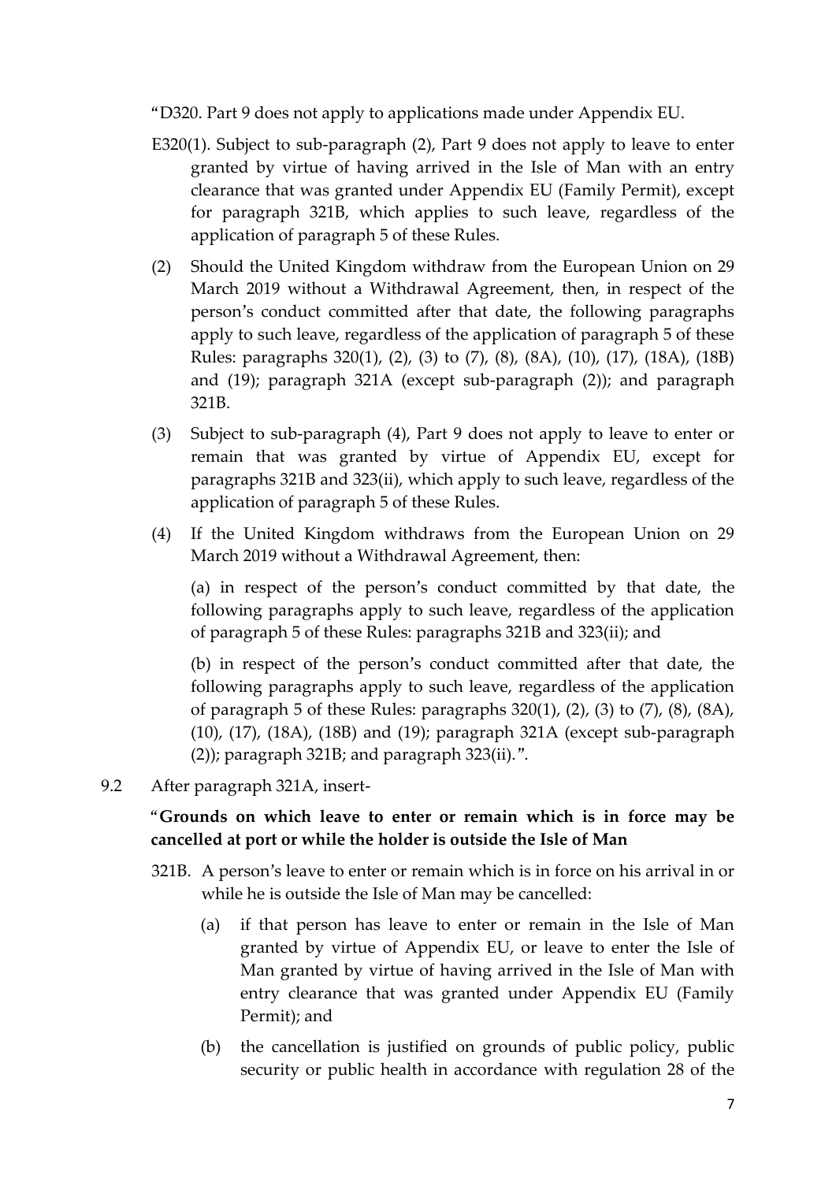"D320. Part 9 does not apply to applications made under Appendix EU.

E320(1). Subject to sub-paragraph (2), Part 9 does not apply to leave to enter granted by virtue of having arrived in the Isle of Man with an entry clearance that was granted under Appendix EU (Family Permit), except for paragraph 321B, which applies to such leave, regardless of the application of paragraph 5 of these Rules.

(2) Should the United Kingdom withdraw from the European Union on 29 March 2019 without a Withdrawal Agreement, then, in respect of the person's conduct committed after that date, the following paragraphs apply to such leave, regardless of the application of paragraph 5 of these Rules: paragraphs 320(1), (2), (3) to (7), (8), (8A), (10), (17), (18A), (18B) and (19); paragraph 321A (except sub-paragraph (2)); and paragraph 321B.

(3) Subject to sub-paragraph (4), Part 9 does not apply to leave to enter or remain that was granted by virtue of Appendix EU, except for paragraphs 321B and 323(ii), which apply to such leave, regardless of the application of paragraph 5 of these Rules.

(4) If the United Kingdom withdraws from the European Union on 29 March 2019 without a Withdrawal Agreement, then:

(a) in respect of the person's conduct committed by that date, the following paragraphs apply to such leave, regardless of the application of paragraph 5 of these Rules: paragraphs 321B and 323(ii); and

(b) in respect of the person's conduct committed after that date, the following paragraphs apply to such leave, regardless of the application of paragraph 5 of these Rules: paragraphs 320(1), (2), (3) to (7), (8), (8A), (10), (17), (18A), (18B) and (19); paragraph 321A (except sub-paragraph (2)); paragraph 321B; and paragraph 323(ii).".

9.2 After paragraph 321A, insert-

"**Grounds on which leave to enter or remain which is in force may be cancelled at port or while the holder is outside the Isle of Man**

321B. A person's leave to enter or remain which is in force on his arrival in or while he is outside the Isle of Man may be cancelled:

(a) if that person has leave to enter or remain in the Isle of Man granted by virtue of Appendix EU, or leave to enter the Isle of Man granted by virtue of having arrived in the Isle of Man with entry clearance that was granted under Appendix EU (Family Permit); and

(b) the cancellation is justified on grounds of public policy, public security or public health in accordance with regulation 28 of the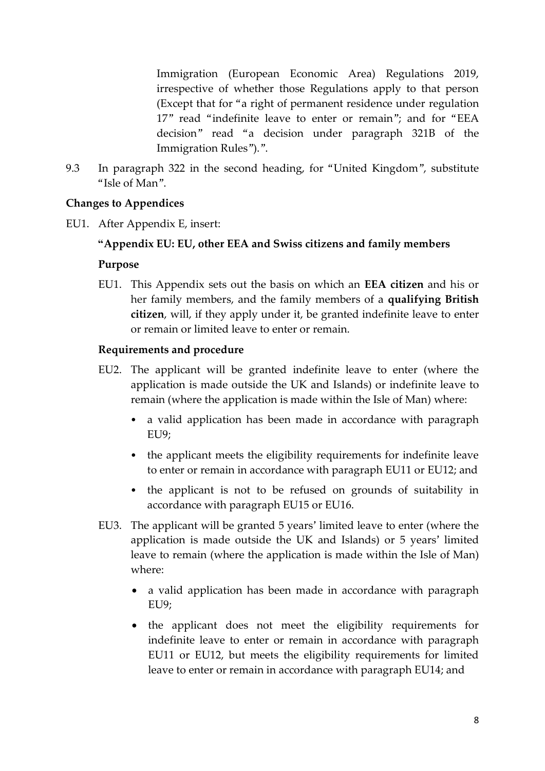Immigration (European Economic Area) Regulations 2019, irrespective of whether those Regulations apply to that person (Except that for "a right of permanent residence under regulation 17" read "indefinite leave to enter or remain"; and for "EEA decision" read "a decision under paragraph 321B of the Immigration Rules").".

9.3 In paragraph 322 in the second heading, for "United Kingdom", substitute "Isle of Man".

**Changes to Appendices**

EU1. After Appendix E, insert:

**"Appendix EU: EU, other EEA and Swiss citizens and family members**

**Purpose**

EU1. This Appendix sets out the basis on which an **EEA citizen** and his or her family members, and the family members of a **qualifying British citizen**, will, if they apply under it, be granted indefinite leave to enter or remain or limited leave to enter or remain.

**Requirements and procedure**

EU2. The applicant will be granted indefinite leave to enter (where the application is made outside the UK and Islands) or indefinite leave to remain (where the application is made within the Isle of Man) where:

- a valid application has been made in accordance with paragraph EU9;
- the applicant meets the eligibility requirements for indefinite leave to enter or remain in accordance with paragraph EU11 or EU12; and
- the applicant is not to be refused on grounds of suitability in accordance with paragraph EU15 or EU16.

EU3. The applicant will be granted 5 years' limited leave to enter (where the application is made outside the UK and Islands) or 5 years' limited leave to remain (where the application is made within the Isle of Man) where:

- a valid application has been made in accordance with paragraph EU9;
- the applicant does not meet the eligibility requirements for indefinite leave to enter or remain in accordance with paragraph EU11 or EU12, but meets the eligibility requirements for limited leave to enter or remain in accordance with paragraph EU14; and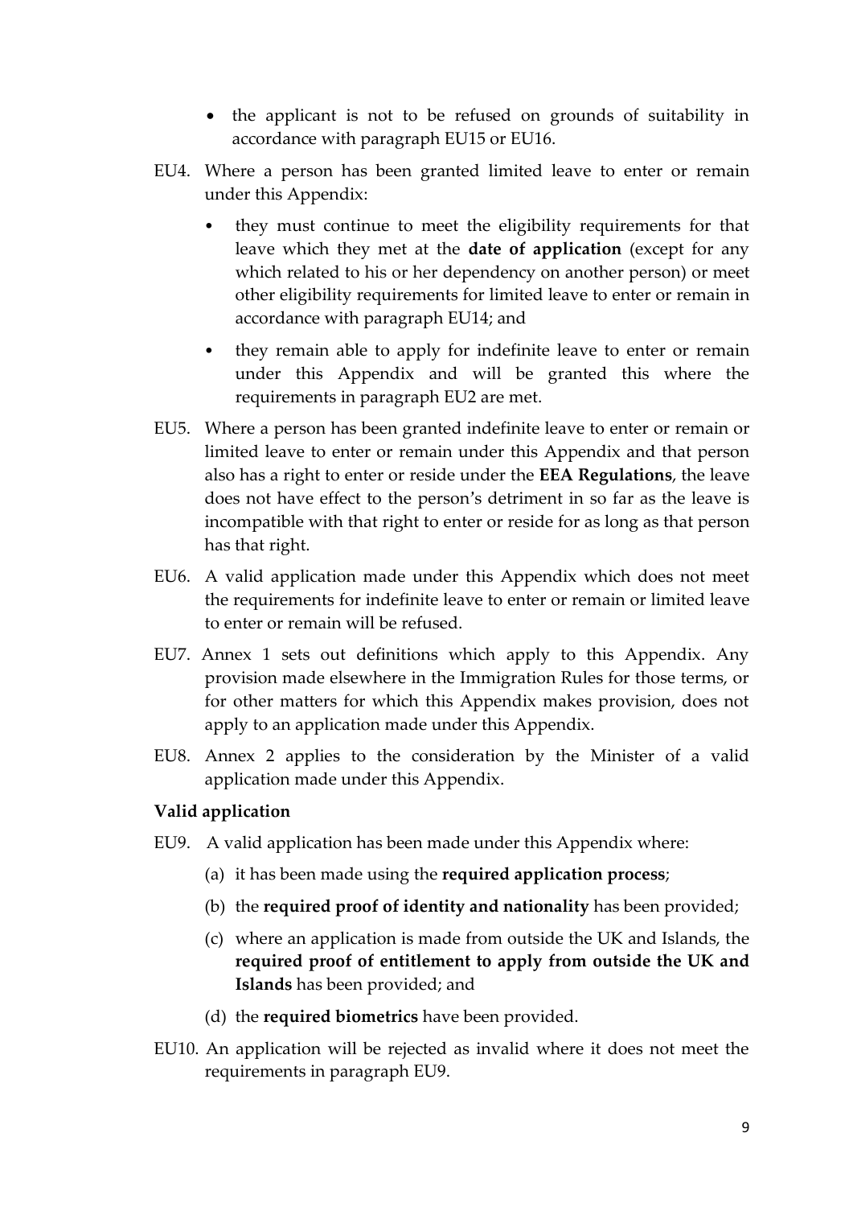- the applicant is not to be refused on grounds of suitability in accordance with paragraph EU15 or EU16.

EU4. Where a person has been granted limited leave to enter or remain under this Appendix:

- they must continue to meet the eligibility requirements for that leave which they met at the **date of application** (except for any which related to his or her dependency on another person) or meet other eligibility requirements for limited leave to enter or remain in accordance with paragraph EU14; and
- they remain able to apply for indefinite leave to enter or remain under this Appendix and will be granted this where the requirements in paragraph EU2 are met.

EU5. Where a person has been granted indefinite leave to enter or remain or limited leave to enter or remain under this Appendix and that person also has a right to enter or reside under the **EEA Regulations**, the leave does not have effect to the person's detriment in so far as the leave is incompatible with that right to enter or reside for as long as that person has that right.

EU6. A valid application made under this Appendix which does not meet the requirements for indefinite leave to enter or remain or limited leave to enter or remain will be refused.

EU7. Annex 1 sets out definitions which apply to this Appendix. Any provision made elsewhere in the Immigration Rules for those terms, or for other matters for which this Appendix makes provision, does not apply to an application made under this Appendix.

EU8. Annex 2 applies to the consideration by the Minister of a valid application made under this Appendix.

**Valid application**

EU9. A valid application has been made under this Appendix where:

(a) it has been made using the **required application process**;

(b) the **required proof of identity and nationality** has been provided;

(c) where an application is made from outside the UK and Islands, the **required proof of entitlement to apply from outside the UK and Islands** has been provided; and

(d) the **required biometrics** have been provided.

EU10. An application will be rejected as invalid where it does not meet the requirements in paragraph EU9.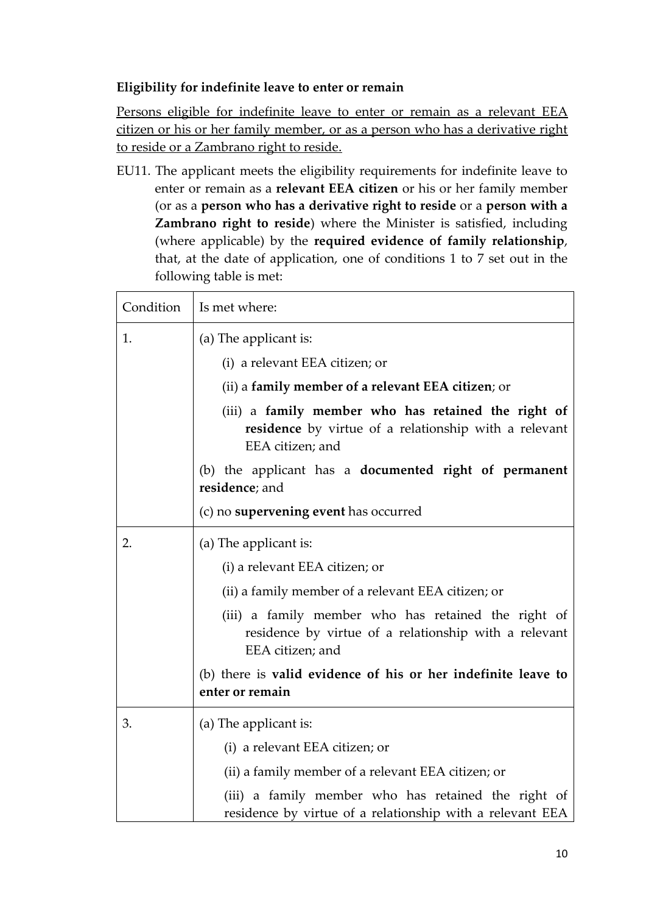**Eligibility for indefinite leave to enter or remain**

<u>Persons eligible for indefinite leave to enter or remain as a relevant EEA citizen or his or her family member, or as a person who has a derivative right to reside or a Zambrano right to reside.</u>

EU11. The applicant meets the eligibility requirements for indefinite leave to enter or remain as a **relevant EEA citizen** or his or her family member (or as a **person who has a derivative right to reside** or a **person with a Zambrano right to reside**) where the Minister is satisfied, including (where applicable) by the **required evidence of family relationship**, that, at the date of application, one of conditions 1 to 7 set out in the following table is met:

| Condition | Is met where: |
|---|---|
| 1. | (a) The applicant is:<br>(i) a relevant EEA citizen; or<br>(ii) a **family member of a relevant EEA citizen**; or<br>(iii) a **family member who has retained the right of residence** by virtue of a relationship with a relevant EEA citizen; and<br>(b) the applicant has a **documented right of permanent residence**; and<br>(c) no **supervening event** has occurred |
| 2. | (a) The applicant is:<br>(i) a relevant EEA citizen; or<br>(ii) a family member of a relevant EEA citizen; or<br>(iii) a family member who has retained the right of residence by virtue of a relationship with a relevant EEA citizen; and<br>(b) there is **valid evidence of his or her indefinite leave to enter or remain** |
| 3. | (a) The applicant is:<br>(i) a relevant EEA citizen; or<br>(ii) a family member of a relevant EEA citizen; or<br>(iii) a family member who has retained the right of residence by virtue of a relationship with a relevant EEA |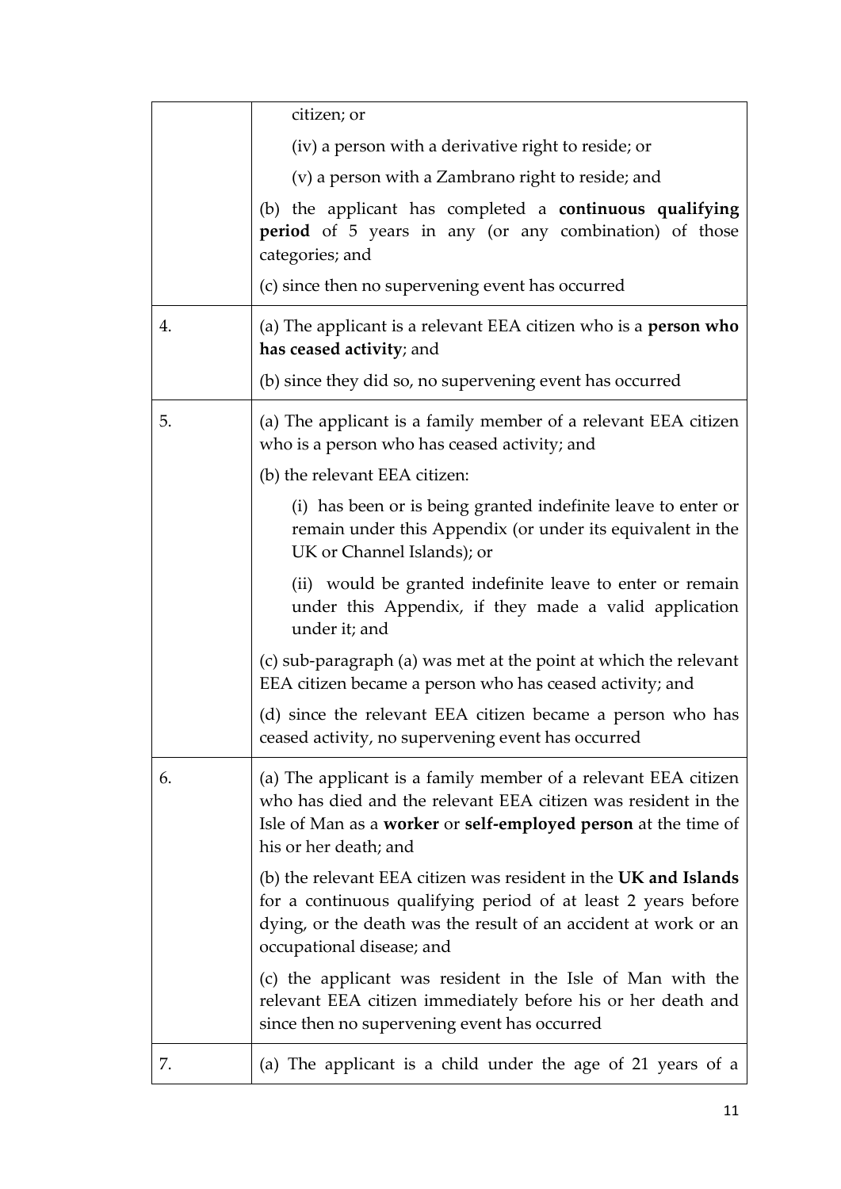| | |
|---|---|
| | citizen; or<br><br>(iv) a person with a derivative right to reside; or<br><br>(v) a person with a Zambrano right to reside; and<br><br>(b) the applicant has completed a **continuous qualifying period** of 5 years in any (or any combination) of those categories; and<br><br>(c) since then no supervening event has occurred |
| 4. | (a) The applicant is a relevant EEA citizen who is a **person who has ceased activity**; and<br><br>(b) since they did so, no supervening event has occurred |
| 5. | (a) The applicant is a family member of a relevant EEA citizen who is a person who has ceased activity; and<br><br>(b) the relevant EEA citizen:<br><br>(i) has been or is being granted indefinite leave to enter or remain under this Appendix (or under its equivalent in the UK or Channel Islands); or<br><br>(ii) would be granted indefinite leave to enter or remain under this Appendix, if they made a valid application under it; and<br><br>(c) sub-paragraph (a) was met at the point at which the relevant EEA citizen became a person who has ceased activity; and<br><br>(d) since the relevant EEA citizen became a person who has ceased activity, no supervening event has occurred |
| 6. | (a) The applicant is a family member of a relevant EEA citizen who has died and the relevant EEA citizen was resident in the Isle of Man as a **worker** or **self-employed person** at the time of his or her death; and<br><br>(b) the relevant EEA citizen was resident in the **UK and Islands** for a continuous qualifying period of at least 2 years before dying, or the death was the result of an accident at work or an occupational disease; and<br><br>(c) the applicant was resident in the Isle of Man with the relevant EEA citizen immediately before his or her death and since then no supervening event has occurred |
| 7. | (a) The applicant is a child under the age of 21 years of a |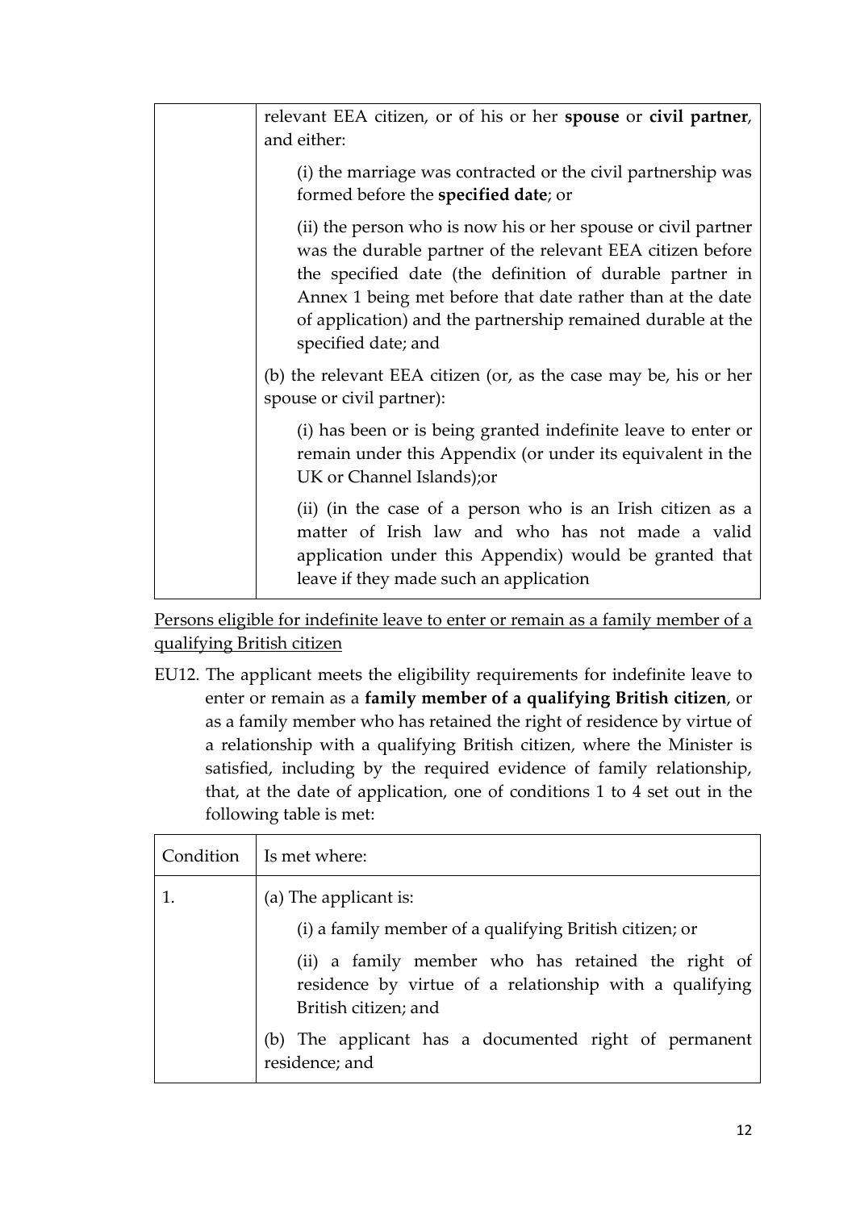| | |
|---|---|
| | relevant EEA citizen, or of his or her **spouse** or **civil partner**, and either:<br><br>(i) the marriage was contracted or the civil partnership was formed before the **specified date**; or<br><br>(ii) the person who is now his or her spouse or civil partner was the durable partner of the relevant EEA citizen before the specified date (the definition of durable partner in Annex 1 being met before that date rather than at the date of application) and the partnership remained durable at the specified date; and<br><br>(b) the relevant EEA citizen (or, as the case may be, his or her spouse or civil partner):<br><br>(i) has been or is being granted indefinite leave to enter or remain under this Appendix (or under its equivalent in the UK or Channel Islands);or<br><br>(ii) (in the case of a person who is an Irish citizen as a matter of Irish law and who has not made a valid application under this Appendix) would be granted that leave if they made such an application |

<u>Persons eligible for indefinite leave to enter or remain as a family member of a qualifying British citizen</u>

EU12. The applicant meets the eligibility requirements for indefinite leave to enter or remain as a **family member of a qualifying British citizen**, or as a family member who has retained the right of residence by virtue of a relationship with a qualifying British citizen, where the Minister is satisfied, including by the required evidence of family relationship, that, at the date of application, one of conditions 1 to 4 set out in the following table is met:

| Condition | Is met where: |
|---|---|
| 1. | (a) The applicant is:<br><br>(i) a family member of a qualifying British citizen; or<br><br>(ii) a family member who has retained the right of residence by virtue of a relationship with a qualifying British citizen; and<br><br>(b) The applicant has a documented right of permanent residence; and |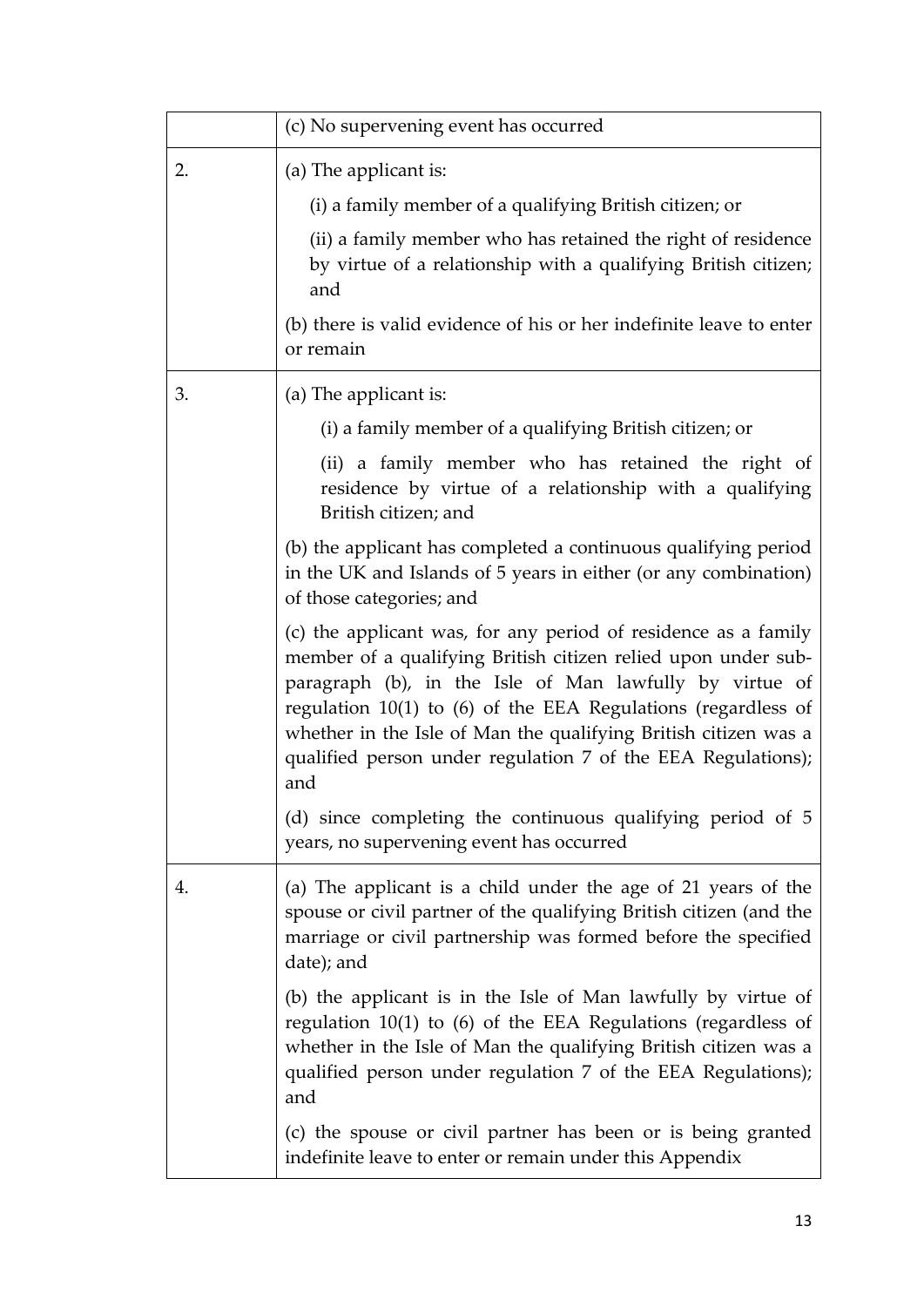| | |
|---|---|
| | (c) No supervening event has occurred |
| 2. | (a) The applicant is:<br>(i) a family member of a qualifying British citizen; or<br>(ii) a family member who has retained the right of residence by virtue of a relationship with a qualifying British citizen; and<br>(b) there is valid evidence of his or her indefinite leave to enter or remain |
| 3. | (a) The applicant is:<br>(i) a family member of a qualifying British citizen; or<br>(ii) a family member who has retained the right of residence by virtue of a relationship with a qualifying British citizen; and<br>(b) the applicant has completed a continuous qualifying period in the UK and Islands of 5 years in either (or any combination) of those categories; and<br>(c) the applicant was, for any period of residence as a family member of a qualifying British citizen relied upon under sub-paragraph (b), in the Isle of Man lawfully by virtue of regulation 10(1) to (6) of the EEA Regulations (regardless of whether in the Isle of Man the qualifying British citizen was a qualified person under regulation 7 of the EEA Regulations); and<br>(d) since completing the continuous qualifying period of 5 years, no supervening event has occurred |
| 4. | (a) The applicant is a child under the age of 21 years of the spouse or civil partner of the qualifying British citizen (and the marriage or civil partnership was formed before the specified date); and<br>(b) the applicant is in the Isle of Man lawfully by virtue of regulation 10(1) to (6) of the EEA Regulations (regardless of whether in the Isle of Man the qualifying British citizen was a qualified person under regulation 7 of the EEA Regulations); and<br>(c) the spouse or civil partner has been or is being granted indefinite leave to enter or remain under this Appendix |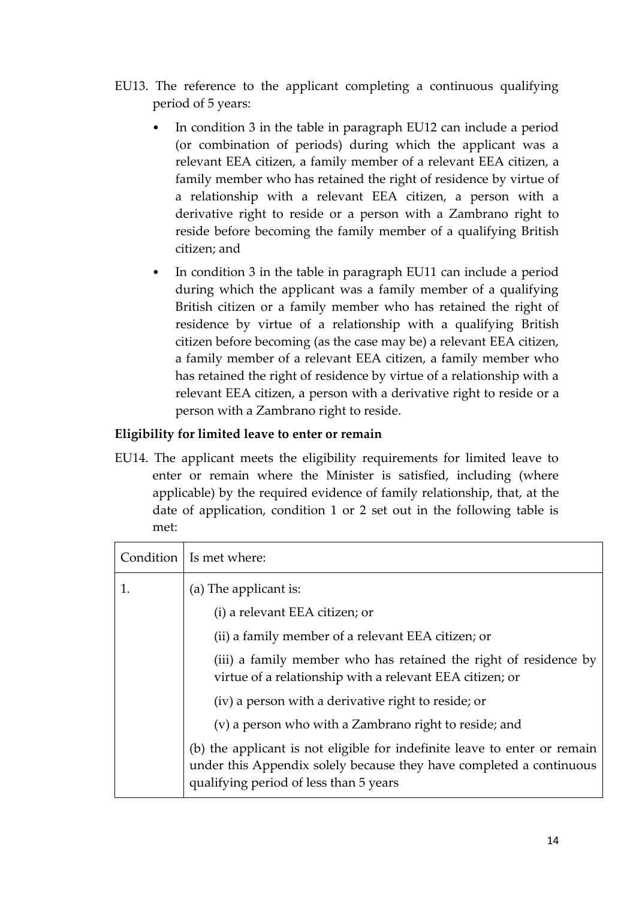EU13. The reference to the applicant completing a continuous qualifying period of 5 years:

- In condition 3 in the table in paragraph EU12 can include a period (or combination of periods) during which the applicant was a relevant EEA citizen, a family member of a relevant EEA citizen, a family member who has retained the right of residence by virtue of a relationship with a relevant EEA citizen, a person with a derivative right to reside or a person with a Zambrano right to reside before becoming the family member of a qualifying British citizen; and
- In condition 3 in the table in paragraph EU11 can include a period during which the applicant was a family member of a qualifying British citizen or a family member who has retained the right of residence by virtue of a relationship with a qualifying British citizen before becoming (as the case may be) a relevant EEA citizen, a family member of a relevant EEA citizen, a family member who has retained the right of residence by virtue of a relationship with a relevant EEA citizen, a person with a derivative right to reside or a person with a Zambrano right to reside.

**Eligibility for limited leave to enter or remain**

EU14. The applicant meets the eligibility requirements for limited leave to enter or remain where the Minister is satisfied, including (where applicable) by the required evidence of family relationship, that, at the date of application, condition 1 or 2 set out in the following table is met:

| Condition | Is met where: |
|---|---|
| 1. | (a) The applicant is:<br>(i) a relevant EEA citizen; or<br>(ii) a family member of a relevant EEA citizen; or<br>(iii) a family member who has retained the right of residence by virtue of a relationship with a relevant EEA citizen; or<br>(iv) a person with a derivative right to reside; or<br>(v) a person who with a Zambrano right to reside; and<br>(b) the applicant is not eligible for indefinite leave to enter or remain under this Appendix solely because they have completed a continuous qualifying period of less than 5 years |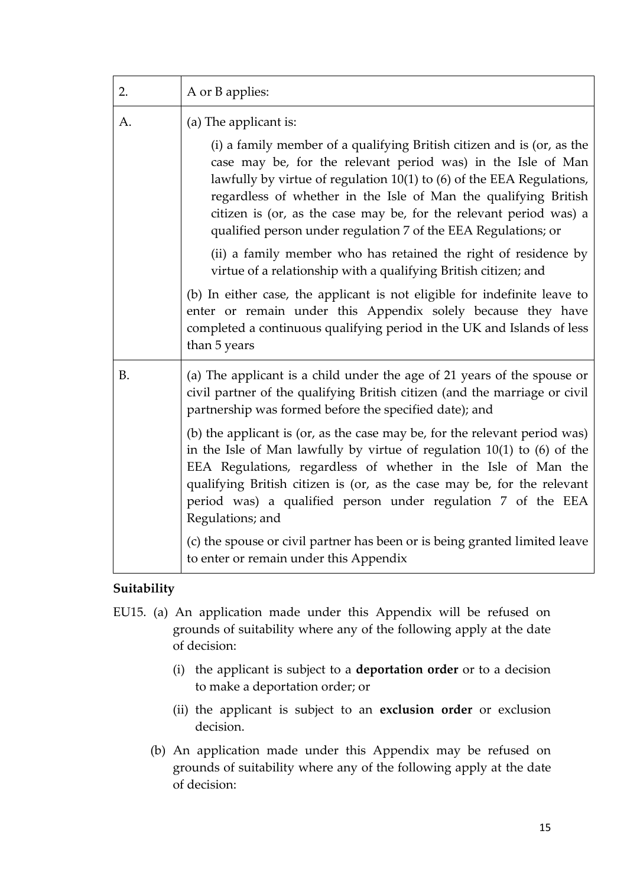| 2. | A or B applies: |
|---|---|
| A. | (a) The applicant is:<br><br>(i) a family member of a qualifying British citizen and is (or, as the case may be, for the relevant period was) in the Isle of Man lawfully by virtue of regulation 10(1) to (6) of the EEA Regulations, regardless of whether in the Isle of Man the qualifying British citizen is (or, as the case may be, for the relevant period was) a qualified person under regulation 7 of the EEA Regulations; or<br><br>(ii) a family member who has retained the right of residence by virtue of a relationship with a qualifying British citizen; and<br><br>(b) In either case, the applicant is not eligible for indefinite leave to enter or remain under this Appendix solely because they have completed a continuous qualifying period in the UK and Islands of less than 5 years |
| B. | (a) The applicant is a child under the age of 21 years of the spouse or civil partner of the qualifying British citizen (and the marriage or civil partnership was formed before the specified date); and<br><br>(b) the applicant is (or, as the case may be, for the relevant period was) in the Isle of Man lawfully by virtue of regulation 10(1) to (6) of the EEA Regulations, regardless of whether in the Isle of Man the qualifying British citizen is (or, as the case may be, for the relevant period was) a qualified person under regulation 7 of the EEA Regulations; and<br><br>(c) the spouse or civil partner has been or is being granted limited leave to enter or remain under this Appendix |

**Suitability**

EU15. (a) An application made under this Appendix will be refused on grounds of suitability where any of the following apply at the date of decision:

(i) the applicant is subject to a **deportation order** or to a decision to make a deportation order; or

(ii) the applicant is subject to an **exclusion order** or exclusion decision.

(b) An application made under this Appendix may be refused on grounds of suitability where any of the following apply at the date of decision: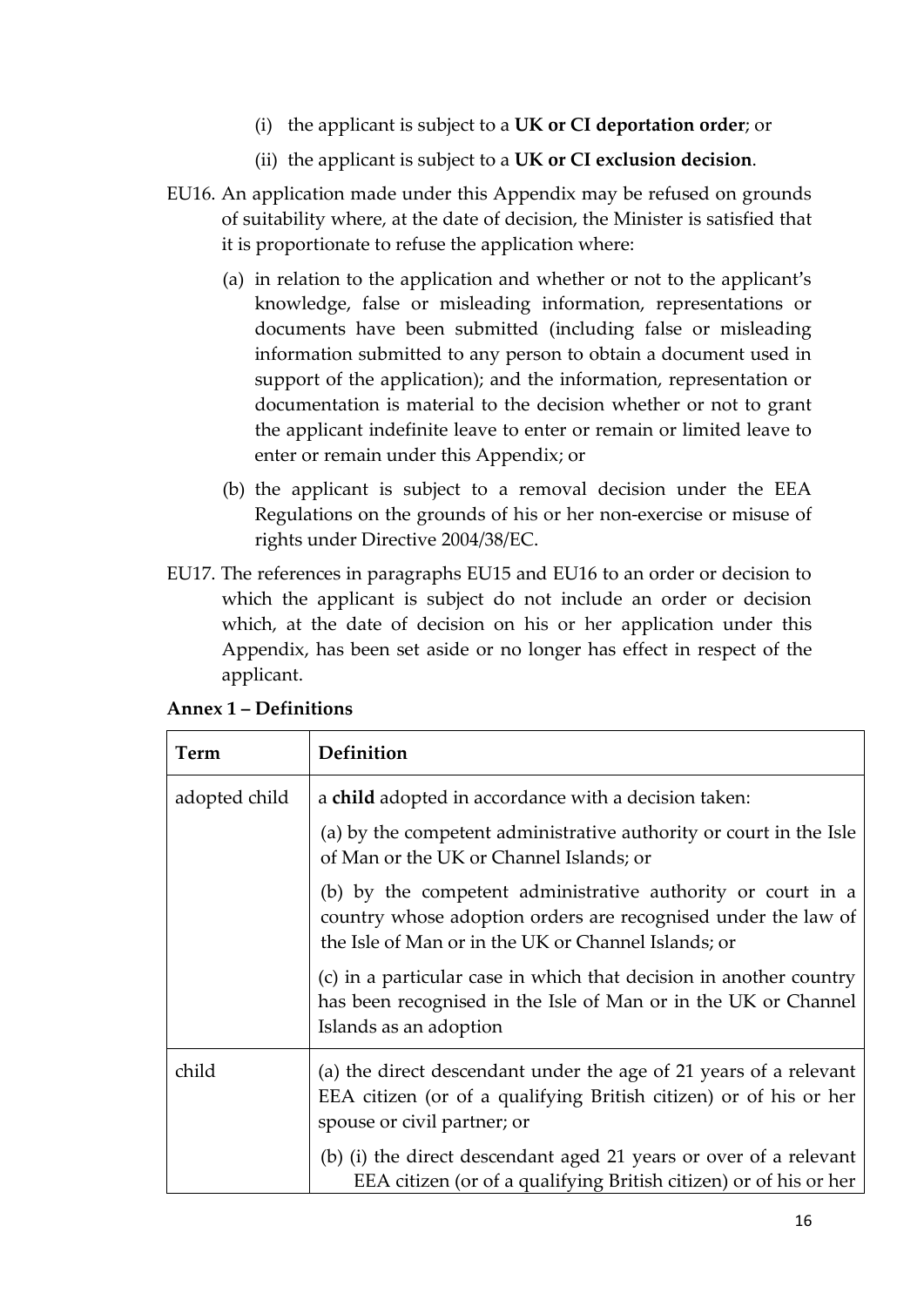(i) the applicant is subject to a **UK or CI deportation order**; or

(ii) the applicant is subject to a **UK or CI exclusion decision**.

EU16. An application made under this Appendix may be refused on grounds of suitability where, at the date of decision, the Minister is satisfied that it is proportionate to refuse the application where:

(a) in relation to the application and whether or not to the applicant's knowledge, false or misleading information, representations or documents have been submitted (including false or misleading information submitted to any person to obtain a document used in support of the application); and the information, representation or documentation is material to the decision whether or not to grant the applicant indefinite leave to enter or remain or limited leave to enter or remain under this Appendix; or

(b) the applicant is subject to a removal decision under the EEA Regulations on the grounds of his or her non-exercise or misuse of rights under Directive 2004/38/EC.

EU17. The references in paragraphs EU15 and EU16 to an order or decision to which the applicant is subject do not include an order or decision which, at the date of decision on his or her application under this Appendix, has been set aside or no longer has effect in respect of the applicant.

**Annex 1 – Definitions**

| Term | Definition |
| --- | --- |
| adopted child | a **child** adopted in accordance with a decision taken:<br>(a) by the competent administrative authority or court in the Isle of Man or the UK or Channel Islands; or<br>(b) by the competent administrative authority or court in a country whose adoption orders are recognised under the law of the Isle of Man or in the UK or Channel Islands; or<br>(c) in a particular case in which that decision in another country has been recognised in the Isle of Man or in the UK or Channel Islands as an adoption |
| child | (a) the direct descendant under the age of 21 years of a relevant EEA citizen (or of a qualifying British citizen) or of his or her spouse or civil partner; or<br>(b) (i) the direct descendant aged 21 years or over of a relevant EEA citizen (or of a qualifying British citizen) or of his or her |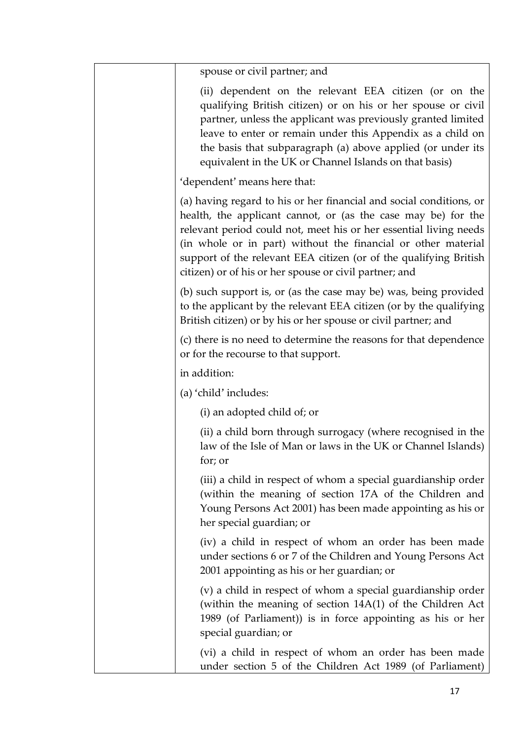| | spouse or civil partner; and<br><br>(ii) dependent on the relevant EEA citizen (or on the qualifying British citizen) or on his or her spouse or civil partner, unless the applicant was previously granted limited leave to enter or remain under this Appendix as a child on the basis that subparagraph (a) above applied (or under its equivalent in the UK or Channel Islands on that basis)<br><br>'dependent' means here that:<br><br>(a) having regard to his or her financial and social conditions, or health, the applicant cannot, or (as the case may be) for the relevant period could not, meet his or her essential living needs (in whole or in part) without the financial or other material support of the relevant EEA citizen (or of the qualifying British citizen) or of his or her spouse or civil partner; and<br><br>(b) such support is, or (as the case may be) was, being provided to the applicant by the relevant EEA citizen (or by the qualifying British citizen) or by his or her spouse or civil partner; and<br><br>(c) there is no need to determine the reasons for that dependence or for the recourse to that support.<br><br>in addition:<br><br>(a) 'child' includes:<br><br>(i) an adopted child of; or<br><br>(ii) a child born through surrogacy (where recognised in the law of the Isle of Man or laws in the UK or Channel Islands) for; or<br><br>(iii) a child in respect of whom a special guardianship order (within the meaning of section 17A of the Children and Young Persons Act 2001) has been made appointing as his or her special guardian; or<br><br>(iv) a child in respect of whom an order has been made under sections 6 or 7 of the Children and Young Persons Act 2001 appointing as his or her guardian; or<br><br>(v) a child in respect of whom a special guardianship order (within the meaning of section 14A(1) of the Children Act 1989 (of Parliament)) is in force appointing as his or her special guardian; or<br><br>(vi) a child in respect of whom an order has been made under section 5 of the Children Act 1989 (of Parliament) |
|---|---|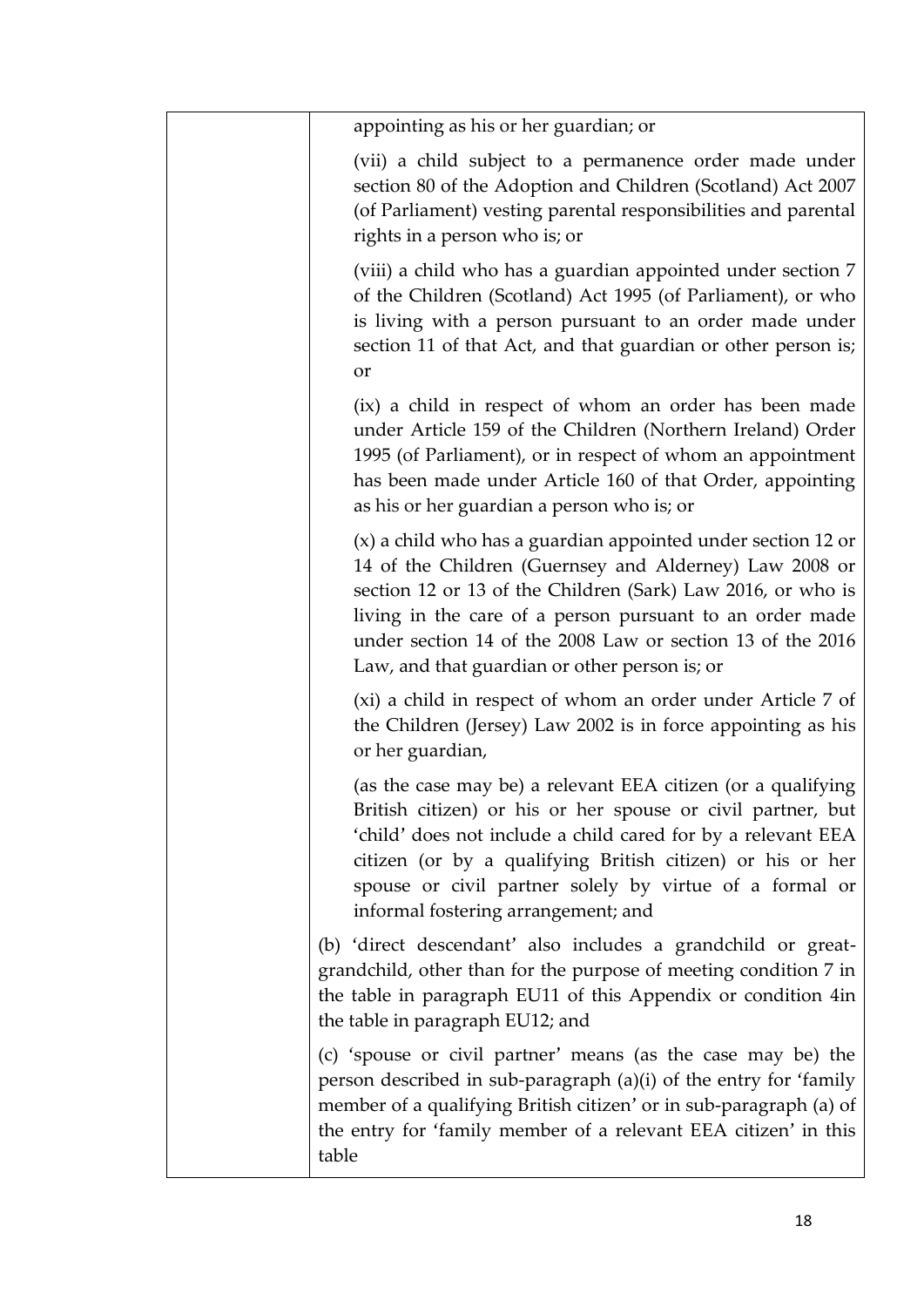| | |
|---|---|
| | appointing as his or her guardian; or<br><br>(vii) a child subject to a permanence order made under section 80 of the Adoption and Children (Scotland) Act 2007 (of Parliament) vesting parental responsibilities and parental rights in a person who is; or<br><br>(viii) a child who has a guardian appointed under section 7 of the Children (Scotland) Act 1995 (of Parliament), or who is living with a person pursuant to an order made under section 11 of that Act, and that guardian or other person is; or<br><br>(ix) a child in respect of whom an order has been made under Article 159 of the Children (Northern Ireland) Order 1995 (of Parliament), or in respect of whom an appointment has been made under Article 160 of that Order, appointing as his or her guardian a person who is; or<br><br>(x) a child who has a guardian appointed under section 12 or 14 of the Children (Guernsey and Alderney) Law 2008 or section 12 or 13 of the Children (Sark) Law 2016, or who is living in the care of a person pursuant to an order made under section 14 of the 2008 Law or section 13 of the 2016 Law, and that guardian or other person is; or<br><br>(xi) a child in respect of whom an order under Article 7 of the Children (Jersey) Law 2002 is in force appointing as his or her guardian,<br><br>(as the case may be) a relevant EEA citizen (or a qualifying British citizen) or his or her spouse or civil partner, but 'child' does not include a child cared for by a relevant EEA citizen (or by a qualifying British citizen) or his or her spouse or civil partner solely by virtue of a formal or informal fostering arrangement; and<br><br>(b) 'direct descendant' also includes a grandchild or great-grandchild, other than for the purpose of meeting condition 7 in the table in paragraph EU11 of this Appendix or condition 4in the table in paragraph EU12; and<br><br>(c) 'spouse or civil partner' means (as the case may be) the person described in sub-paragraph (a)(i) of the entry for 'family member of a qualifying British citizen' or in sub-paragraph (a) of the entry for 'family member of a relevant EEA citizen' in this table |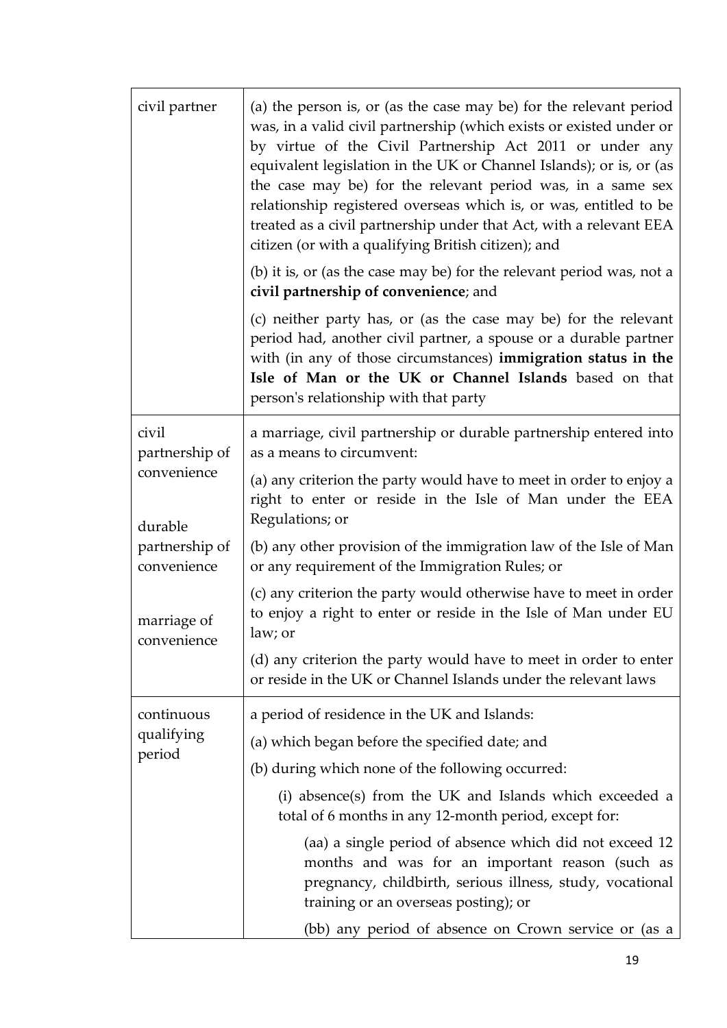| | |
|---|---|
| civil partner | (a) the person is, or (as the case may be) for the relevant period was, in a valid civil partnership (which exists or existed under or by virtue of the Civil Partnership Act 2011 or under any equivalent legislation in the UK or Channel Islands); or is, or (as the case may be) for the relevant period was, in a same sex relationship registered overseas which is, or was, entitled to be treated as a civil partnership under that Act, with a relevant EEA citizen (or with a qualifying British citizen); and<br><br>(b) it is, or (as the case may be) for the relevant period was, not a **civil partnership of convenience**; and<br><br>(c) neither party has, or (as the case may be) for the relevant period had, another civil partner, a spouse or a durable partner with (in any of those circumstances) **immigration status in the Isle of Man or the UK or Channel Islands** based on that person's relationship with that party |
| civil partnership of convenience<br><br>durable partnership of convenience<br><br>marriage of convenience | a marriage, civil partnership or durable partnership entered into as a means to circumvent:<br><br>(a) any criterion the party would have to meet in order to enjoy a right to enter or reside in the Isle of Man under the EEA Regulations; or<br><br>(b) any other provision of the immigration law of the Isle of Man or any requirement of the Immigration Rules; or<br><br>(c) any criterion the party would otherwise have to meet in order to enjoy a right to enter or reside in the Isle of Man under EU law; or<br><br>(d) any criterion the party would have to meet in order to enter or reside in the UK or Channel Islands under the relevant laws |
| continuous qualifying period | a period of residence in the UK and Islands:<br><br>(a) which began before the specified date; and<br><br>(b) during which none of the following occurred:<br><br>(i) absence(s) from the UK and Islands which exceeded a total of 6 months in any 12-month period, except for:<br><br>(aa) a single period of absence which did not exceed 12 months and was for an important reason (such as pregnancy, childbirth, serious illness, study, vocational training or an overseas posting); or<br><br>(bb) any period of absence on Crown service or (as a |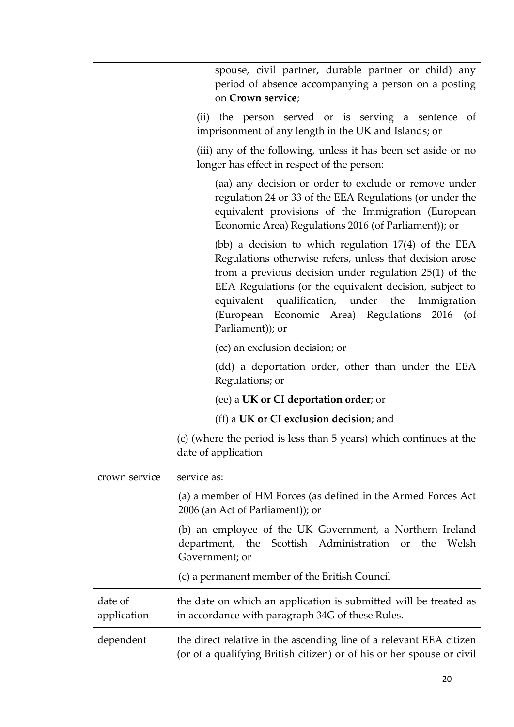| | |
|---|---|
| | spouse, civil partner, durable partner or child) any period of absence accompanying a person on a posting on **Crown service**;<br><br>(ii) the person served or is serving a sentence of imprisonment of any length in the UK and Islands; or<br><br>(iii) any of the following, unless it has been set aside or no longer has effect in respect of the person:<br><br>(aa) any decision or order to exclude or remove under regulation 24 or 33 of the EEA Regulations (or under the equivalent provisions of the Immigration (European Economic Area) Regulations 2016 (of Parliament)); or<br><br>(bb) a decision to which regulation 17(4) of the EEA Regulations otherwise refers, unless that decision arose from a previous decision under regulation 25(1) of the EEA Regulations (or the equivalent decision, subject to equivalent qualification, under the Immigration (European Economic Area) Regulations 2016 (of Parliament)); or<br><br>(cc) an exclusion decision; or<br><br>(dd) a deportation order, other than under the EEA Regulations; or<br><br>(ee) a **UK or CI deportation order**; or<br><br>(ff) a **UK or CI exclusion decision**; and<br><br>(c) (where the period is less than 5 years) which continues at the date of application |
| crown service | service as:<br><br>(a) a member of HM Forces (as defined in the Armed Forces Act 2006 (an Act of Parliament)); or<br><br>(b) an employee of the UK Government, a Northern Ireland department, the Scottish Administration or the Welsh Government; or<br><br>(c) a permanent member of the British Council |
| date of application | the date on which an application is submitted will be treated as in accordance with paragraph 34G of these Rules. |
| dependent | the direct relative in the ascending line of a relevant EEA citizen (or of a qualifying British citizen) or of his or her spouse or civil |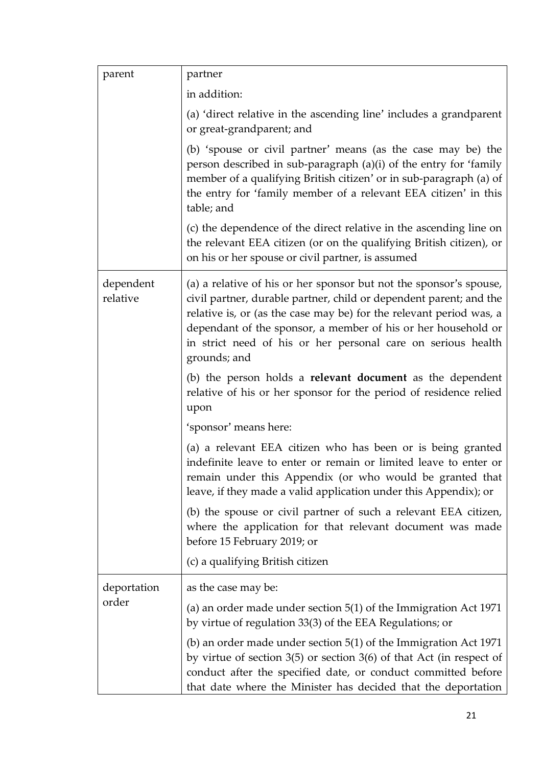| | |
|---|---|
| parent | partner<br><br>in addition:<br><br>(a) 'direct relative in the ascending line' includes a grandparent or great-grandparent; and<br><br>(b) 'spouse or civil partner' means (as the case may be) the person described in sub-paragraph (a)(i) of the entry for 'family member of a qualifying British citizen' or in sub-paragraph (a) of the entry for 'family member of a relevant EEA citizen' in this table; and<br><br>(c) the dependence of the direct relative in the ascending line on the relevant EEA citizen (or on the qualifying British citizen), or on his or her spouse or civil partner, is assumed |
| dependent relative | (a) a relative of his or her sponsor but not the sponsor's spouse, civil partner, durable partner, child or dependent parent; and the relative is, or (as the case may be) for the relevant period was, a dependant of the sponsor, a member of his or her household or in strict need of his or her personal care on serious health grounds; and<br><br>(b) the person holds a **relevant document** as the dependent relative of his or her sponsor for the period of residence relied upon<br><br>'sponsor' means here:<br><br>(a) a relevant EEA citizen who has been or is being granted indefinite leave to enter or remain or limited leave to enter or remain under this Appendix (or who would be granted that leave, if they made a valid application under this Appendix); or<br><br>(b) the spouse or civil partner of such a relevant EEA citizen, where the application for that relevant document was made before 15 February 2019; or<br><br>(c) a qualifying British citizen |
| deportation order | as the case may be:<br><br>(a) an order made under section 5(1) of the Immigration Act 1971 by virtue of regulation 33(3) of the EEA Regulations; or<br><br>(b) an order made under section 5(1) of the Immigration Act 1971 by virtue of section 3(5) or section 3(6) of that Act (in respect of conduct after the specified date, or conduct committed before that date where the Minister has decided that the deportation |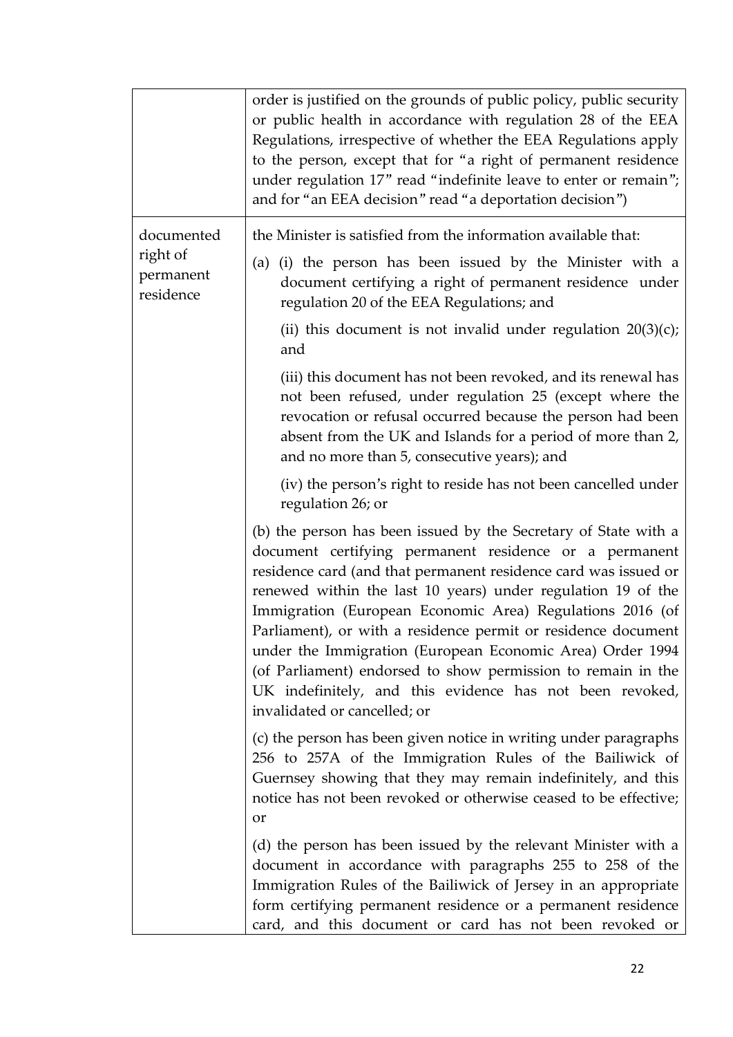| | |
|---|---|
| | order is justified on the grounds of public policy, public security or public health in accordance with regulation 28 of the EEA Regulations, irrespective of whether the EEA Regulations apply to the person, except that for "a right of permanent residence under regulation 17" read "indefinite leave to enter or remain"; and for "an EEA decision" read "a deportation decision") |
| documented right of permanent residence | the Minister is satisfied from the information available that:<br><br>(a) (i) the person has been issued by the Minister with a document certifying a right of permanent residence under regulation 20 of the EEA Regulations; and<br><br>(ii) this document is not invalid under regulation 20(3)(c); and<br><br>(iii) this document has not been revoked, and its renewal has not been refused, under regulation 25 (except where the revocation or refusal occurred because the person had been absent from the UK and Islands for a period of more than 2, and no more than 5, consecutive years); and<br><br>(iv) the person's right to reside has not been cancelled under regulation 26; or<br><br>(b) the person has been issued by the Secretary of State with a document certifying permanent residence or a permanent residence card (and that permanent residence card was issued or renewed within the last 10 years) under regulation 19 of the Immigration (European Economic Area) Regulations 2016 (of Parliament), or with a residence permit or residence document under the Immigration (European Economic Area) Order 1994 (of Parliament) endorsed to show permission to remain in the UK indefinitely, and this evidence has not been revoked, invalidated or cancelled; or<br><br>(c) the person has been given notice in writing under paragraphs 256 to 257A of the Immigration Rules of the Bailiwick of Guernsey showing that they may remain indefinitely, and this notice has not been revoked or otherwise ceased to be effective; or<br><br>(d) the person has been issued by the relevant Minister with a document in accordance with paragraphs 255 to 258 of the Immigration Rules of the Bailiwick of Jersey in an appropriate form certifying permanent residence or a permanent residence card, and this document or card has not been revoked or |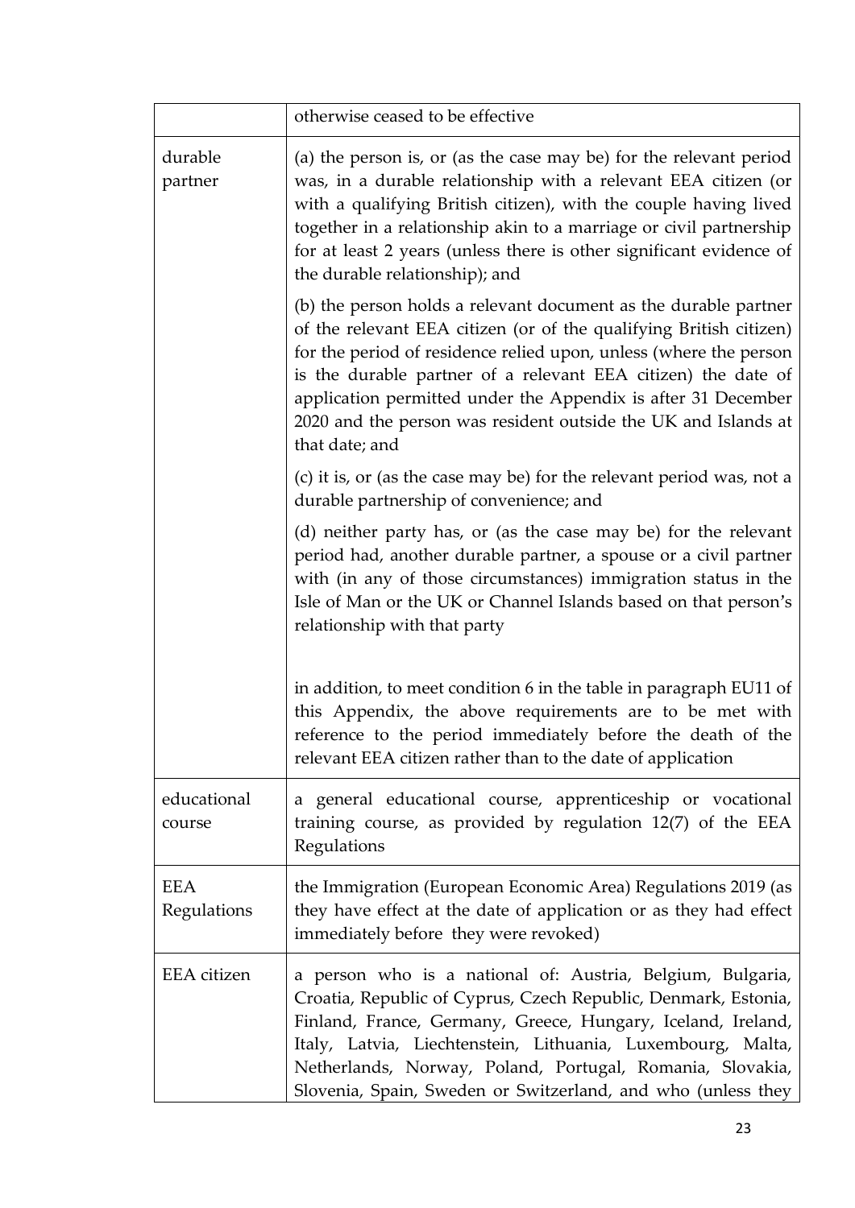| | |
|---|---|
| | otherwise ceased to be effective |
| durable partner | (a) the person is, or (as the case may be) for the relevant period was, in a durable relationship with a relevant EEA citizen (or with a qualifying British citizen), with the couple having lived together in a relationship akin to a marriage or civil partnership for at least 2 years (unless there is other significant evidence of the durable relationship); and<br><br>(b) the person holds a relevant document as the durable partner of the relevant EEA citizen (or of the qualifying British citizen) for the period of residence relied upon, unless (where the person is the durable partner of a relevant EEA citizen) the date of application permitted under the Appendix is after 31 December 2020 and the person was resident outside the UK and Islands at that date; and<br><br>(c) it is, or (as the case may be) for the relevant period was, not a durable partnership of convenience; and<br><br>(d) neither party has, or (as the case may be) for the relevant period had, another durable partner, a spouse or a civil partner with (in any of those circumstances) immigration status in the Isle of Man or the UK or Channel Islands based on that person's relationship with that party<br><br>in addition, to meet condition 6 in the table in paragraph EU11 of this Appendix, the above requirements are to be met with reference to the period immediately before the death of the relevant EEA citizen rather than to the date of application |
| educational course | a general educational course, apprenticeship or vocational training course, as provided by regulation 12(7) of the EEA Regulations |
| EEA Regulations | the Immigration (European Economic Area) Regulations 2019 (as they have effect at the date of application or as they had effect immediately before they were revoked) |
| EEA citizen | a person who is a national of: Austria, Belgium, Bulgaria, Croatia, Republic of Cyprus, Czech Republic, Denmark, Estonia, Finland, France, Germany, Greece, Hungary, Iceland, Ireland, Italy, Latvia, Liechtenstein, Lithuania, Luxembourg, Malta, Netherlands, Norway, Poland, Portugal, Romania, Slovakia, Slovenia, Spain, Sweden or Switzerland, and who (unless they |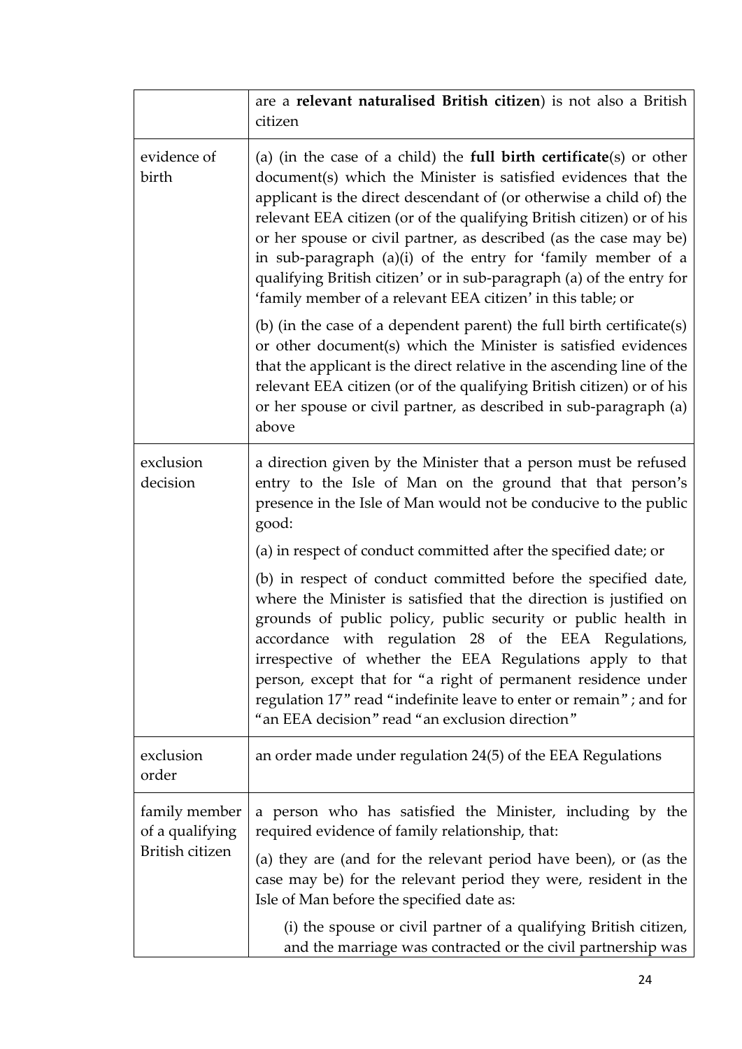|  |  |
|---|---|
|  | are a **relevant naturalised British citizen**) is not also a British citizen |
| evidence of birth | (a) (in the case of a child) the **full birth certificate**(s) or other document(s) which the Minister is satisfied evidences that the applicant is the direct descendant of (or otherwise a child of) the relevant EEA citizen (or of the qualifying British citizen) or of his or her spouse or civil partner, as described (as the case may be) in sub-paragraph (a)(i) of the entry for 'family member of a qualifying British citizen' or in sub-paragraph (a) of the entry for 'family member of a relevant EEA citizen' in this table; or<br><br>(b) (in the case of a dependent parent) the full birth certificate(s) or other document(s) which the Minister is satisfied evidences that the applicant is the direct relative in the ascending line of the relevant EEA citizen (or of the qualifying British citizen) or of his or her spouse or civil partner, as described in sub-paragraph (a) above |
| exclusion decision | a direction given by the Minister that a person must be refused entry to the Isle of Man on the ground that that person's presence in the Isle of Man would not be conducive to the public good:<br><br>(a) in respect of conduct committed after the specified date; or<br><br>(b) in respect of conduct committed before the specified date, where the Minister is satisfied that the direction is justified on grounds of public policy, public security or public health in accordance with regulation 28 of the EEA Regulations, irrespective of whether the EEA Regulations apply to that person, except that for "a right of permanent residence under regulation 17" read "indefinite leave to enter or remain"; and for "an EEA decision" read "an exclusion direction" |
| exclusion order | an order made under regulation 24(5) of the EEA Regulations |
| family member of a qualifying British citizen | a person who has satisfied the Minister, including by the required evidence of family relationship, that:<br><br>(a) they are (and for the relevant period have been), or (as the case may be) for the relevant period they were, resident in the Isle of Man before the specified date as:<br><br>(i) the spouse or civil partner of a qualifying British citizen, and the marriage was contracted or the civil partnership was |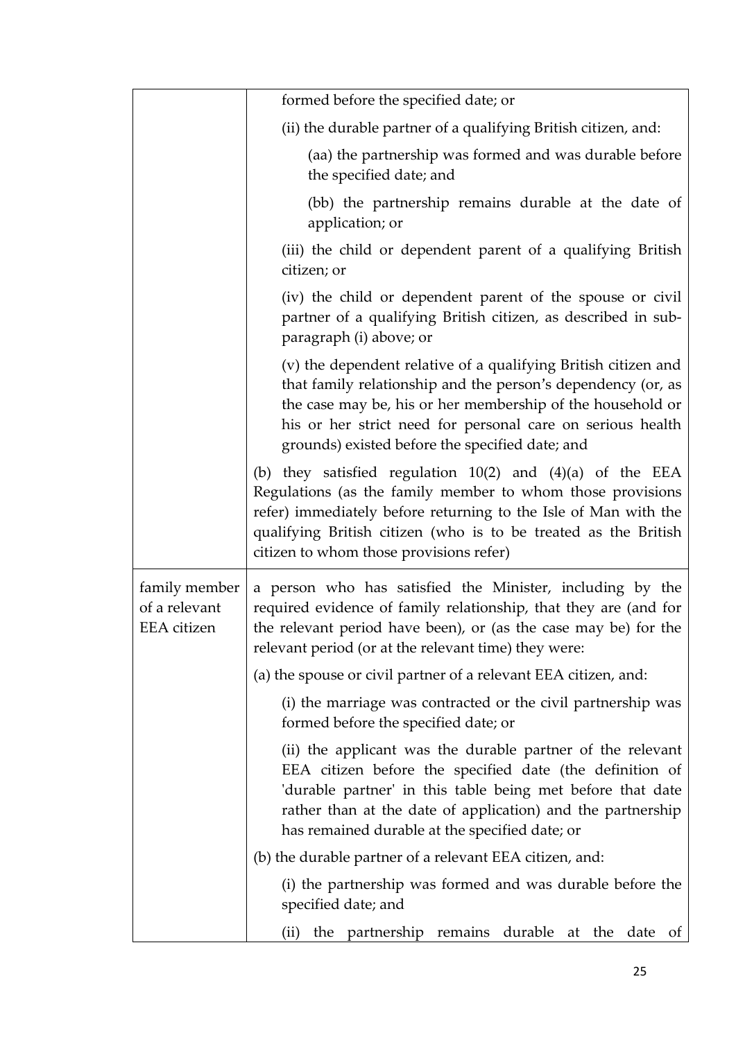| | |
|---|---|
| | formed before the specified date; or<br><br>(ii) the durable partner of a qualifying British citizen, and:<br><br>(aa) the partnership was formed and was durable before the specified date; and<br><br>(bb) the partnership remains durable at the date of application; or<br><br>(iii) the child or dependent parent of a qualifying British citizen; or<br><br>(iv) the child or dependent parent of the spouse or civil partner of a qualifying British citizen, as described in sub-paragraph (i) above; or<br><br>(v) the dependent relative of a qualifying British citizen and that family relationship and the person's dependency (or, as the case may be, his or her membership of the household or his or her strict need for personal care on serious health grounds) existed before the specified date; and<br><br>(b) they satisfied regulation 10(2) and (4)(a) of the EEA Regulations (as the family member to whom those provisions refer) immediately before returning to the Isle of Man with the qualifying British citizen (who is to be treated as the British citizen to whom those provisions refer) |
| family member of a relevant EEA citizen | a person who has satisfied the Minister, including by the required evidence of family relationship, that they are (and for the relevant period have been), or (as the case may be) for the relevant period (or at the relevant time) they were:<br><br>(a) the spouse or civil partner of a relevant EEA citizen, and:<br><br>(i) the marriage was contracted or the civil partnership was formed before the specified date; or<br><br>(ii) the applicant was the durable partner of the relevant EEA citizen before the specified date (the definition of 'durable partner' in this table being met before that date rather than at the date of application) and the partnership has remained durable at the specified date; or<br><br>(b) the durable partner of a relevant EEA citizen, and:<br><br>(i) the partnership was formed and was durable before the specified date; and<br><br>(ii) the partnership remains durable at the date of |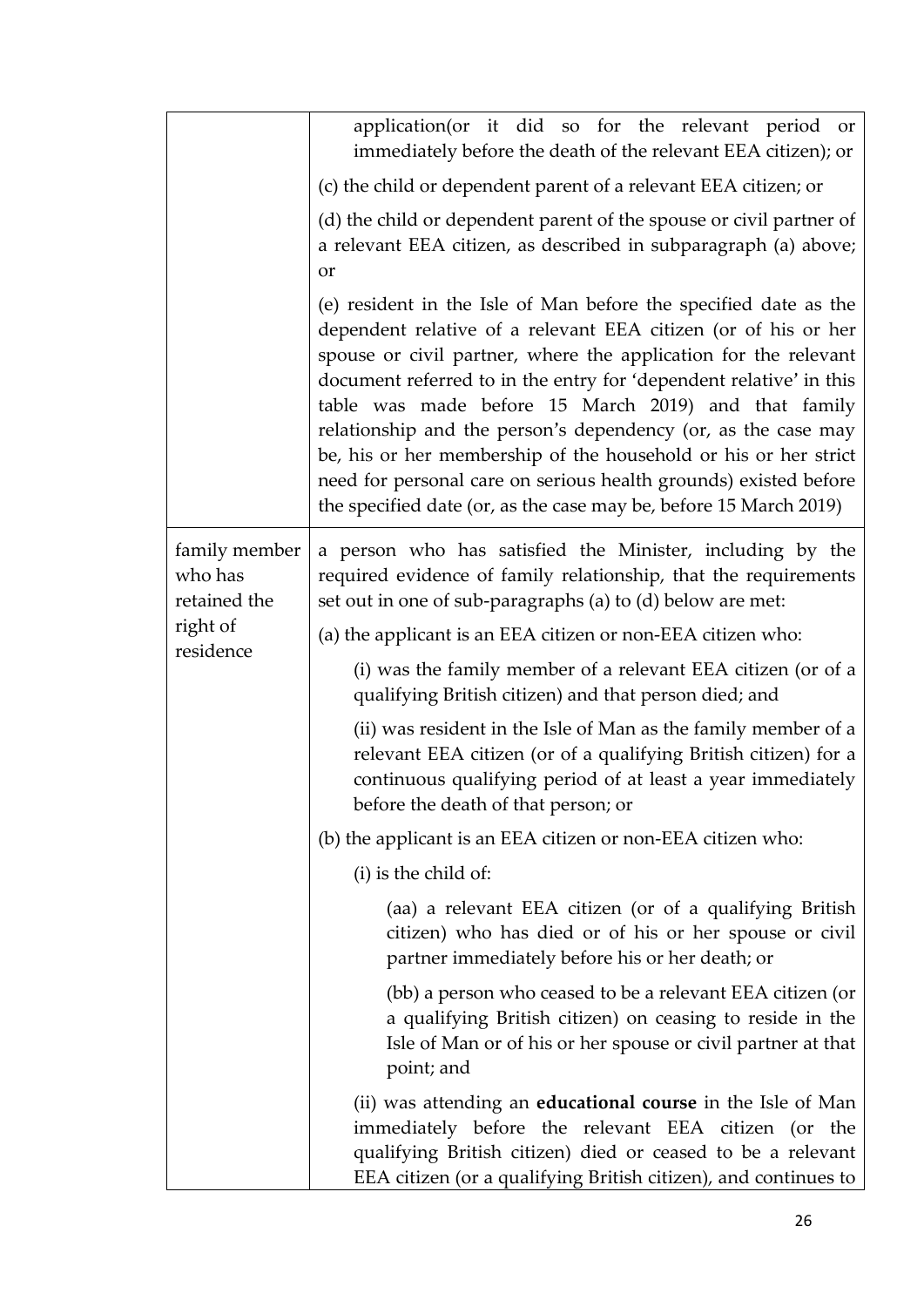| | |
|---|---|
| | application(or it did so for the relevant period or immediately before the death of the relevant EEA citizen); or<br><br>(c) the child or dependent parent of a relevant EEA citizen; or<br><br>(d) the child or dependent parent of the spouse or civil partner of a relevant EEA citizen, as described in subparagraph (a) above; or<br><br>(e) resident in the Isle of Man before the specified date as the dependent relative of a relevant EEA citizen (or of his or her spouse or civil partner, where the application for the relevant document referred to in the entry for 'dependent relative' in this table was made before 15 March 2019) and that family relationship and the person's dependency (or, as the case may be, his or her membership of the household or his or her strict need for personal care on serious health grounds) existed before the specified date (or, as the case may be, before 15 March 2019) |
| family member who has retained the right of residence | a person who has satisfied the Minister, including by the required evidence of family relationship, that the requirements set out in one of sub-paragraphs (a) to (d) below are met:<br><br>(a) the applicant is an EEA citizen or non-EEA citizen who:<br><br>(i) was the family member of a relevant EEA citizen (or of a qualifying British citizen) and that person died; and<br><br>(ii) was resident in the Isle of Man as the family member of a relevant EEA citizen (or of a qualifying British citizen) for a continuous qualifying period of at least a year immediately before the death of that person; or<br><br>(b) the applicant is an EEA citizen or non-EEA citizen who:<br><br>(i) is the child of:<br><br>(aa) a relevant EEA citizen (or of a qualifying British citizen) who has died or of his or her spouse or civil partner immediately before his or her death; or<br><br>(bb) a person who ceased to be a relevant EEA citizen (or a qualifying British citizen) on ceasing to reside in the Isle of Man or of his or her spouse or civil partner at that point; and<br><br>(ii) was attending an **educational course** in the Isle of Man immediately before the relevant EEA citizen (or the qualifying British citizen) died or ceased to be a relevant EEA citizen (or a qualifying British citizen), and continues to |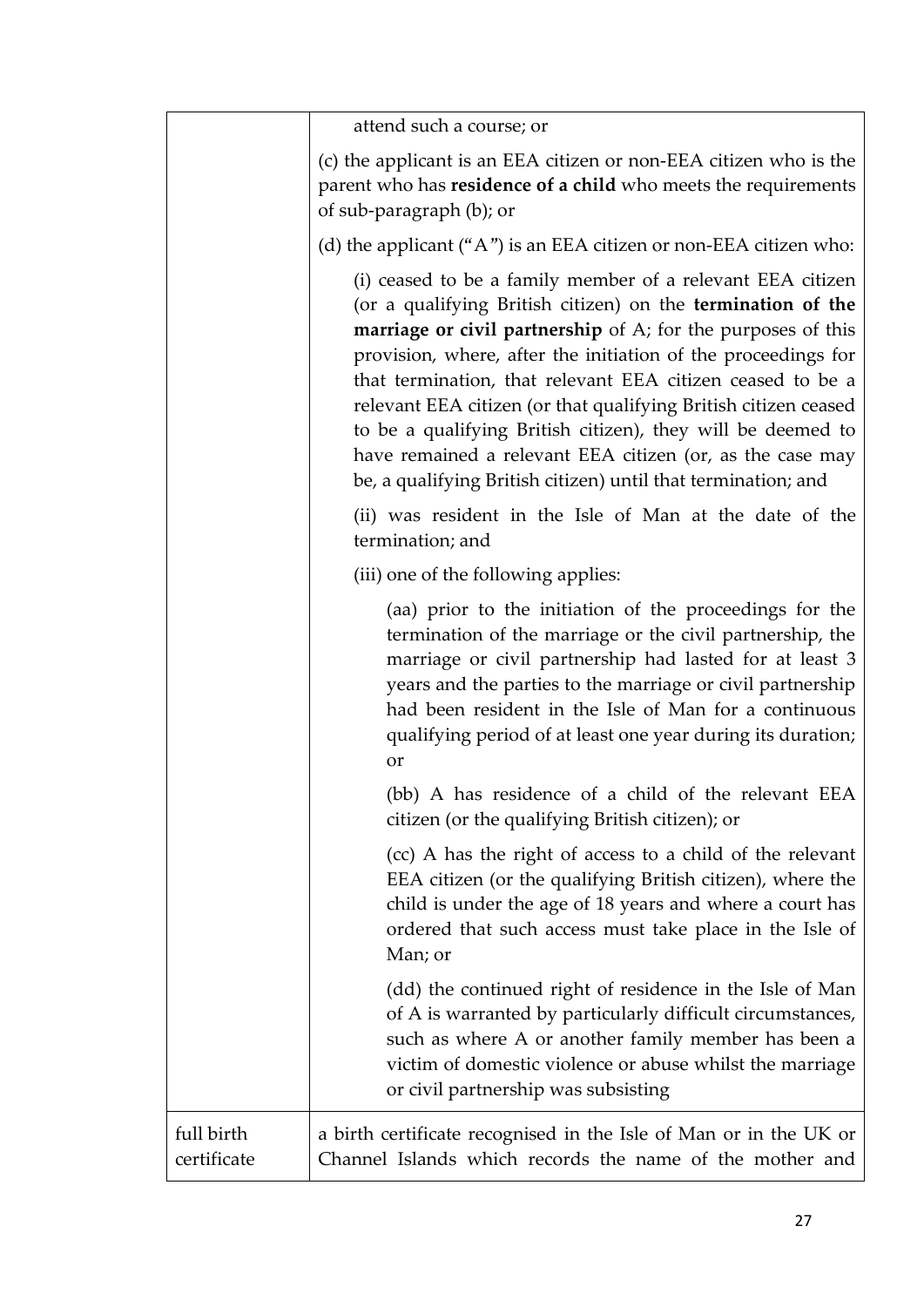| | |
|---|---|
| | attend such a course; or<br><br>(c) the applicant is an EEA citizen or non-EEA citizen who is the parent who has **residence of a child** who meets the requirements of sub-paragraph (b); or<br><br>(d) the applicant ("A") is an EEA citizen or non-EEA citizen who:<br><br>(i) ceased to be a family member of a relevant EEA citizen (or a qualifying British citizen) on the **termination of the marriage or civil partnership** of A; for the purposes of this provision, where, after the initiation of the proceedings for that termination, that relevant EEA citizen ceased to be a relevant EEA citizen (or that qualifying British citizen ceased to be a qualifying British citizen), they will be deemed to have remained a relevant EEA citizen (or, as the case may be, a qualifying British citizen) until that termination; and<br><br>(ii) was resident in the Isle of Man at the date of the termination; and<br><br>(iii) one of the following applies:<br><br>(aa) prior to the initiation of the proceedings for the termination of the marriage or the civil partnership, the marriage or civil partnership had lasted for at least 3 years and the parties to the marriage or civil partnership had been resident in the Isle of Man for a continuous qualifying period of at least one year during its duration; or<br><br>(bb) A has residence of a child of the relevant EEA citizen (or the qualifying British citizen); or<br><br>(cc) A has the right of access to a child of the relevant EEA citizen (or the qualifying British citizen), where the child is under the age of 18 years and where a court has ordered that such access must take place in the Isle of Man; or<br><br>(dd) the continued right of residence in the Isle of Man of A is warranted by particularly difficult circumstances, such as where A or another family member has been a victim of domestic violence or abuse whilst the marriage or civil partnership was subsisting |
| full birth certificate | a birth certificate recognised in the Isle of Man or in the UK or Channel Islands which records the name of the mother and |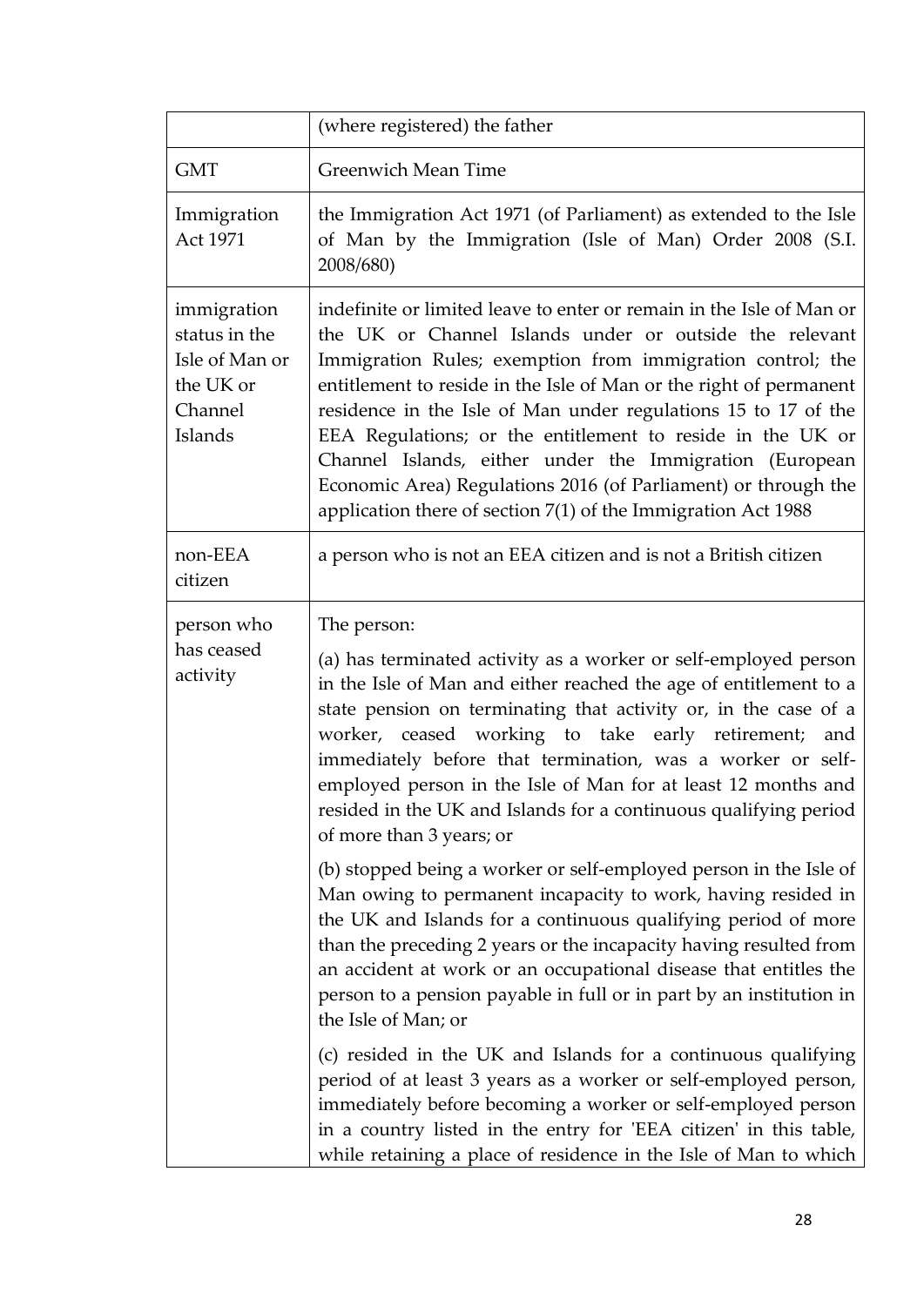| | |
|---|---|
| | (where registered) the father |
| GMT | Greenwich Mean Time |
| Immigration Act 1971 | the Immigration Act 1971 (of Parliament) as extended to the Isle of Man by the Immigration (Isle of Man) Order 2008 (S.I. 2008/680) |
| immigration status in the Isle of Man or the UK or Channel Islands | indefinite or limited leave to enter or remain in the Isle of Man or the UK or Channel Islands under or outside the relevant Immigration Rules; exemption from immigration control; the entitlement to reside in the Isle of Man or the right of permanent residence in the Isle of Man under regulations 15 to 17 of the EEA Regulations; or the entitlement to reside in the UK or Channel Islands, either under the Immigration (European Economic Area) Regulations 2016 (of Parliament) or through the application there of section 7(1) of the Immigration Act 1988 |
| non-EEA citizen | a person who is not an EEA citizen and is not a British citizen |
| person who has ceased activity | The person:<br><br>(a) has terminated activity as a worker or self-employed person in the Isle of Man and either reached the age of entitlement to a state pension on terminating that activity or, in the case of a worker, ceased working to take early retirement; and immediately before that termination, was a worker or self-employed person in the Isle of Man for at least 12 months and resided in the UK and Islands for a continuous qualifying period of more than 3 years; or<br><br>(b) stopped being a worker or self-employed person in the Isle of Man owing to permanent incapacity to work, having resided in the UK and Islands for a continuous qualifying period of more than the preceding 2 years or the incapacity having resulted from an accident at work or an occupational disease that entitles the person to a pension payable in full or in part by an institution in the Isle of Man; or<br><br>(c) resided in the UK and Islands for a continuous qualifying period of at least 3 years as a worker or self-employed person, immediately before becoming a worker or self-employed person in a country listed in the entry for 'EEA citizen' in this table, while retaining a place of residence in the Isle of Man to which |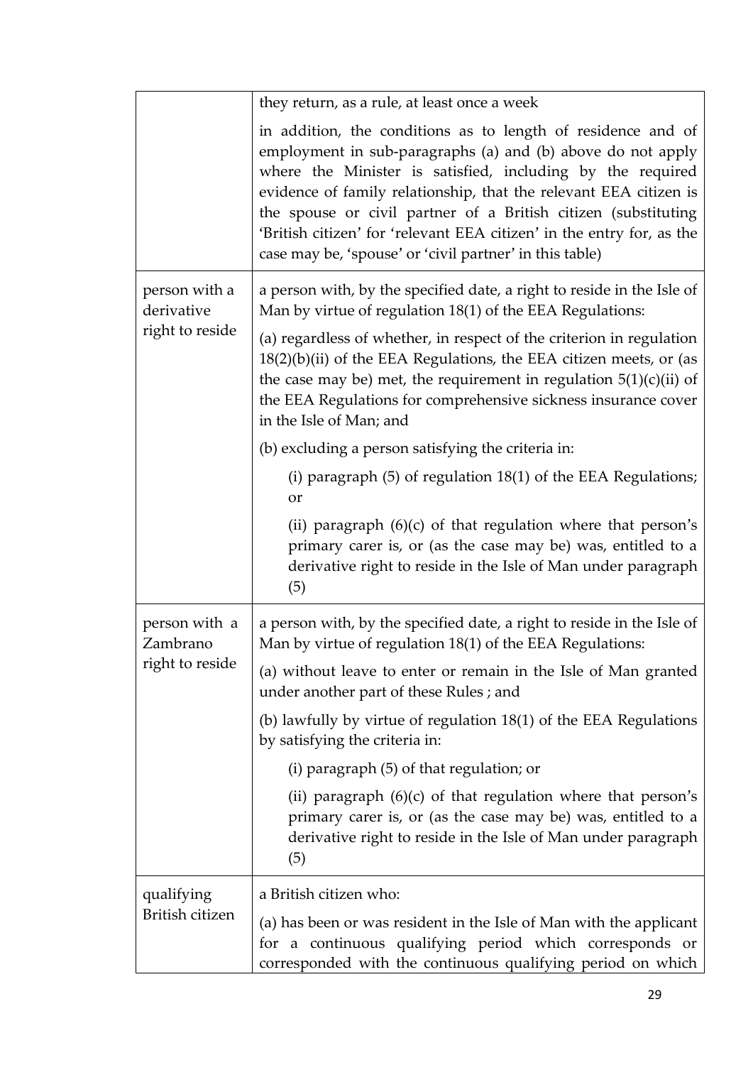| | |
|---|---|
| | they return, as a rule, at least once a week<br><br>in addition, the conditions as to length of residence and of employment in sub-paragraphs (a) and (b) above do not apply where the Minister is satisfied, including by the required evidence of family relationship, that the relevant EEA citizen is the spouse or civil partner of a British citizen (substituting 'British citizen' for 'relevant EEA citizen' in the entry for, as the case may be, 'spouse' or 'civil partner' in this table) |
| person with a derivative right to reside | a person with, by the specified date, a right to reside in the Isle of Man by virtue of regulation 18(1) of the EEA Regulations:<br><br>(a) regardless of whether, in respect of the criterion in regulation 18(2)(b)(ii) of the EEA Regulations, the EEA citizen meets, or (as the case may be) met, the requirement in regulation 5(1)(c)(ii) of the EEA Regulations for comprehensive sickness insurance cover in the Isle of Man; and<br><br>(b) excluding a person satisfying the criteria in:<br><br>(i) paragraph (5) of regulation 18(1) of the EEA Regulations; or<br><br>(ii) paragraph (6)(c) of that regulation where that person's primary carer is, or (as the case may be) was, entitled to a derivative right to reside in the Isle of Man under paragraph (5) |
| person with a Zambrano right to reside | a person with, by the specified date, a right to reside in the Isle of Man by virtue of regulation 18(1) of the EEA Regulations:<br><br>(a) without leave to enter or remain in the Isle of Man granted under another part of these Rules ; and<br><br>(b) lawfully by virtue of regulation 18(1) of the EEA Regulations by satisfying the criteria in:<br><br>(i) paragraph (5) of that regulation; or<br><br>(ii) paragraph (6)(c) of that regulation where that person's primary carer is, or (as the case may be) was, entitled to a derivative right to reside in the Isle of Man under paragraph (5) |
| qualifying British citizen | a British citizen who:<br><br>(a) has been or was resident in the Isle of Man with the applicant for a continuous qualifying period which corresponds or corresponded with the continuous qualifying period on which |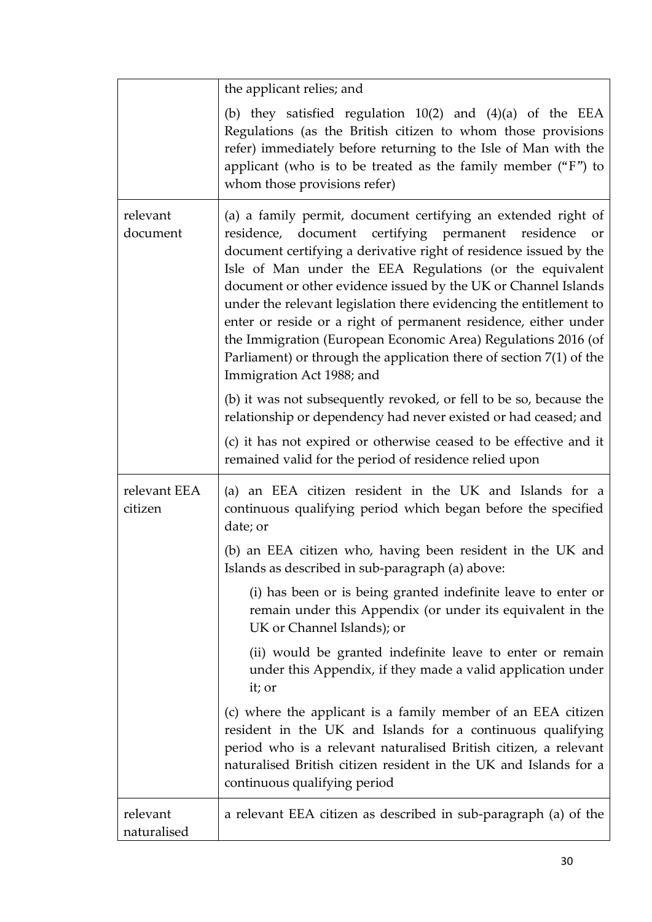| | |
|---|---|
| | the applicant relies; and<br><br>(b) they satisfied regulation 10(2) and (4)(a) of the EEA Regulations (as the British citizen to whom those provisions refer) immediately before returning to the Isle of Man with the applicant (who is to be treated as the family member ("F") to whom those provisions refer) |
| relevant document | (a) a family permit, document certifying an extended right of residence, document certifying permanent residence or document certifying a derivative right of residence issued by the Isle of Man under the EEA Regulations (or the equivalent document or other evidence issued by the UK or Channel Islands under the relevant legislation there evidencing the entitlement to enter or reside or a right of permanent residence, either under the Immigration (European Economic Area) Regulations 2016 (of Parliament) or through the application there of section 7(1) of the Immigration Act 1988; and<br><br>(b) it was not subsequently revoked, or fell to be so, because the relationship or dependency had never existed or had ceased; and<br><br>(c) it has not expired or otherwise ceased to be effective and it remained valid for the period of residence relied upon |
| relevant EEA citizen | (a) an EEA citizen resident in the UK and Islands for a continuous qualifying period which began before the specified date; or<br><br>(b) an EEA citizen who, having been resident in the UK and Islands as described in sub-paragraph (a) above:<br><br>(i) has been or is being granted indefinite leave to enter or remain under this Appendix (or under its equivalent in the UK or Channel Islands); or<br><br>(ii) would be granted indefinite leave to enter or remain under this Appendix, if they made a valid application under it; or<br><br>(c) where the applicant is a family member of an EEA citizen resident in the UK and Islands for a continuous qualifying period who is a relevant naturalised British citizen, a relevant naturalised British citizen resident in the UK and Islands for a continuous qualifying period |
| relevant naturalised | a relevant EEA citizen as described in sub-paragraph (a) of the |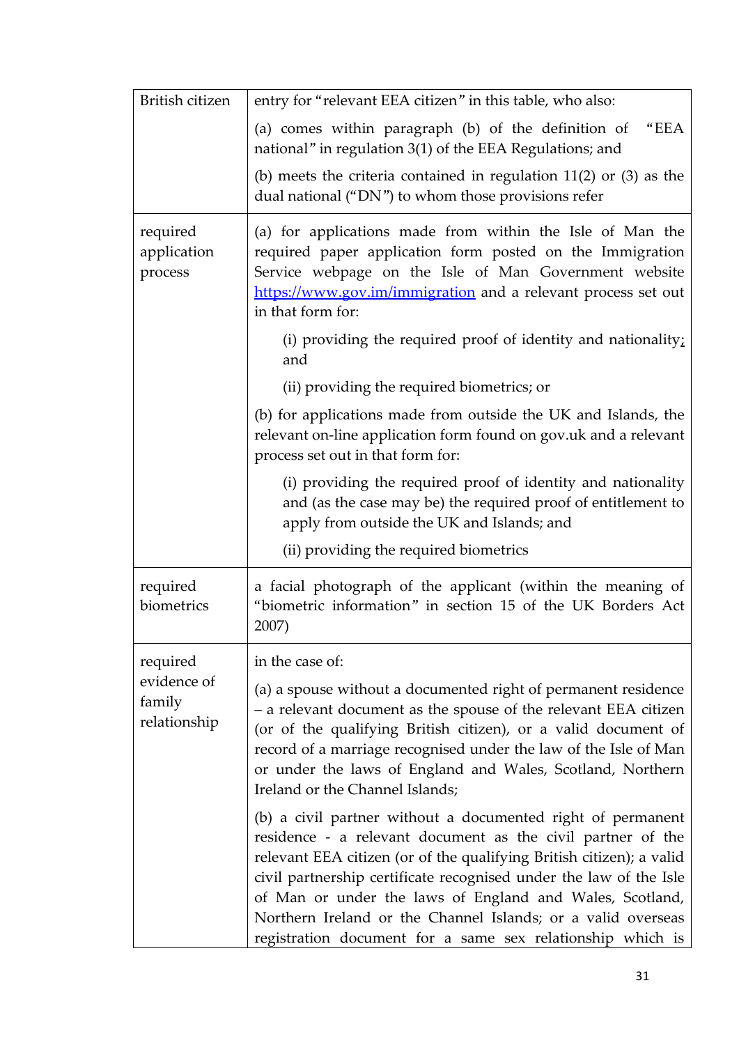| | |
|---|---|
| British citizen | entry for "relevant EEA citizen" in this table, who also:<br><br>(a) comes within paragraph (b) of the definition of "EEA national" in regulation 3(1) of the EEA Regulations; and<br><br>(b) meets the criteria contained in regulation 11(2) or (3) as the dual national ("DN") to whom those provisions refer |
| required application process | (a) for applications made from within the Isle of Man the required paper application form posted on the Immigration Service webpage on the Isle of Man Government website https://www.gov.im/immigration and a relevant process set out in that form for:<br><br>(i) providing the required proof of identity and nationality; and<br><br>(ii) providing the required biometrics; or<br><br>(b) for applications made from outside the UK and Islands, the relevant on-line application form found on gov.uk and a relevant process set out in that form for:<br><br>(i) providing the required proof of identity and nationality and (as the case may be) the required proof of entitlement to apply from outside the UK and Islands; and<br><br>(ii) providing the required biometrics |
| required biometrics | a facial photograph of the applicant (within the meaning of "biometric information" in section 15 of the UK Borders Act 2007) |
| required evidence of family relationship | in the case of:<br><br>(a) a spouse without a documented right of permanent residence – a relevant document as the spouse of the relevant EEA citizen (or of the qualifying British citizen), or a valid document of record of a marriage recognised under the law of the Isle of Man or under the laws of England and Wales, Scotland, Northern Ireland or the Channel Islands;<br><br>(b) a civil partner without a documented right of permanent residence - a relevant document as the civil partner of the relevant EEA citizen (or of the qualifying British citizen); a valid civil partnership certificate recognised under the law of the Isle of Man or under the laws of England and Wales, Scotland, Northern Ireland or the Channel Islands; or a valid overseas registration document for a same sex relationship which is |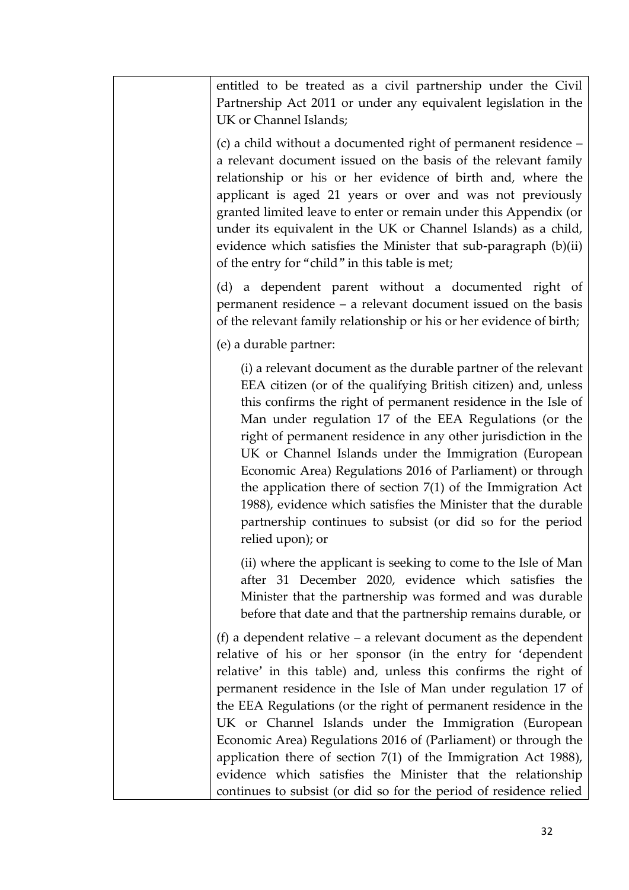| | entitled to be treated as a civil partnership under the Civil Partnership Act 2011 or under any equivalent legislation in the UK or Channel Islands;<br><br>(c) a child without a documented right of permanent residence – a relevant document issued on the basis of the relevant family relationship or his or her evidence of birth and, where the applicant is aged 21 years or over and was not previously granted limited leave to enter or remain under this Appendix (or under its equivalent in the UK or Channel Islands) as a child, evidence which satisfies the Minister that sub-paragraph (b)(ii) of the entry for "child" in this table is met;<br><br>(d) a dependent parent without a documented right of permanent residence – a relevant document issued on the basis of the relevant family relationship or his or her evidence of birth;<br><br>(e) a durable partner:<br><br>(i) a relevant document as the durable partner of the relevant EEA citizen (or of the qualifying British citizen) and, unless this confirms the right of permanent residence in the Isle of Man under regulation 17 of the EEA Regulations (or the right of permanent residence in any other jurisdiction in the UK or Channel Islands under the Immigration (European Economic Area) Regulations 2016 of Parliament) or through the application there of section 7(1) of the Immigration Act 1988), evidence which satisfies the Minister that the durable partnership continues to subsist (or did so for the period relied upon); or<br><br>(ii) where the applicant is seeking to come to the Isle of Man after 31 December 2020, evidence which satisfies the Minister that the partnership was formed and was durable before that date and that the partnership remains durable, or<br><br>(f) a dependent relative – a relevant document as the dependent relative of his or her sponsor (in the entry for 'dependent relative' in this table) and, unless this confirms the right of permanent residence in the Isle of Man under regulation 17 of the EEA Regulations (or the right of permanent residence in the UK or Channel Islands under the Immigration (European Economic Area) Regulations 2016 of (Parliament) or through the application there of section 7(1) of the Immigration Act 1988), evidence which satisfies the Minister that the relationship continues to subsist (or did so for the period of residence relied |
|---|---|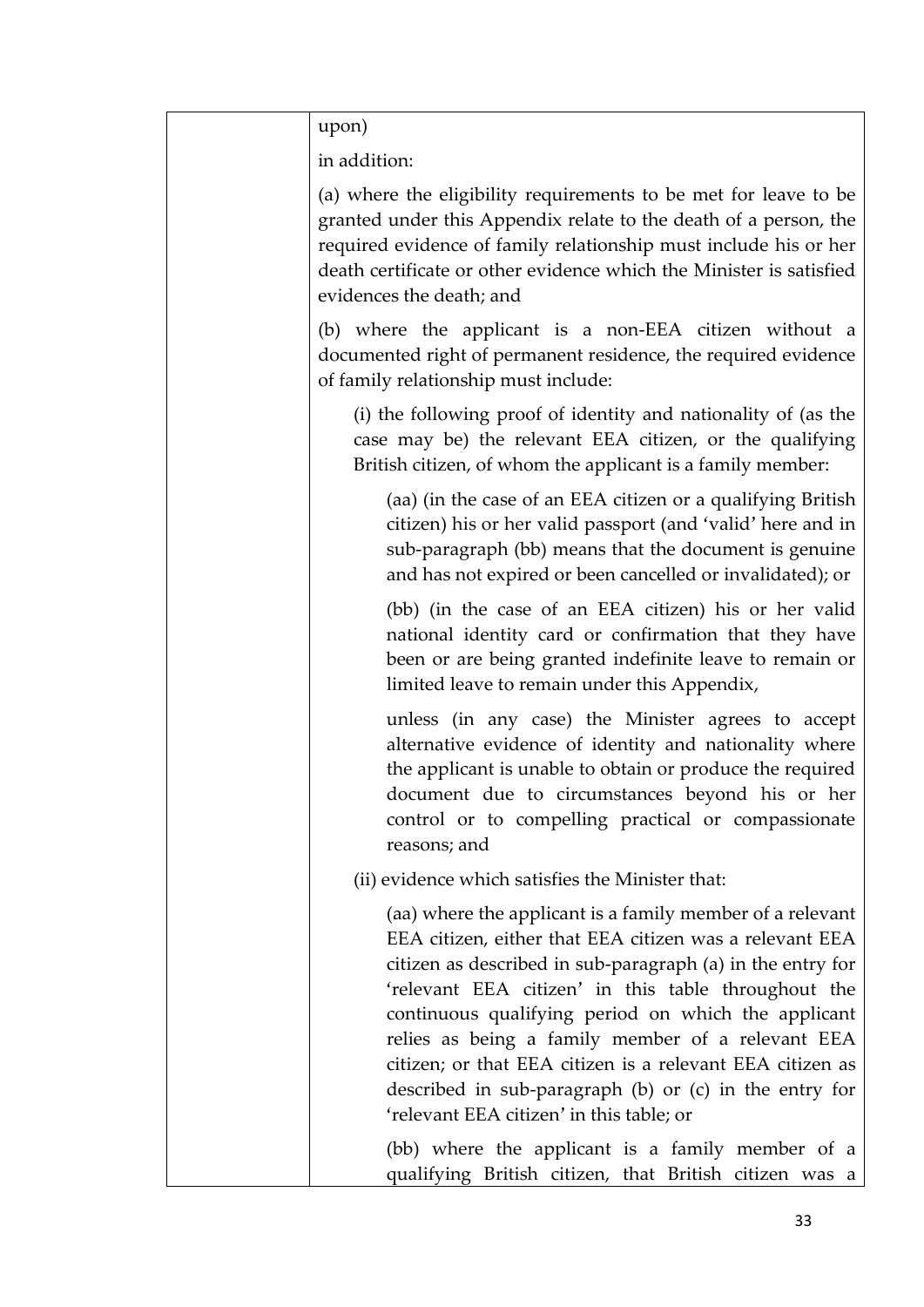| | upon)<br><br>in addition:<br><br>(a) where the eligibility requirements to be met for leave to be granted under this Appendix relate to the death of a person, the required evidence of family relationship must include his or her death certificate or other evidence which the Minister is satisfied evidences the death; and<br><br>(b) where the applicant is a non-EEA citizen without a documented right of permanent residence, the required evidence of family relationship must include:<br><br>(i) the following proof of identity and nationality of (as the case may be) the relevant EEA citizen, or the qualifying British citizen, of whom the applicant is a family member:<br><br>(aa) (in the case of an EEA citizen or a qualifying British citizen) his or her valid passport (and 'valid' here and in sub-paragraph (bb) means that the document is genuine and has not expired or been cancelled or invalidated); or<br><br>(bb) (in the case of an EEA citizen) his or her valid national identity card or confirmation that they have been or are being granted indefinite leave to remain or limited leave to remain under this Appendix,<br><br>unless (in any case) the Minister agrees to accept alternative evidence of identity and nationality where the applicant is unable to obtain or produce the required document due to circumstances beyond his or her control or to compelling practical or compassionate reasons; and<br><br>(ii) evidence which satisfies the Minister that:<br><br>(aa) where the applicant is a family member of a relevant EEA citizen, either that EEA citizen was a relevant EEA citizen as described in sub-paragraph (a) in the entry for 'relevant EEA citizen' in this table throughout the continuous qualifying period on which the applicant relies as being a family member of a relevant EEA citizen; or that EEA citizen is a relevant EEA citizen as described in sub-paragraph (b) or (c) in the entry for 'relevant EEA citizen' in this table; or<br><br>(bb) where the applicant is a family member of a qualifying British citizen, that British citizen was a |
|---|---|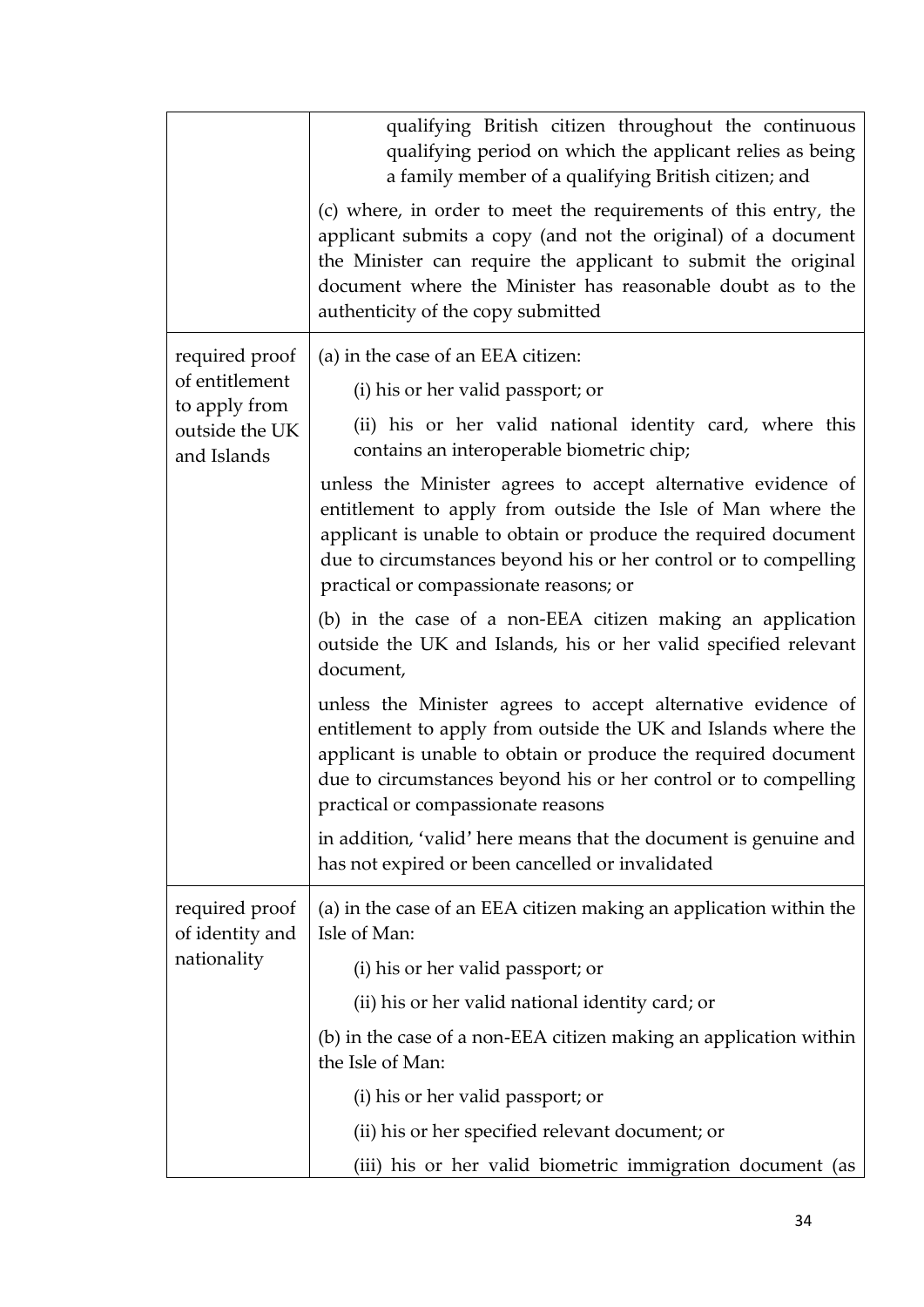| | |
|---|---|
| | qualifying British citizen throughout the continuous qualifying period on which the applicant relies as being a family member of a qualifying British citizen; and<br><br>(c) where, in order to meet the requirements of this entry, the applicant submits a copy (and not the original) of a document the Minister can require the applicant to submit the original document where the Minister has reasonable doubt as to the authenticity of the copy submitted |
| required proof of entitlement to apply from outside the UK and Islands | (a) in the case of an EEA citizen:<br><br>(i) his or her valid passport; or<br><br>(ii) his or her valid national identity card, where this contains an interoperable biometric chip;<br><br>unless the Minister agrees to accept alternative evidence of entitlement to apply from outside the Isle of Man where the applicant is unable to obtain or produce the required document due to circumstances beyond his or her control or to compelling practical or compassionate reasons; or<br><br>(b) in the case of a non-EEA citizen making an application outside the UK and Islands, his or her valid specified relevant document,<br><br>unless the Minister agrees to accept alternative evidence of entitlement to apply from outside the UK and Islands where the applicant is unable to obtain or produce the required document due to circumstances beyond his or her control or to compelling practical or compassionate reasons<br><br>in addition, 'valid' here means that the document is genuine and has not expired or been cancelled or invalidated |
| required proof of identity and nationality | (a) in the case of an EEA citizen making an application within the Isle of Man:<br><br>(i) his or her valid passport; or<br><br>(ii) his or her valid national identity card; or<br><br>(b) in the case of a non-EEA citizen making an application within the Isle of Man:<br><br>(i) his or her valid passport; or<br><br>(ii) his or her specified relevant document; or<br><br>(iii) his or her valid biometric immigration document (as |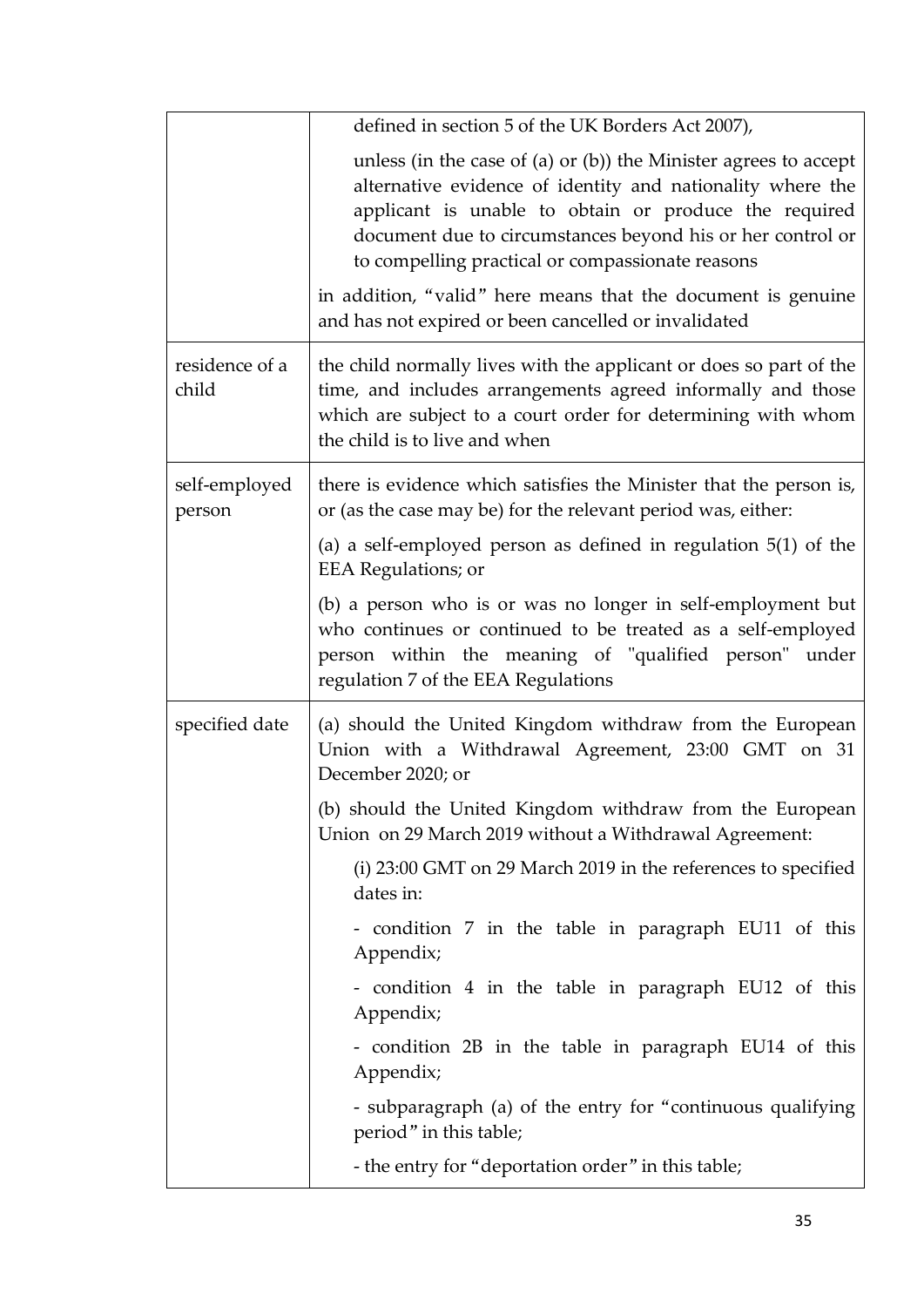| | |
|---|---|
| | defined in section 5 of the UK Borders Act 2007),<br><br>unless (in the case of (a) or (b)) the Minister agrees to accept alternative evidence of identity and nationality where the applicant is unable to obtain or produce the required document due to circumstances beyond his or her control or to compelling practical or compassionate reasons<br><br>in addition, "valid" here means that the document is genuine and has not expired or been cancelled or invalidated |
| residence of a child | the child normally lives with the applicant or does so part of the time, and includes arrangements agreed informally and those which are subject to a court order for determining with whom the child is to live and when |
| self-employed person | there is evidence which satisfies the Minister that the person is, or (as the case may be) for the relevant period was, either:<br><br>(a) a self-employed person as defined in regulation 5(1) of the EEA Regulations; or<br><br>(b) a person who is or was no longer in self-employment but who continues or continued to be treated as a self-employed person within the meaning of "qualified person" under regulation 7 of the EEA Regulations |
| specified date | (a) should the United Kingdom withdraw from the European Union with a Withdrawal Agreement, 23:00 GMT on 31 December 2020; or<br><br>(b) should the United Kingdom withdraw from the European Union on 29 March 2019 without a Withdrawal Agreement:<br><br>(i) 23:00 GMT on 29 March 2019 in the references to specified dates in:<br><br>- condition 7 in the table in paragraph EU11 of this Appendix;<br><br>- condition 4 in the table in paragraph EU12 of this Appendix;<br><br>- condition 2B in the table in paragraph EU14 of this Appendix;<br><br>- subparagraph (a) of the entry for "continuous qualifying period" in this table;<br><br>- the entry for "deportation order" in this table; |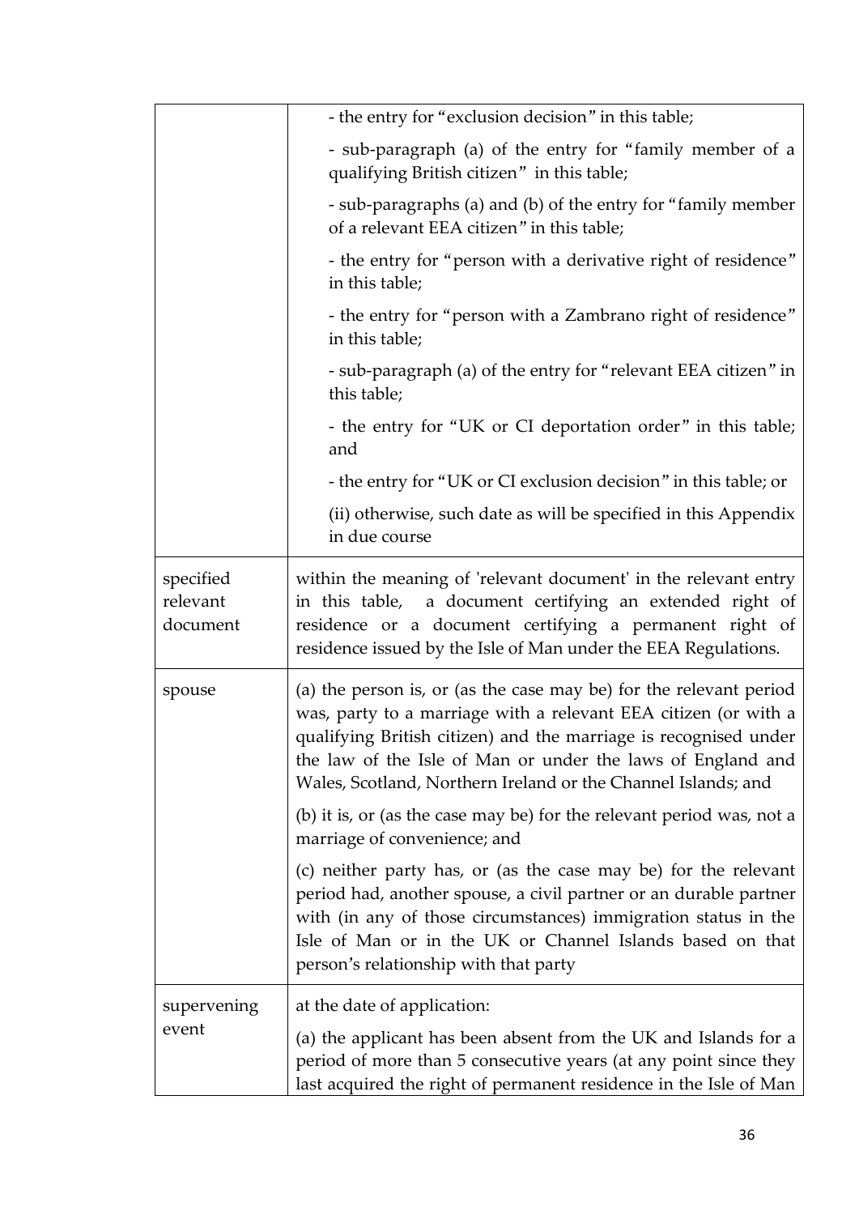| | |
|---|---|
| | - the entry for "exclusion decision" in this table;<br><br>- sub-paragraph (a) of the entry for "family member of a qualifying British citizen" in this table;<br><br>- sub-paragraphs (a) and (b) of the entry for "family member of a relevant EEA citizen" in this table;<br><br>- the entry for "person with a derivative right of residence" in this table;<br><br>- the entry for "person with a Zambrano right of residence" in this table;<br><br>- sub-paragraph (a) of the entry for "relevant EEA citizen" in this table;<br><br>- the entry for "UK or CI deportation order" in this table; and<br><br>- the entry for "UK or CI exclusion decision" in this table; or<br><br>(ii) otherwise, such date as will be specified in this Appendix in due course |
| specified relevant document | within the meaning of 'relevant document' in the relevant entry in this table, a document certifying an extended right of residence or a document certifying a permanent right of residence issued by the Isle of Man under the EEA Regulations. |
| spouse | (a) the person is, or (as the case may be) for the relevant period was, party to a marriage with a relevant EEA citizen (or with a qualifying British citizen) and the marriage is recognised under the law of the Isle of Man or under the laws of England and Wales, Scotland, Northern Ireland or the Channel Islands; and<br><br>(b) it is, or (as the case may be) for the relevant period was, not a marriage of convenience; and<br><br>(c) neither party has, or (as the case may be) for the relevant period had, another spouse, a civil partner or an durable partner with (in any of those circumstances) immigration status in the Isle of Man or in the UK or Channel Islands based on that person's relationship with that party |
| supervening event | at the date of application:<br><br>(a) the applicant has been absent from the UK and Islands for a period of more than 5 consecutive years (at any point since they last acquired the right of permanent residence in the Isle of Man |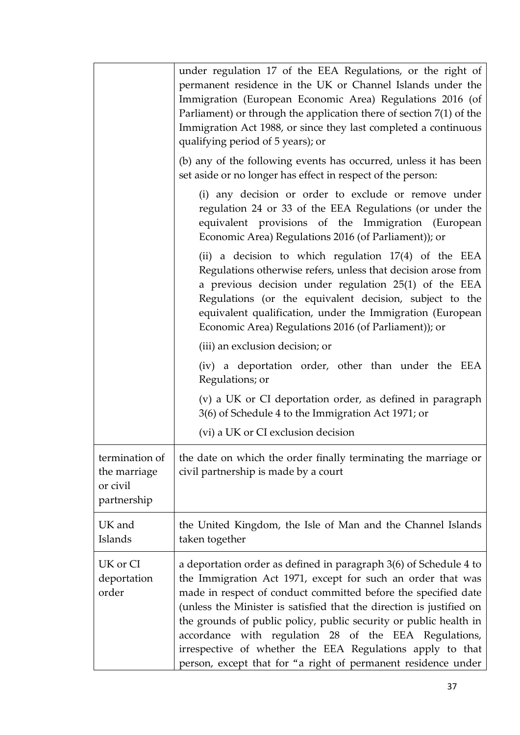| | |
|---|---|
| | under regulation 17 of the EEA Regulations, or the right of permanent residence in the UK or Channel Islands under the Immigration (European Economic Area) Regulations 2016 (of Parliament) or through the application there of section 7(1) of the Immigration Act 1988, or since they last completed a continuous qualifying period of 5 years); or<br><br>(b) any of the following events has occurred, unless it has been set aside or no longer has effect in respect of the person:<br><br>(i) any decision or order to exclude or remove under regulation 24 or 33 of the EEA Regulations (or under the equivalent provisions of the Immigration (European Economic Area) Regulations 2016 (of Parliament)); or<br><br>(ii) a decision to which regulation 17(4) of the EEA Regulations otherwise refers, unless that decision arose from a previous decision under regulation 25(1) of the EEA Regulations (or the equivalent decision, subject to the equivalent qualification, under the Immigration (European Economic Area) Regulations 2016 (of Parliament)); or<br><br>(iii) an exclusion decision; or<br><br>(iv) a deportation order, other than under the EEA Regulations; or<br><br>(v) a UK or CI deportation order, as defined in paragraph 3(6) of Schedule 4 to the Immigration Act 1971; or<br><br>(vi) a UK or CI exclusion decision |
| termination of the marriage or civil partnership | the date on which the order finally terminating the marriage or civil partnership is made by a court |
| UK and Islands | the United Kingdom, the Isle of Man and the Channel Islands taken together |
| UK or CI deportation order | a deportation order as defined in paragraph 3(6) of Schedule 4 to the Immigration Act 1971, except for such an order that was made in respect of conduct committed before the specified date (unless the Minister is satisfied that the direction is justified on the grounds of public policy, public security or public health in accordance with regulation 28 of the EEA Regulations, irrespective of whether the EEA Regulations apply to that person, except that for "a right of permanent residence under |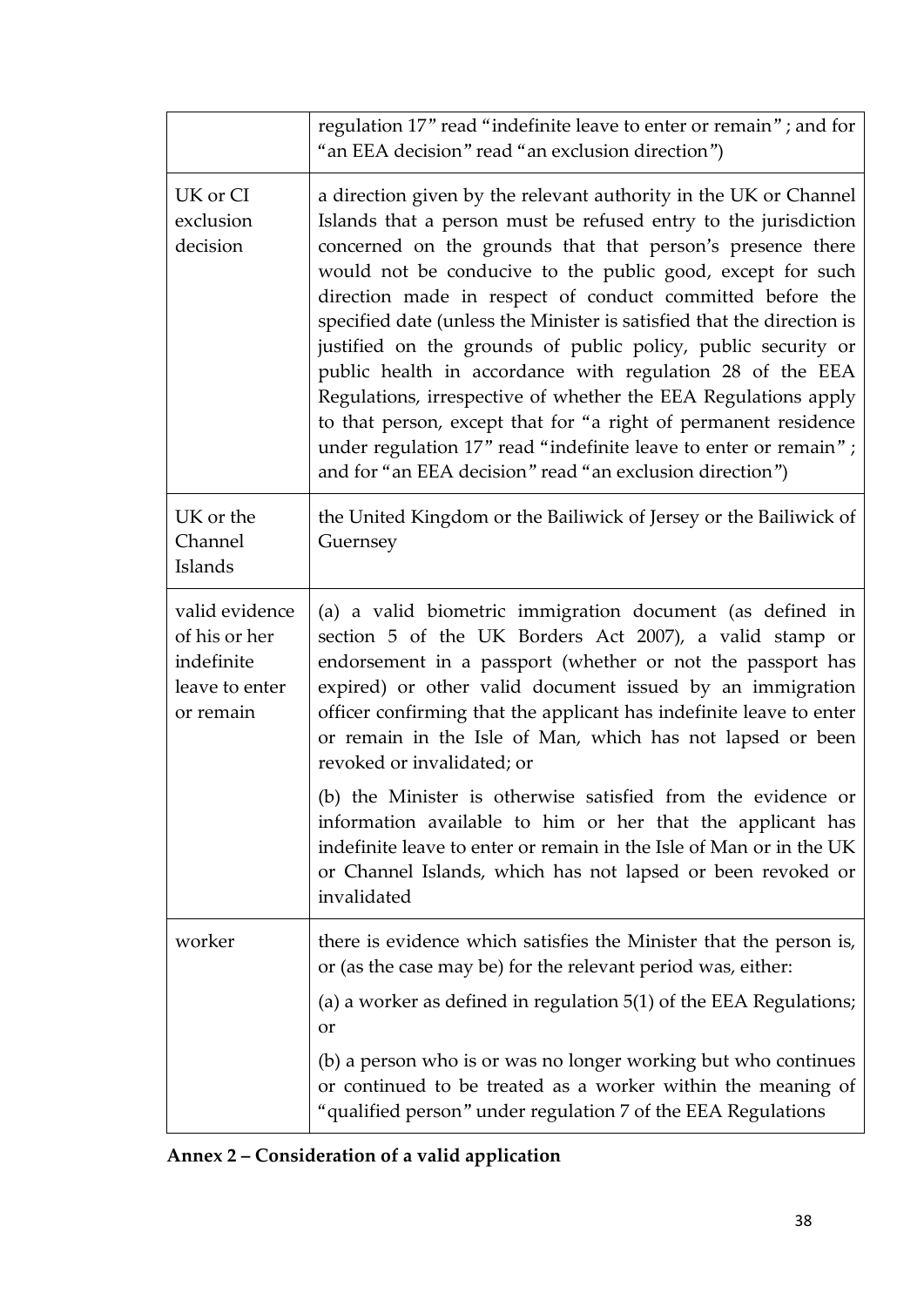| | |
|---|---|
| | regulation 17" read "indefinite leave to enter or remain"; and for "an EEA decision" read "an exclusion direction") |
| UK or CI exclusion decision | a direction given by the relevant authority in the UK or Channel Islands that a person must be refused entry to the jurisdiction concerned on the grounds that that person's presence there would not be conducive to the public good, except for such direction made in respect of conduct committed before the specified date (unless the Minister is satisfied that the direction is justified on the grounds of public policy, public security or public health in accordance with regulation 28 of the EEA Regulations, irrespective of whether the EEA Regulations apply to that person, except that for "a right of permanent residence under regulation 17" read "indefinite leave to enter or remain"; and for "an EEA decision" read "an exclusion direction") |
| UK or the Channel Islands | the United Kingdom or the Bailiwick of Jersey or the Bailiwick of Guernsey |
| valid evidence of his or her indefinite leave to enter or remain | (a) a valid biometric immigration document (as defined in section 5 of the UK Borders Act 2007), a valid stamp or endorsement in a passport (whether or not the passport has expired) or other valid document issued by an immigration officer confirming that the applicant has indefinite leave to enter or remain in the Isle of Man, which has not lapsed or been revoked or invalidated; or<br><br>(b) the Minister is otherwise satisfied from the evidence or information available to him or her that the applicant has indefinite leave to enter or remain in the Isle of Man or in the UK or Channel Islands, which has not lapsed or been revoked or invalidated |
| worker | there is evidence which satisfies the Minister that the person is, or (as the case may be) for the relevant period was, either:<br><br>(a) a worker as defined in regulation 5(1) of the EEA Regulations; or<br><br>(b) a person who is or was no longer working but who continues or continued to be treated as a worker within the meaning of "qualified person" under regulation 7 of the EEA Regulations |

**Annex 2 – Consideration of a valid application**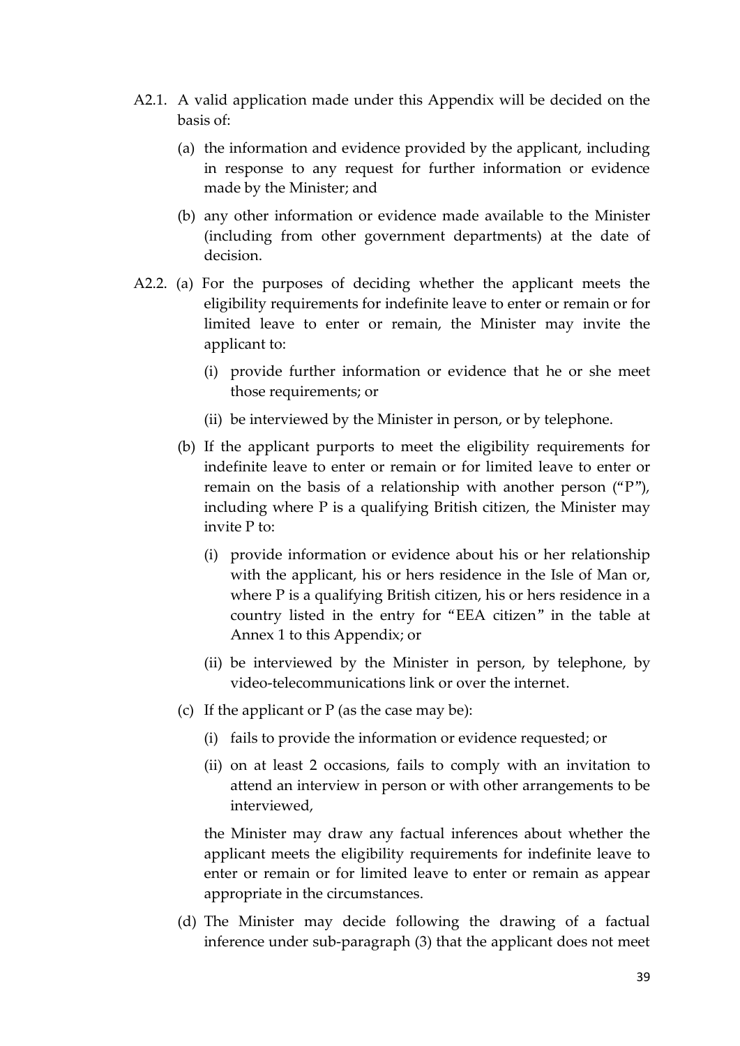A2.1. A valid application made under this Appendix will be decided on the basis of:

(a) the information and evidence provided by the applicant, including in response to any request for further information or evidence made by the Minister; and

(b) any other information or evidence made available to the Minister (including from other government departments) at the date of decision.

A2.2. (a) For the purposes of deciding whether the applicant meets the eligibility requirements for indefinite leave to enter or remain or for limited leave to enter or remain, the Minister may invite the applicant to:

(i) provide further information or evidence that he or she meet those requirements; or

(ii) be interviewed by the Minister in person, or by telephone.

(b) If the applicant purports to meet the eligibility requirements for indefinite leave to enter or remain or for limited leave to enter or remain on the basis of a relationship with another person ("P"), including where P is a qualifying British citizen, the Minister may invite P to:

(i) provide information or evidence about his or her relationship with the applicant, his or hers residence in the Isle of Man or, where P is a qualifying British citizen, his or hers residence in a country listed in the entry for "EEA citizen" in the table at Annex 1 to this Appendix; or

(ii) be interviewed by the Minister in person, by telephone, by video-telecommunications link or over the internet.

(c) If the applicant or P (as the case may be):

(i) fails to provide the information or evidence requested; or

(ii) on at least 2 occasions, fails to comply with an invitation to attend an interview in person or with other arrangements to be interviewed,

the Minister may draw any factual inferences about whether the applicant meets the eligibility requirements for indefinite leave to enter or remain or for limited leave to enter or remain as appear appropriate in the circumstances.

(d) The Minister may decide following the drawing of a factual inference under sub-paragraph (3) that the applicant does not meet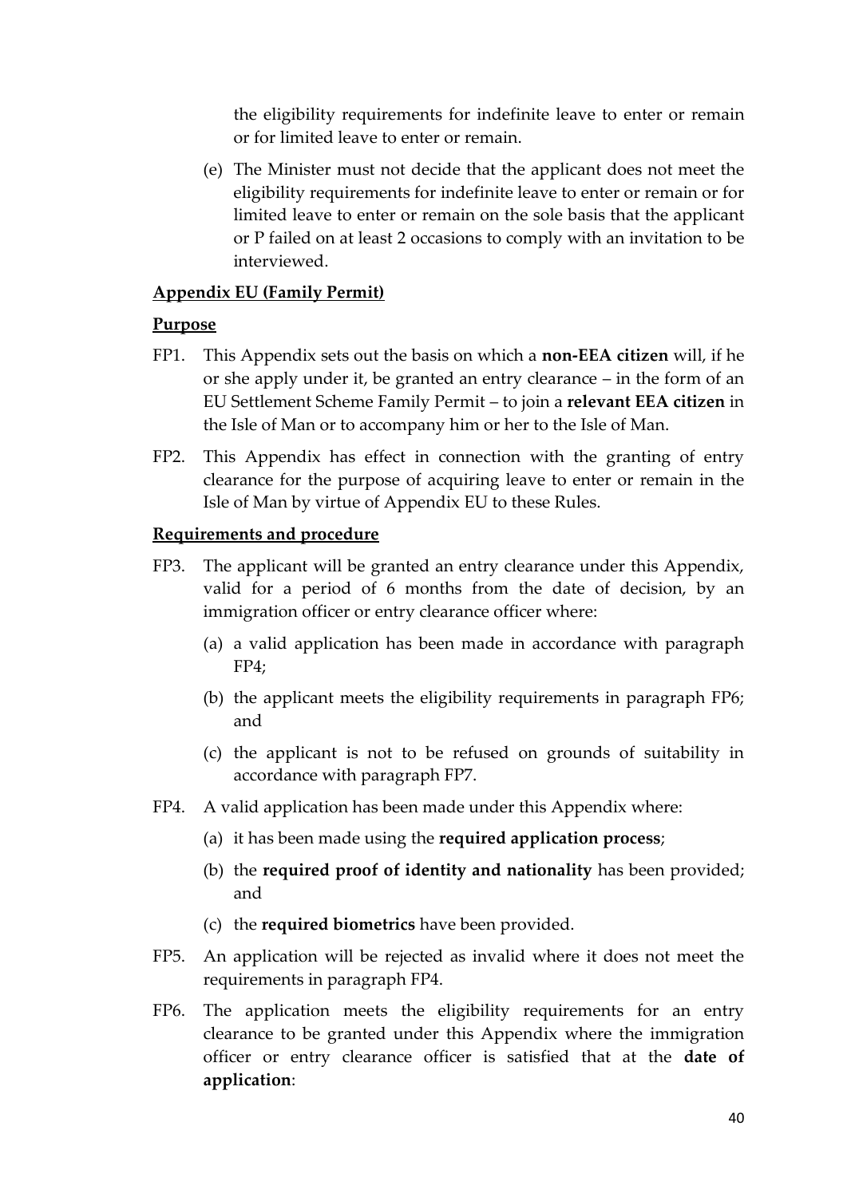the eligibility requirements for indefinite leave to enter or remain or for limited leave to enter or remain.

(e) The Minister must not decide that the applicant does not meet the eligibility requirements for indefinite leave to enter or remain or for limited leave to enter or remain on the sole basis that the applicant or P failed on at least 2 occasions to comply with an invitation to be interviewed.

## Appendix EU (Family Permit)

### Purpose

FP1. This Appendix sets out the basis on which a **non-EEA citizen** will, if he or she apply under it, be granted an entry clearance – in the form of an EU Settlement Scheme Family Permit – to join a **relevant EEA citizen** in the Isle of Man or to accompany him or her to the Isle of Man.

FP2. This Appendix has effect in connection with the granting of entry clearance for the purpose of acquiring leave to enter or remain in the Isle of Man by virtue of Appendix EU to these Rules.

### Requirements and procedure

FP3. The applicant will be granted an entry clearance under this Appendix, valid for a period of 6 months from the date of decision, by an immigration officer or entry clearance officer where:

(a) a valid application has been made in accordance with paragraph FP4;

(b) the applicant meets the eligibility requirements in paragraph FP6; and

(c) the applicant is not to be refused on grounds of suitability in accordance with paragraph FP7.

FP4. A valid application has been made under this Appendix where:

(a) it has been made using the **required application process**;

(b) the **required proof of identity and nationality** has been provided; and

(c) the **required biometrics** have been provided.

FP5. An application will be rejected as invalid where it does not meet the requirements in paragraph FP4.

FP6. The application meets the eligibility requirements for an entry clearance to be granted under this Appendix where the immigration officer or entry clearance officer is satisfied that at the **date of application**: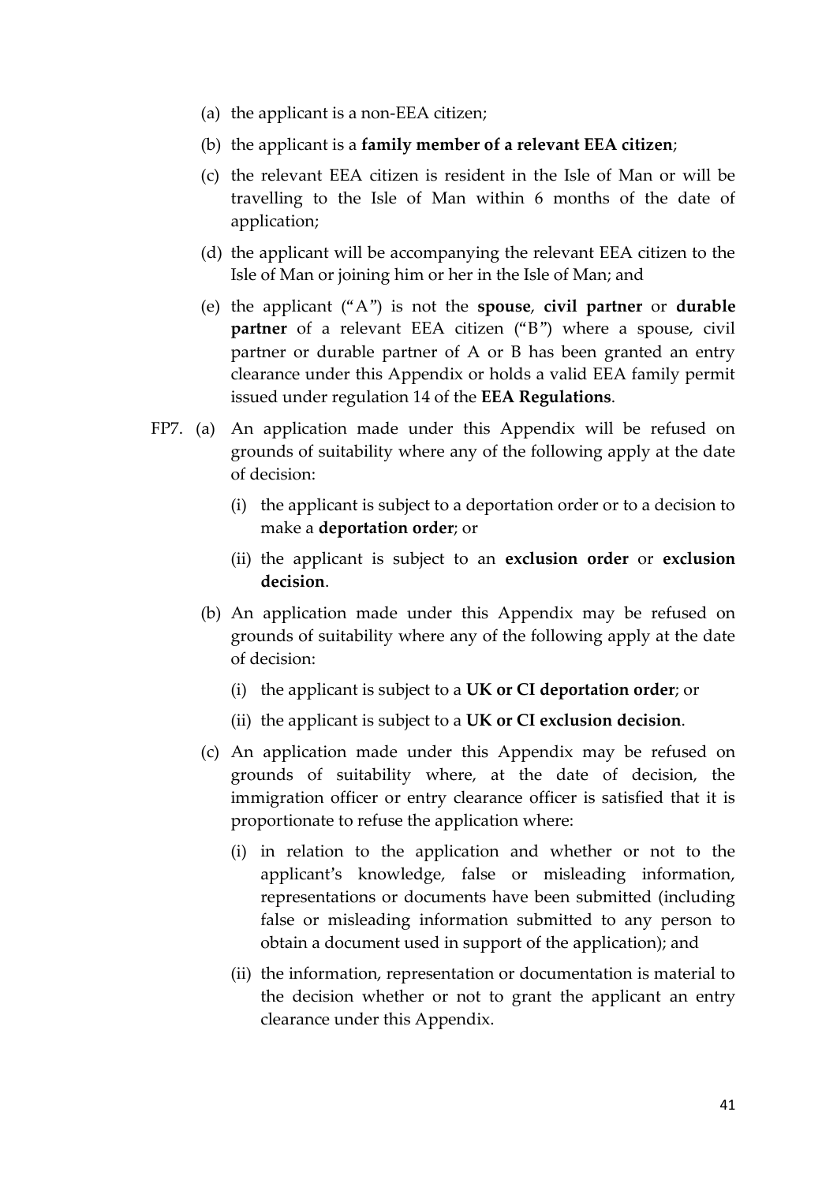(a) the applicant is a non-EEA citizen;

(b) the applicant is a **family member of a relevant EEA citizen**;

(c) the relevant EEA citizen is resident in the Isle of Man or will be travelling to the Isle of Man within 6 months of the date of application;

(d) the applicant will be accompanying the relevant EEA citizen to the Isle of Man or joining him or her in the Isle of Man; and

(e) the applicant ("A") is not the **spouse**, **civil partner** or **durable partner** of a relevant EEA citizen ("B") where a spouse, civil partner or durable partner of A or B has been granted an entry clearance under this Appendix or holds a valid EEA family permit issued under regulation 14 of the **EEA Regulations**.

FP7. (a) An application made under this Appendix will be refused on grounds of suitability where any of the following apply at the date of decision:

(i) the applicant is subject to a deportation order or to a decision to make a **deportation order**; or

(ii) the applicant is subject to an **exclusion order** or **exclusion decision**.

(b) An application made under this Appendix may be refused on grounds of suitability where any of the following apply at the date of decision:

(i) the applicant is subject to a **UK or CI deportation order**; or

(ii) the applicant is subject to a **UK or CI exclusion decision**.

(c) An application made under this Appendix may be refused on grounds of suitability where, at the date of decision, the immigration officer or entry clearance officer is satisfied that it is proportionate to refuse the application where:

(i) in relation to the application and whether or not to the applicant's knowledge, false or misleading information, representations or documents have been submitted (including false or misleading information submitted to any person to obtain a document used in support of the application); and

(ii) the information, representation or documentation is material to the decision whether or not to grant the applicant an entry clearance under this Appendix.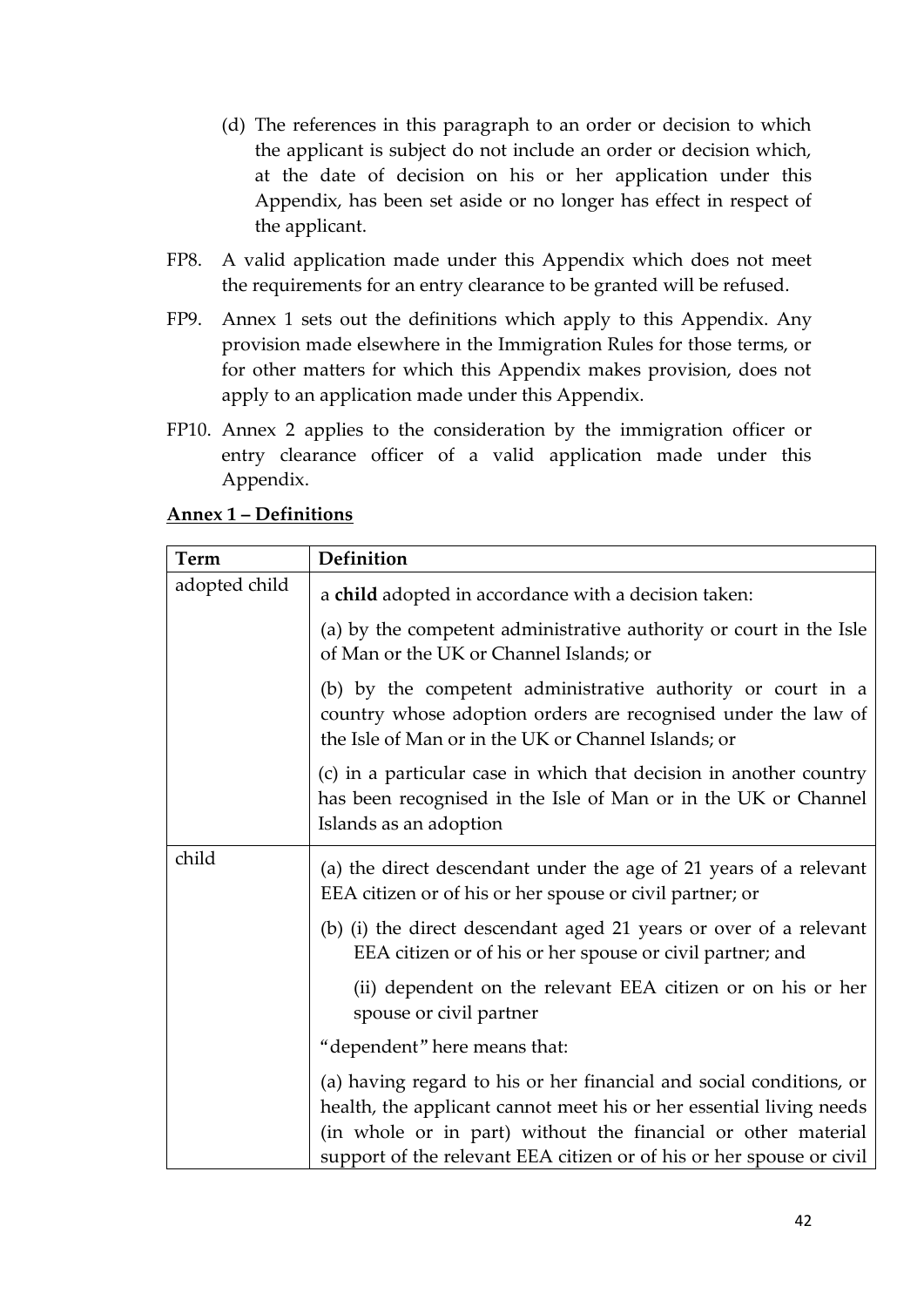(d) The references in this paragraph to an order or decision to which the applicant is subject do not include an order or decision which, at the date of decision on his or her application under this Appendix, has been set aside or no longer has effect in respect of the applicant.

FP8. A valid application made under this Appendix which does not meet the requirements for an entry clearance to be granted will be refused.

FP9. Annex 1 sets out the definitions which apply to this Appendix. Any provision made elsewhere in the Immigration Rules for those terms, or for other matters for which this Appendix makes provision, does not apply to an application made under this Appendix.

FP10. Annex 2 applies to the consideration by the immigration officer or entry clearance officer of a valid application made under this Appendix.

**Annex 1 – Definitions**

| Term | Definition |
|---|---|
| adopted child | a **child** adopted in accordance with a decision taken:<br><br>(a) by the competent administrative authority or court in the Isle of Man or the UK or Channel Islands; or<br><br>(b) by the competent administrative authority or court in a country whose adoption orders are recognised under the law of the Isle of Man or in the UK or Channel Islands; or<br><br>(c) in a particular case in which that decision in another country has been recognised in the Isle of Man or in the UK or Channel Islands as an adoption |
| child | (a) the direct descendant under the age of 21 years of a relevant EEA citizen or of his or her spouse or civil partner; or<br><br>(b) (i) the direct descendant aged 21 years or over of a relevant EEA citizen or of his or her spouse or civil partner; and<br><br>(ii) dependent on the relevant EEA citizen or on his or her spouse or civil partner<br><br>"dependent" here means that:<br><br>(a) having regard to his or her financial and social conditions, or health, the applicant cannot meet his or her essential living needs (in whole or in part) without the financial or other material support of the relevant EEA citizen or of his or her spouse or civil |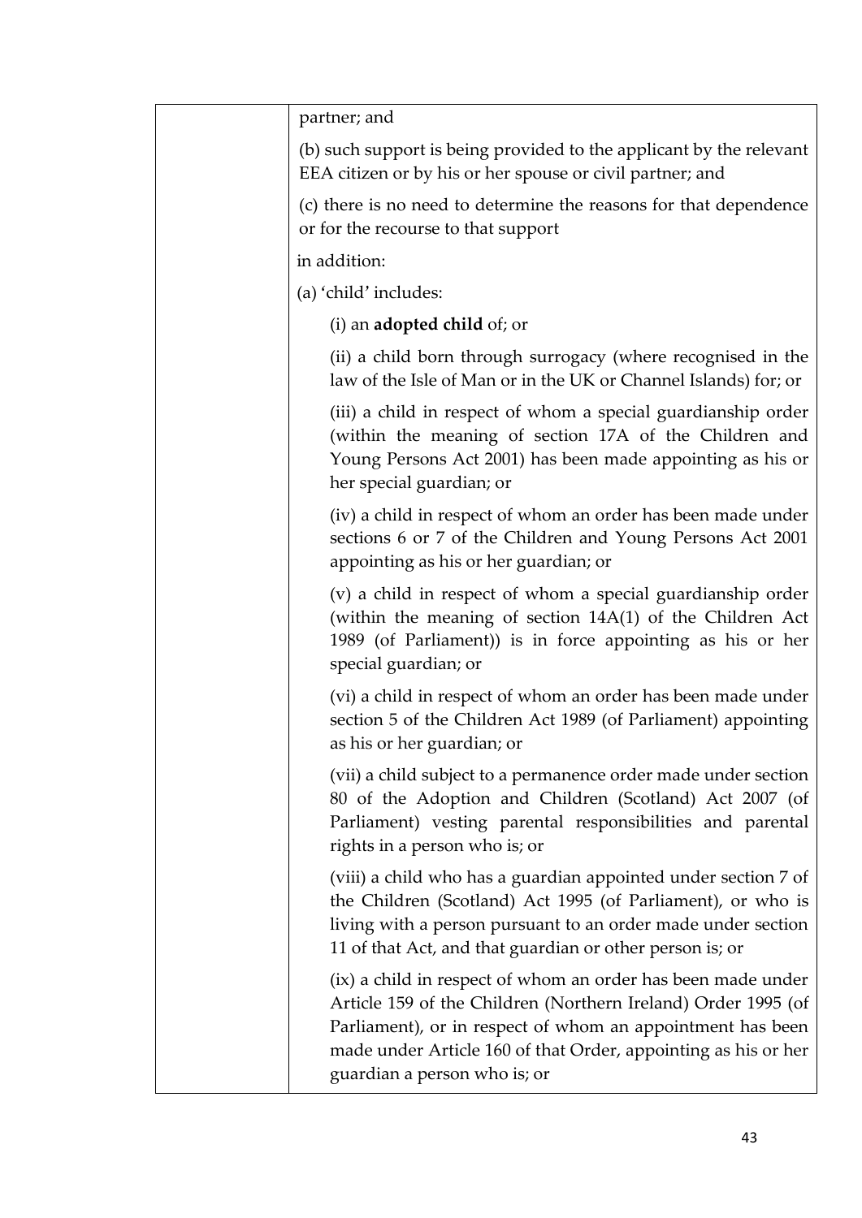| | partner; and<br><br>(b) such support is being provided to the applicant by the relevant EEA citizen or by his or her spouse or civil partner; and<br><br>(c) there is no need to determine the reasons for that dependence or for the recourse to that support<br><br>in addition:<br><br>(a) 'child' includes:<br><br>(i) an **adopted child** of; or<br><br>(ii) a child born through surrogacy (where recognised in the law of the Isle of Man or in the UK or Channel Islands) for; or<br><br>(iii) a child in respect of whom a special guardianship order (within the meaning of section 17A of the Children and Young Persons Act 2001) has been made appointing as his or her special guardian; or<br><br>(iv) a child in respect of whom an order has been made under sections 6 or 7 of the Children and Young Persons Act 2001 appointing as his or her guardian; or<br><br>(v) a child in respect of whom a special guardianship order (within the meaning of section 14A(1) of the Children Act 1989 (of Parliament)) is in force appointing as his or her special guardian; or<br><br>(vi) a child in respect of whom an order has been made under section 5 of the Children Act 1989 (of Parliament) appointing as his or her guardian; or<br><br>(vii) a child subject to a permanence order made under section 80 of the Adoption and Children (Scotland) Act 2007 (of Parliament) vesting parental responsibilities and parental rights in a person who is; or<br><br>(viii) a child who has a guardian appointed under section 7 of the Children (Scotland) Act 1995 (of Parliament), or who is living with a person pursuant to an order made under section 11 of that Act, and that guardian or other person is; or<br><br>(ix) a child in respect of whom an order has been made under Article 159 of the Children (Northern Ireland) Order 1995 (of Parliament), or in respect of whom an appointment has been made under Article 160 of that Order, appointing as his or her guardian a person who is; or |
|---|---|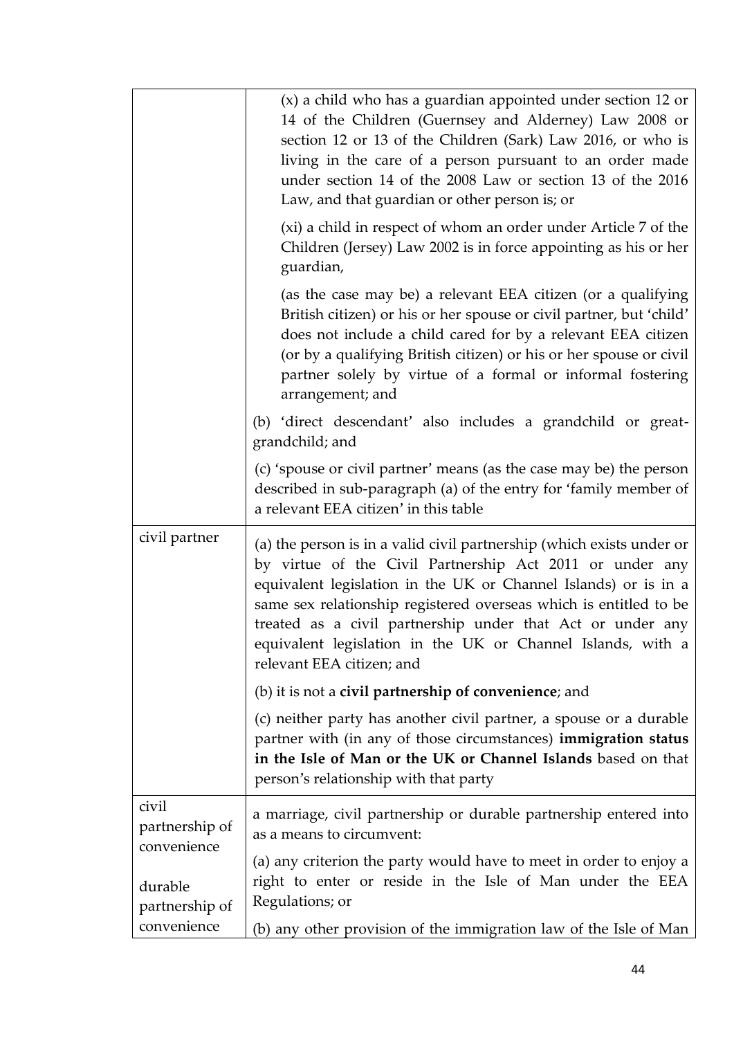| | |
|---|---|
| | (x) a child who has a guardian appointed under section 12 or 14 of the Children (Guernsey and Alderney) Law 2008 or section 12 or 13 of the Children (Sark) Law 2016, or who is living in the care of a person pursuant to an order made under section 14 of the 2008 Law or section 13 of the 2016 Law, and that guardian or other person is; or<br><br>(xi) a child in respect of whom an order under Article 7 of the Children (Jersey) Law 2002 is in force appointing as his or her guardian,<br><br>(as the case may be) a relevant EEA citizen (or a qualifying British citizen) or his or her spouse or civil partner, but 'child' does not include a child cared for by a relevant EEA citizen (or by a qualifying British citizen) or his or her spouse or civil partner solely by virtue of a formal or informal fostering arrangement; and<br><br>(b) 'direct descendant' also includes a grandchild or great-grandchild; and<br><br>(c) 'spouse or civil partner' means (as the case may be) the person described in sub-paragraph (a) of the entry for 'family member of a relevant EEA citizen' in this table |
| civil partner | (a) the person is in a valid civil partnership (which exists under or by virtue of the Civil Partnership Act 2011 or under any equivalent legislation in the UK or Channel Islands) or is in a same sex relationship registered overseas which is entitled to be treated as a civil partnership under that Act or under any equivalent legislation in the UK or Channel Islands, with a relevant EEA citizen; and<br><br>(b) it is not a **civil partnership of convenience**; and<br><br>(c) neither party has another civil partner, a spouse or a durable partner with (in any of those circumstances) **immigration status in the Isle of Man or the UK or Channel Islands** based on that person's relationship with that party |
| civil partnership of convenience<br><br>durable partnership of convenience | a marriage, civil partnership or durable partnership entered into as a means to circumvent:<br><br>(a) any criterion the party would have to meet in order to enjoy a right to enter or reside in the Isle of Man under the EEA Regulations; or<br><br>(b) any other provision of the immigration law of the Isle of Man |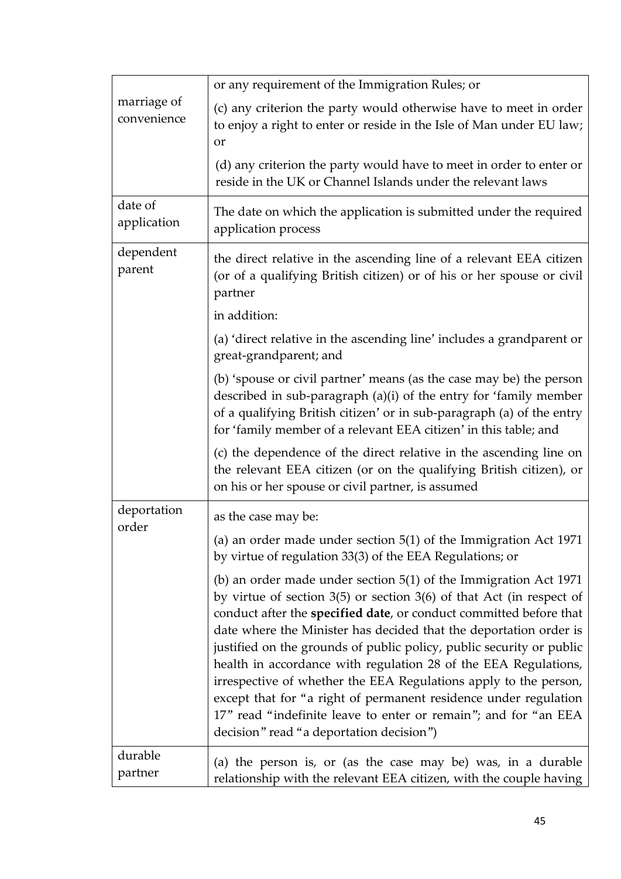| | |
|---|---|
| marriage of convenience | or any requirement of the Immigration Rules; or<br><br>(c) any criterion the party would otherwise have to meet in order to enjoy a right to enter or reside in the Isle of Man under EU law; or<br><br>(d) any criterion the party would have to meet in order to enter or reside in the UK or Channel Islands under the relevant laws |
| date of application | The date on which the application is submitted under the required application process |
| dependent parent | the direct relative in the ascending line of a relevant EEA citizen (or of a qualifying British citizen) or of his or her spouse or civil partner<br><br>in addition:<br><br>(a) 'direct relative in the ascending line' includes a grandparent or great-grandparent; and<br><br>(b) 'spouse or civil partner' means (as the case may be) the person described in sub-paragraph (a)(i) of the entry for 'family member of a qualifying British citizen' or in sub-paragraph (a) of the entry for 'family member of a relevant EEA citizen' in this table; and<br><br>(c) the dependence of the direct relative in the ascending line on the relevant EEA citizen (or on the qualifying British citizen), or on his or her spouse or civil partner, is assumed |
| deportation order | as the case may be:<br><br>(a) an order made under section 5(1) of the Immigration Act 1971 by virtue of regulation 33(3) of the EEA Regulations; or<br><br>(b) an order made under section 5(1) of the Immigration Act 1971 by virtue of section 3(5) or section 3(6) of that Act (in respect of conduct after the **specified date**, or conduct committed before that date where the Minister has decided that the deportation order is justified on the grounds of public policy, public security or public health in accordance with regulation 28 of the EEA Regulations, irrespective of whether the EEA Regulations apply to the person, except that for "a right of permanent residence under regulation 17" read "indefinite leave to enter or remain"; and for "an EEA decision" read "a deportation decision") |
| durable partner | (a) the person is, or (as the case may be) was, in a durable relationship with the relevant EEA citizen, with the couple having |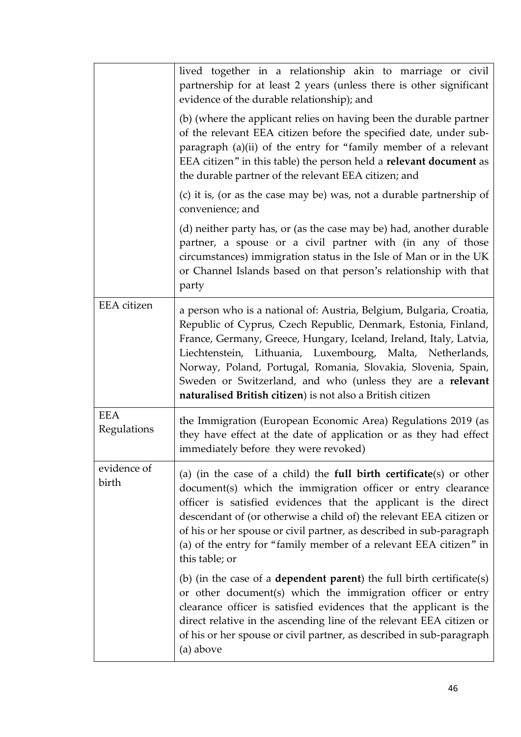| | |
|---|---|
| | lived together in a relationship akin to marriage or civil partnership for at least 2 years (unless there is other significant evidence of the durable relationship); and<br><br>(b) (where the applicant relies on having been the durable partner of the relevant EEA citizen before the specified date, under sub-paragraph (a)(ii) of the entry for "family member of a relevant EEA citizen" in this table) the person held a **relevant document** as the durable partner of the relevant EEA citizen; and<br><br>(c) it is, (or as the case may be) was, not a durable partnership of convenience; and<br><br>(d) neither party has, or (as the case may be) had, another durable partner, a spouse or a civil partner with (in any of those circumstances) immigration status in the Isle of Man or in the UK or Channel Islands based on that person's relationship with that party |
| EEA citizen | a person who is a national of: Austria, Belgium, Bulgaria, Croatia, Republic of Cyprus, Czech Republic, Denmark, Estonia, Finland, France, Germany, Greece, Hungary, Iceland, Ireland, Italy, Latvia, Liechtenstein, Lithuania, Luxembourg, Malta, Netherlands, Norway, Poland, Portugal, Romania, Slovakia, Slovenia, Spain, Sweden or Switzerland, and who (unless they are a **relevant naturalised British citizen**) is not also a British citizen |
| EEA Regulations | the Immigration (European Economic Area) Regulations 2019 (as they have effect at the date of application or as they had effect immediately before they were revoked) |
| evidence of birth | (a) (in the case of a child) the **full birth certificate**(s) or other document(s) which the immigration officer or entry clearance officer is satisfied evidences that the applicant is the direct descendant of (or otherwise a child of) the relevant EEA citizen or of his or her spouse or civil partner, as described in sub-paragraph (a) of the entry for "family member of a relevant EEA citizen" in this table; or<br><br>(b) (in the case of a **dependent parent**) the full birth certificate(s) or other document(s) which the immigration officer or entry clearance officer is satisfied evidences that the applicant is the direct relative in the ascending line of the relevant EEA citizen or of his or her spouse or civil partner, as described in sub-paragraph (a) above |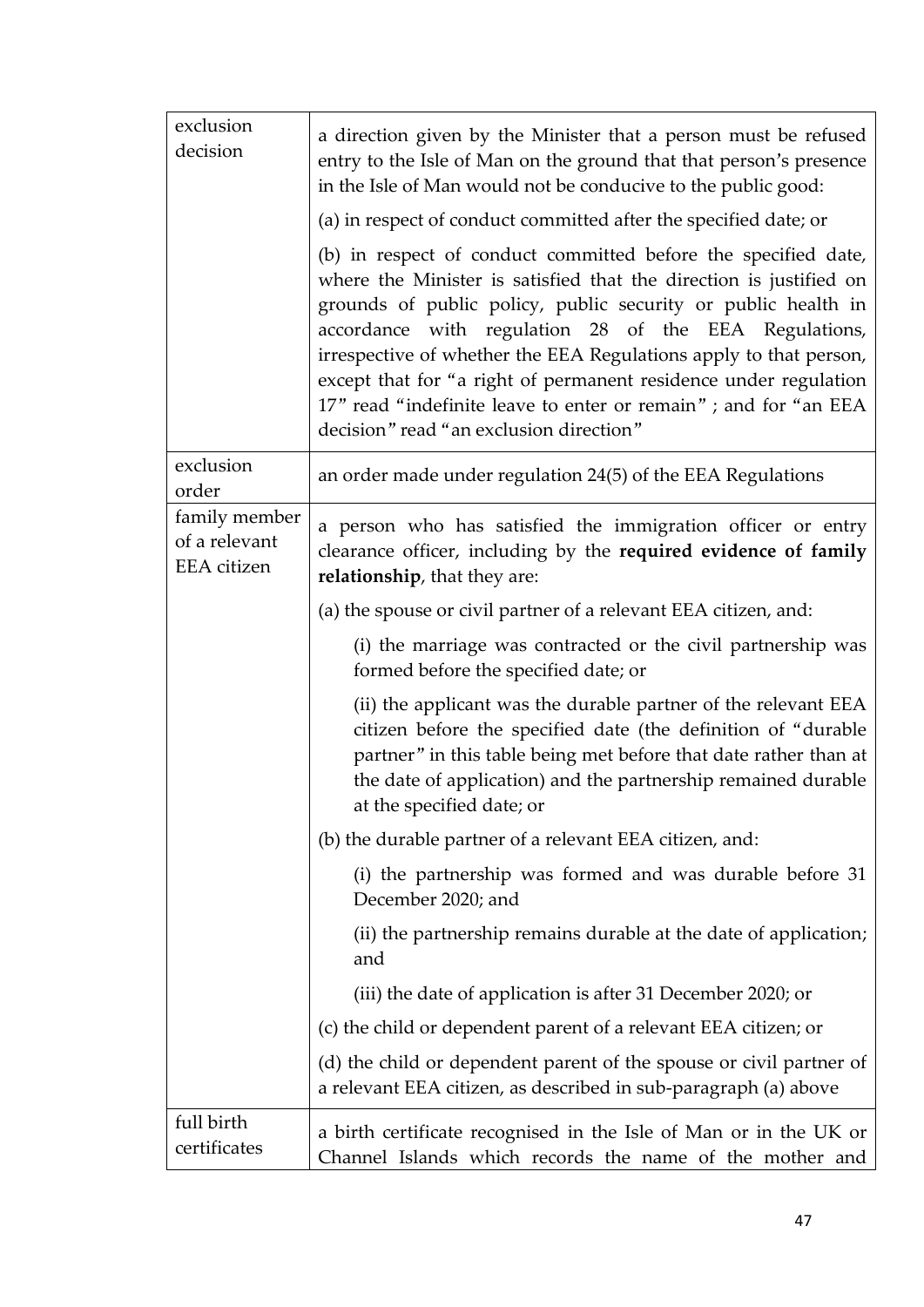| | |
|---|---|
| exclusion decision | a direction given by the Minister that a person must be refused entry to the Isle of Man on the ground that that person's presence in the Isle of Man would not be conducive to the public good:<br><br>(a) in respect of conduct committed after the specified date; or<br><br>(b) in respect of conduct committed before the specified date, where the Minister is satisfied that the direction is justified on grounds of public policy, public security or public health in accordance with regulation 28 of the EEA Regulations, irrespective of whether the EEA Regulations apply to that person, except that for "a right of permanent residence under regulation 17" read "indefinite leave to enter or remain" ; and for "an EEA decision" read "an exclusion direction" |
| exclusion order | an order made under regulation 24(5) of the EEA Regulations |
| family member of a relevant EEA citizen | a person who has satisfied the immigration officer or entry clearance officer, including by the **required evidence of family relationship**, that they are:<br><br>(a) the spouse or civil partner of a relevant EEA citizen, and:<br><br>(i) the marriage was contracted or the civil partnership was formed before the specified date; or<br><br>(ii) the applicant was the durable partner of the relevant EEA citizen before the specified date (the definition of "durable partner" in this table being met before that date rather than at the date of application) and the partnership remained durable at the specified date; or<br><br>(b) the durable partner of a relevant EEA citizen, and:<br><br>(i) the partnership was formed and was durable before 31 December 2020; and<br><br>(ii) the partnership remains durable at the date of application; and<br><br>(iii) the date of application is after 31 December 2020; or<br><br>(c) the child or dependent parent of a relevant EEA citizen; or<br><br>(d) the child or dependent parent of the spouse or civil partner of a relevant EEA citizen, as described in sub-paragraph (a) above |
| full birth certificates | a birth certificate recognised in the Isle of Man or in the UK or Channel Islands which records the name of the mother and |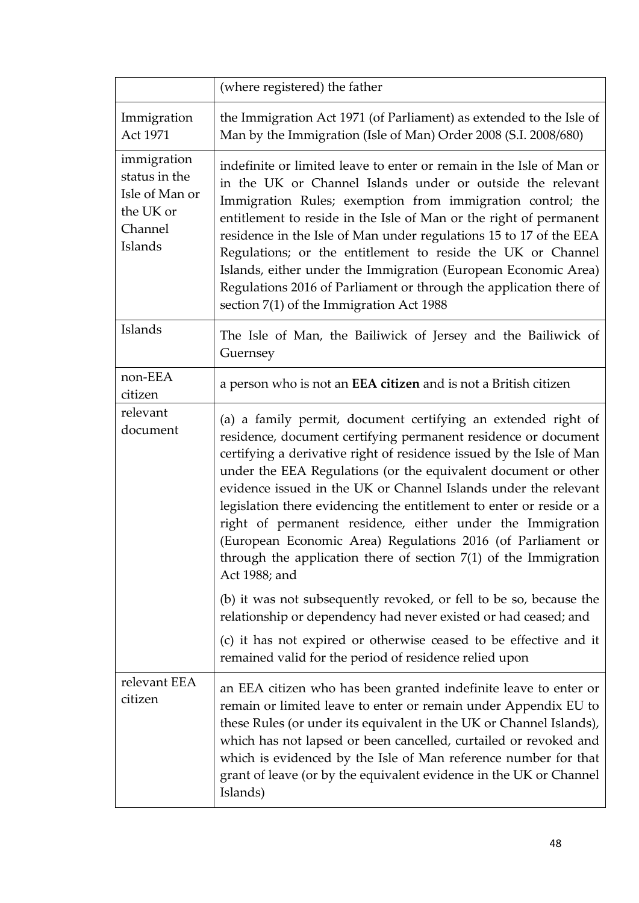| | |
|---|---|
| | (where registered) the father |
| Immigration Act 1971 | the Immigration Act 1971 (of Parliament) as extended to the Isle of Man by the Immigration (Isle of Man) Order 2008 (S.I. 2008/680) |
| immigration status in the Isle of Man or the UK or Channel Islands | indefinite or limited leave to enter or remain in the Isle of Man or in the UK or Channel Islands under or outside the relevant Immigration Rules; exemption from immigration control; the entitlement to reside in the Isle of Man or the right of permanent residence in the Isle of Man under regulations 15 to 17 of the EEA Regulations; or the entitlement to reside the UK or Channel Islands, either under the Immigration (European Economic Area) Regulations 2016 of Parliament or through the application there of section 7(1) of the Immigration Act 1988 |
| Islands | The Isle of Man, the Bailiwick of Jersey and the Bailiwick of Guernsey |
| non-EEA citizen | a person who is not an **EEA citizen** and is not a British citizen |
| relevant document | (a) a family permit, document certifying an extended right of residence, document certifying permanent residence or document certifying a derivative right of residence issued by the Isle of Man under the EEA Regulations (or the equivalent document or other evidence issued in the UK or Channel Islands under the relevant legislation there evidencing the entitlement to enter or reside or a right of permanent residence, either under the Immigration (European Economic Area) Regulations 2016 (of Parliament or through the application there of section 7(1) of the Immigration Act 1988; and<br><br>(b) it was not subsequently revoked, or fell to be so, because the relationship or dependency had never existed or had ceased; and<br><br>(c) it has not expired or otherwise ceased to be effective and it remained valid for the period of residence relied upon |
| relevant EEA citizen | an EEA citizen who has been granted indefinite leave to enter or remain or limited leave to enter or remain under Appendix EU to these Rules (or under its equivalent in the UK or Channel Islands), which has not lapsed or been cancelled, curtailed or revoked and which is evidenced by the Isle of Man reference number for that grant of leave (or by the equivalent evidence in the UK or Channel Islands) |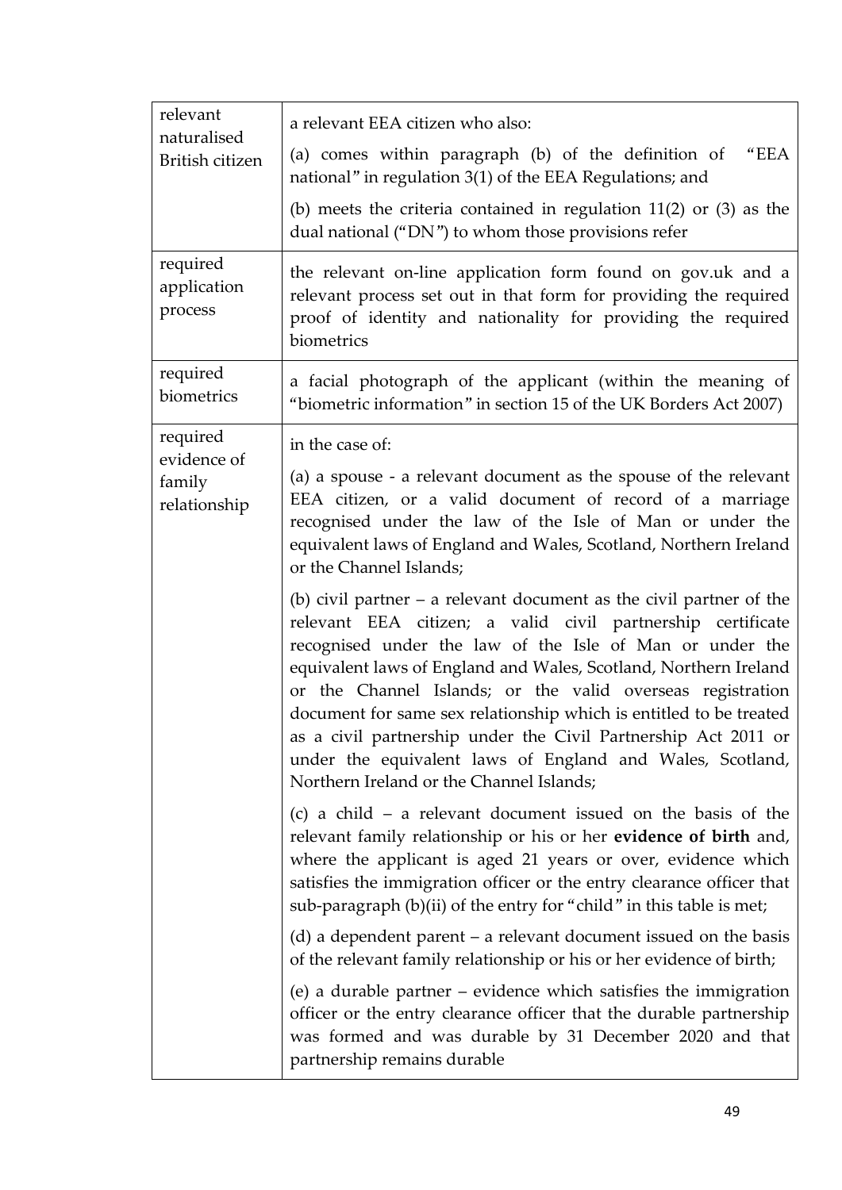| | |
|---|---|
| relevant naturalised British citizen | a relevant EEA citizen who also:<br><br>(a) comes within paragraph (b) of the definition of "EEA national" in regulation 3(1) of the EEA Regulations; and<br><br>(b) meets the criteria contained in regulation 11(2) or (3) as the dual national ("DN") to whom those provisions refer |
| required application process | the relevant on-line application form found on gov.uk and a relevant process set out in that form for providing the required proof of identity and nationality for providing the required biometrics |
| required biometrics | a facial photograph of the applicant (within the meaning of "biometric information" in section 15 of the UK Borders Act 2007) |
| required evidence of family relationship | in the case of:<br><br>(a) a spouse - a relevant document as the spouse of the relevant EEA citizen, or a valid document of record of a marriage recognised under the law of the Isle of Man or under the equivalent laws of England and Wales, Scotland, Northern Ireland or the Channel Islands;<br><br>(b) civil partner – a relevant document as the civil partner of the relevant EEA citizen; a valid civil partnership certificate recognised under the law of the Isle of Man or under the equivalent laws of England and Wales, Scotland, Northern Ireland or the Channel Islands; or the valid overseas registration document for same sex relationship which is entitled to be treated as a civil partnership under the Civil Partnership Act 2011 or under the equivalent laws of England and Wales, Scotland, Northern Ireland or the Channel Islands;<br><br>(c) a child – a relevant document issued on the basis of the relevant family relationship or his or her **evidence of birth** and, where the applicant is aged 21 years or over, evidence which satisfies the immigration officer or the entry clearance officer that sub-paragraph (b)(ii) of the entry for "child" in this table is met;<br><br>(d) a dependent parent – a relevant document issued on the basis of the relevant family relationship or his or her evidence of birth;<br><br>(e) a durable partner – evidence which satisfies the immigration officer or the entry clearance officer that the durable partnership was formed and was durable by 31 December 2020 and that partnership remains durable |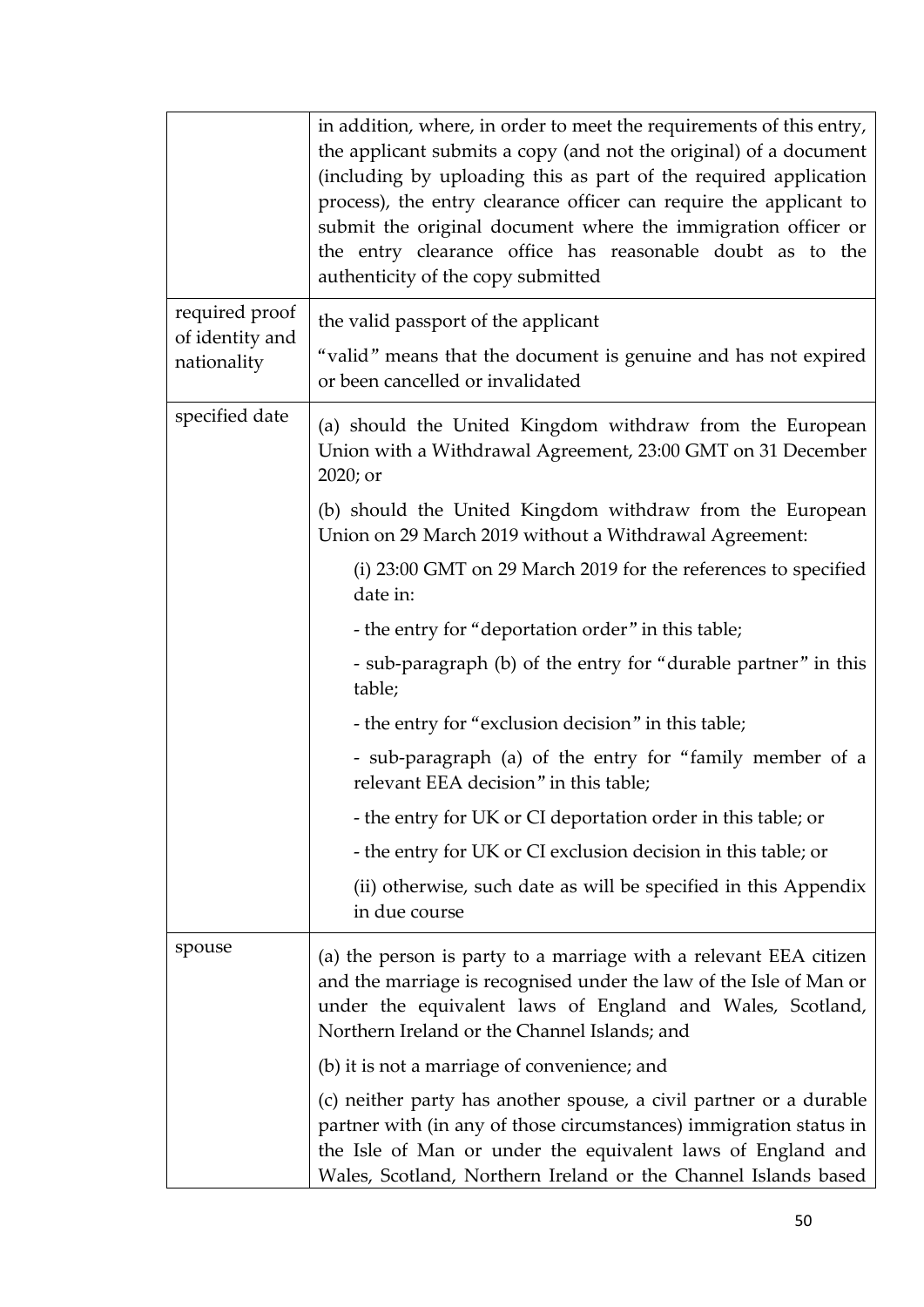| | |
|---|---|
| | in addition, where, in order to meet the requirements of this entry, the applicant submits a copy (and not the original) of a document (including by uploading this as part of the required application process), the entry clearance officer can require the applicant to submit the original document where the immigration officer or the entry clearance office has reasonable doubt as to the authenticity of the copy submitted |
| required proof of identity and nationality | the valid passport of the applicant<br><br>"valid" means that the document is genuine and has not expired or been cancelled or invalidated |
| specified date | (a) should the United Kingdom withdraw from the European Union with a Withdrawal Agreement, 23:00 GMT on 31 December 2020; or<br><br>(b) should the United Kingdom withdraw from the European Union on 29 March 2019 without a Withdrawal Agreement:<br><br>(i) 23:00 GMT on 29 March 2019 for the references to specified date in:<br><br>- the entry for "deportation order" in this table;<br><br>- sub-paragraph (b) of the entry for "durable partner" in this table;<br><br>- the entry for "exclusion decision" in this table;<br><br>- sub-paragraph (a) of the entry for "family member of a relevant EEA decision" in this table;<br><br>- the entry for UK or CI deportation order in this table; or<br><br>- the entry for UK or CI exclusion decision in this table; or<br><br>(ii) otherwise, such date as will be specified in this Appendix in due course |
| spouse | (a) the person is party to a marriage with a relevant EEA citizen and the marriage is recognised under the law of the Isle of Man or under the equivalent laws of England and Wales, Scotland, Northern Ireland or the Channel Islands; and<br><br>(b) it is not a marriage of convenience; and<br><br>(c) neither party has another spouse, a civil partner or a durable partner with (in any of those circumstances) immigration status in the Isle of Man or under the equivalent laws of England and Wales, Scotland, Northern Ireland or the Channel Islands based |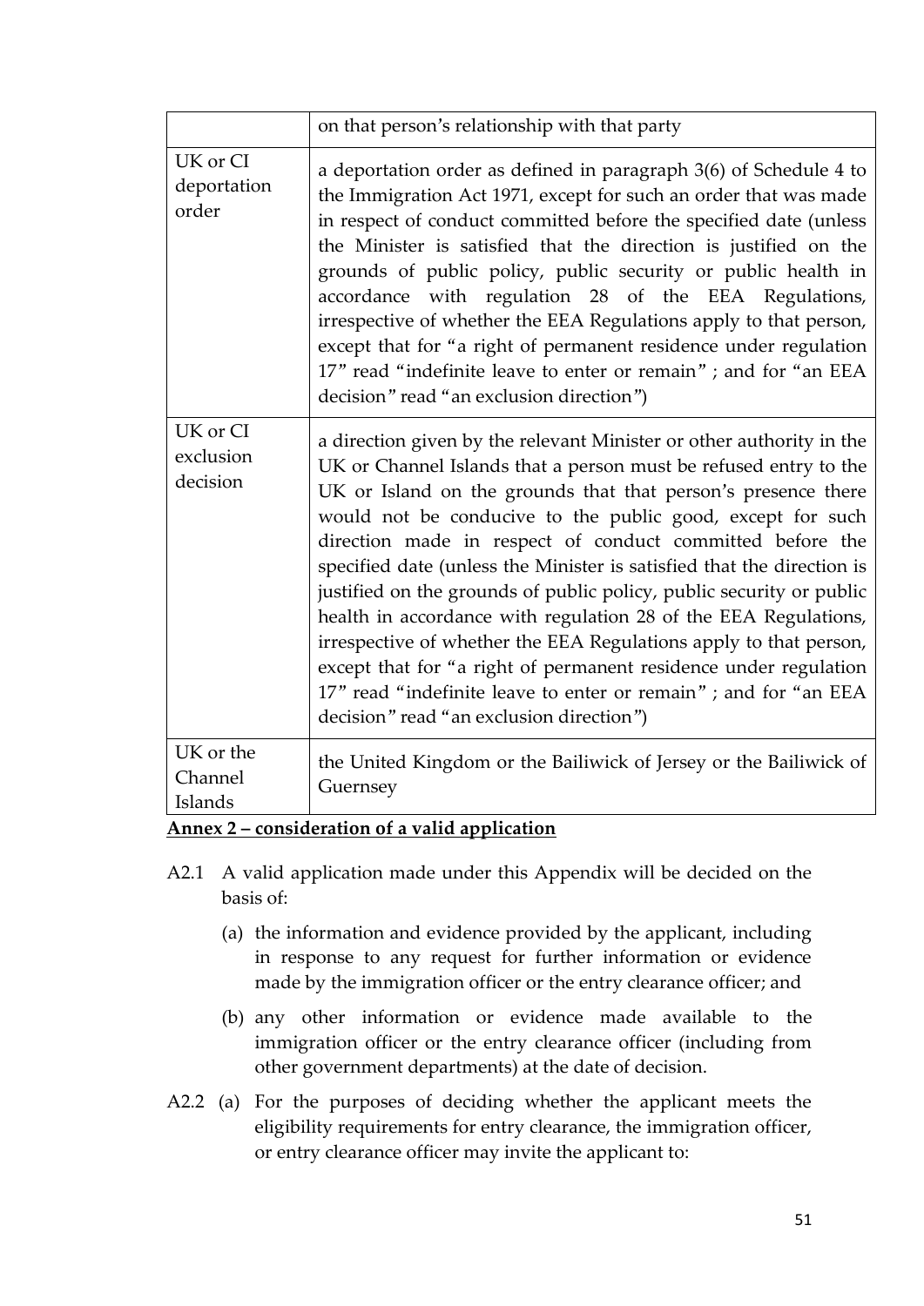| | |
|---|---|
| | on that person's relationship with that party |
| UK or CI deportation order | a deportation order as defined in paragraph 3(6) of Schedule 4 to the Immigration Act 1971, except for such an order that was made in respect of conduct committed before the specified date (unless the Minister is satisfied that the direction is justified on the grounds of public policy, public security or public health in accordance with regulation 28 of the EEA Regulations, irrespective of whether the EEA Regulations apply to that person, except that for "a right of permanent residence under regulation 17" read "indefinite leave to enter or remain" ; and for "an EEA decision" read "an exclusion direction") |
| UK or CI exclusion decision | a direction given by the relevant Minister or other authority in the UK or Channel Islands that a person must be refused entry to the UK or Island on the grounds that that person's presence there would not be conducive to the public good, except for such direction made in respect of conduct committed before the specified date (unless the Minister is satisfied that the direction is justified on the grounds of public policy, public security or public health in accordance with regulation 28 of the EEA Regulations, irrespective of whether the EEA Regulations apply to that person, except that for "a right of permanent residence under regulation 17" read "indefinite leave to enter or remain" ; and for "an EEA decision" read "an exclusion direction") |
| UK or the Channel Islands | the United Kingdom or the Bailiwick of Jersey or the Bailiwick of Guernsey |

**Annex 2 – consideration of a valid application**

A2.1 A valid application made under this Appendix will be decided on the basis of:

(a) the information and evidence provided by the applicant, including in response to any request for further information or evidence made by the immigration officer or the entry clearance officer; and

(b) any other information or evidence made available to the immigration officer or the entry clearance officer (including from other government departments) at the date of decision.

A2.2 (a) For the purposes of deciding whether the applicant meets the eligibility requirements for entry clearance, the immigration officer, or entry clearance officer may invite the applicant to: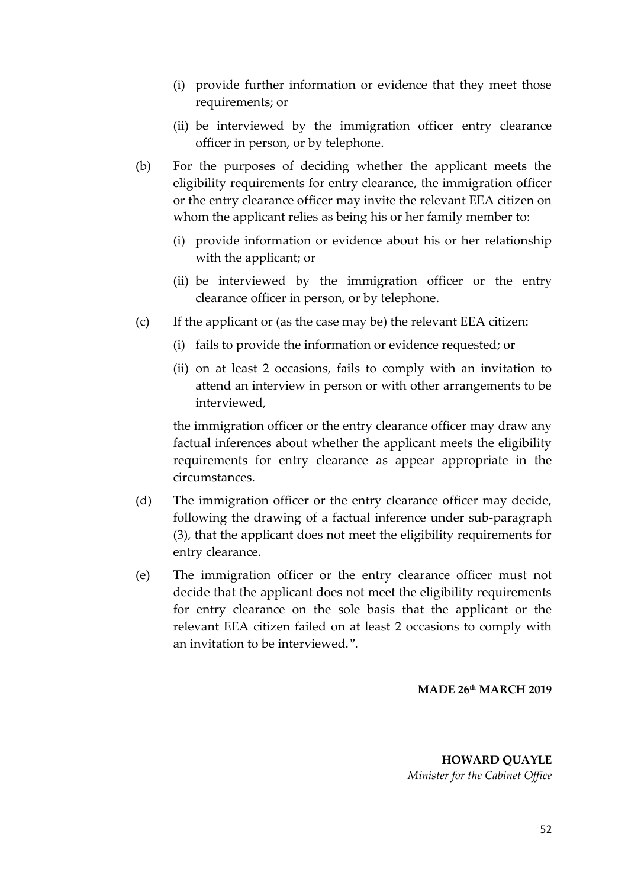(i) provide further information or evidence that they meet those requirements; or

(ii) be interviewed by the immigration officer entry clearance officer in person, or by telephone.

(b) For the purposes of deciding whether the applicant meets the eligibility requirements for entry clearance, the immigration officer or the entry clearance officer may invite the relevant EEA citizen on whom the applicant relies as being his or her family member to:

(i) provide information or evidence about his or her relationship with the applicant; or

(ii) be interviewed by the immigration officer or the entry clearance officer in person, or by telephone.

(c) If the applicant or (as the case may be) the relevant EEA citizen:

(i) fails to provide the information or evidence requested; or

(ii) on at least 2 occasions, fails to comply with an invitation to attend an interview in person or with other arrangements to be interviewed,

the immigration officer or the entry clearance officer may draw any factual inferences about whether the applicant meets the eligibility requirements for entry clearance as appear appropriate in the circumstances.

(d) The immigration officer or the entry clearance officer may decide, following the drawing of a factual inference under sub-paragraph (3), that the applicant does not meet the eligibility requirements for entry clearance.

(e) The immigration officer or the entry clearance officer must not decide that the applicant does not meet the eligibility requirements for entry clearance on the sole basis that the applicant or the relevant EEA citizen failed on at least 2 occasions to comply with an invitation to be interviewed.".

**MADE 26th MARCH 2019**

**HOWARD QUAYLE**
*Minister for the Cabinet Office*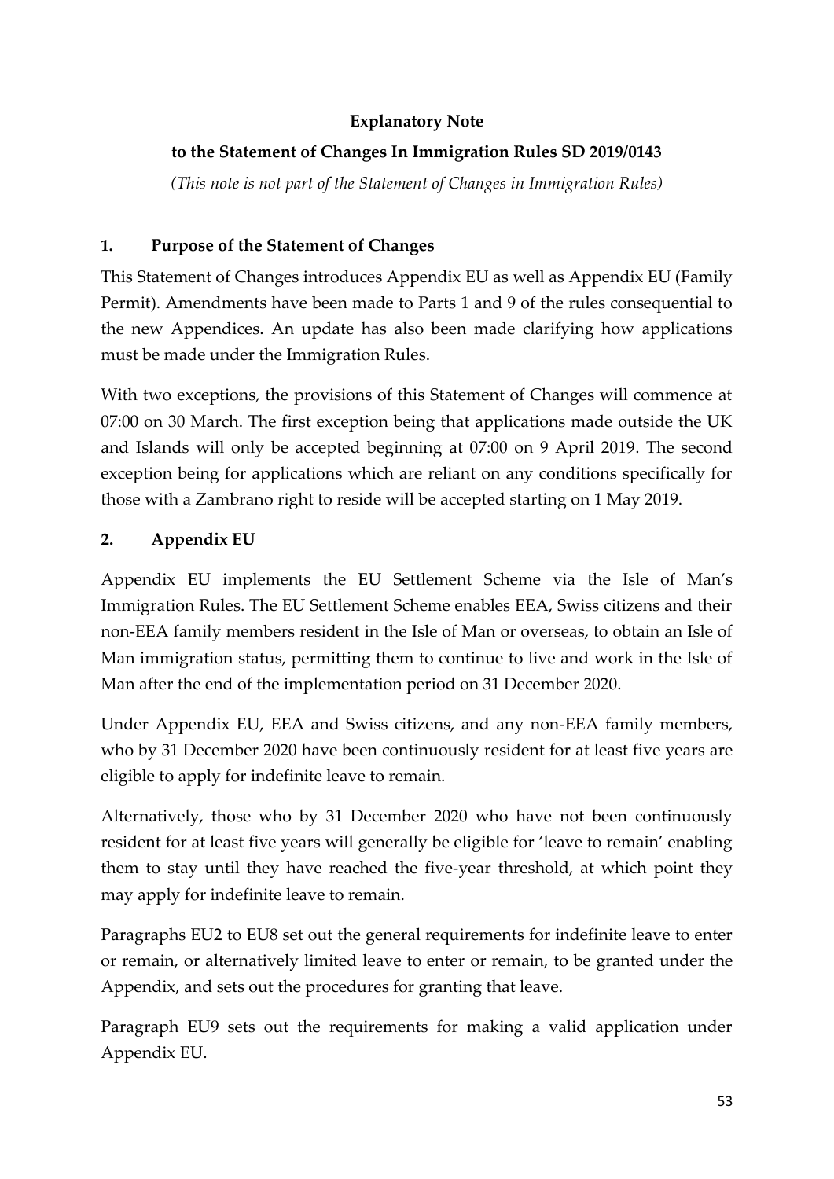**Explanatory Note**

**to the Statement of Changes In Immigration Rules SD 2019/0143**

*(This note is not part of the Statement of Changes in Immigration Rules)*

## 1. Purpose of the Statement of Changes

This Statement of Changes introduces Appendix EU as well as Appendix EU (Family Permit). Amendments have been made to Parts 1 and 9 of the rules consequential to the new Appendices. An update has also been made clarifying how applications must be made under the Immigration Rules.

With two exceptions, the provisions of this Statement of Changes will commence at 07:00 on 30 March. The first exception being that applications made outside the UK and Islands will only be accepted beginning at 07:00 on 9 April 2019. The second exception being for applications which are reliant on any conditions specifically for those with a Zambrano right to reside will be accepted starting on 1 May 2019.

## 2. Appendix EU

Appendix EU implements the EU Settlement Scheme via the Isle of Man's Immigration Rules. The EU Settlement Scheme enables EEA, Swiss citizens and their non-EEA family members resident in the Isle of Man or overseas, to obtain an Isle of Man immigration status, permitting them to continue to live and work in the Isle of Man after the end of the implementation period on 31 December 2020.

Under Appendix EU, EEA and Swiss citizens, and any non-EEA family members, who by 31 December 2020 have been continuously resident for at least five years are eligible to apply for indefinite leave to remain.

Alternatively, those who by 31 December 2020 who have not been continuously resident for at least five years will generally be eligible for 'leave to remain' enabling them to stay until they have reached the five-year threshold, at which point they may apply for indefinite leave to remain.

Paragraphs EU2 to EU8 set out the general requirements for indefinite leave to enter or remain, or alternatively limited leave to enter or remain, to be granted under the Appendix, and sets out the procedures for granting that leave.

Paragraph EU9 sets out the requirements for making a valid application under Appendix EU.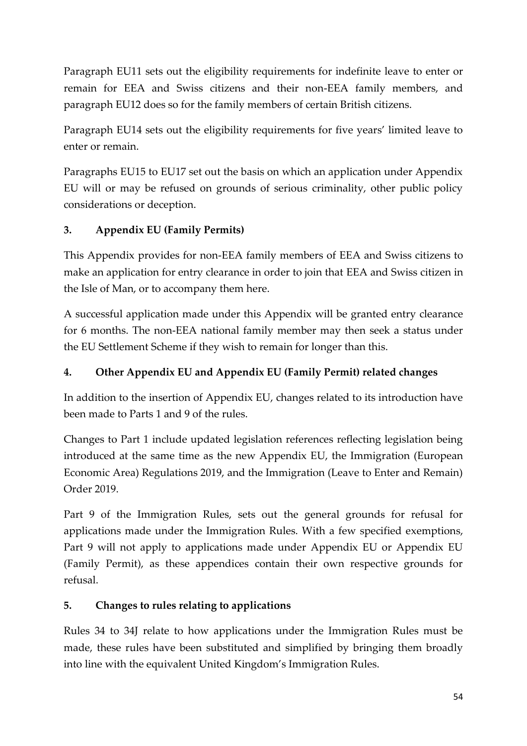Paragraph EU11 sets out the eligibility requirements for indefinite leave to enter or remain for EEA and Swiss citizens and their non-EEA family members, and paragraph EU12 does so for the family members of certain British citizens.

Paragraph EU14 sets out the eligibility requirements for five years' limited leave to enter or remain.

Paragraphs EU15 to EU17 set out the basis on which an application under Appendix EU will or may be refused on grounds of serious criminality, other public policy considerations or deception.

## 3. Appendix EU (Family Permits)

This Appendix provides for non-EEA family members of EEA and Swiss citizens to make an application for entry clearance in order to join that EEA and Swiss citizen in the Isle of Man, or to accompany them here.

A successful application made under this Appendix will be granted entry clearance for 6 months. The non-EEA national family member may then seek a status under the EU Settlement Scheme if they wish to remain for longer than this.

## 4. Other Appendix EU and Appendix EU (Family Permit) related changes

In addition to the insertion of Appendix EU, changes related to its introduction have been made to Parts 1 and 9 of the rules.

Changes to Part 1 include updated legislation references reflecting legislation being introduced at the same time as the new Appendix EU, the Immigration (European Economic Area) Regulations 2019, and the Immigration (Leave to Enter and Remain) Order 2019.

Part 9 of the Immigration Rules, sets out the general grounds for refusal for applications made under the Immigration Rules. With a few specified exemptions, Part 9 will not apply to applications made under Appendix EU or Appendix EU (Family Permit), as these appendices contain their own respective grounds for refusal.

## 5. Changes to rules relating to applications

Rules 34 to 34J relate to how applications under the Immigration Rules must be made, these rules have been substituted and simplified by bringing them broadly into line with the equivalent United Kingdom's Immigration Rules.